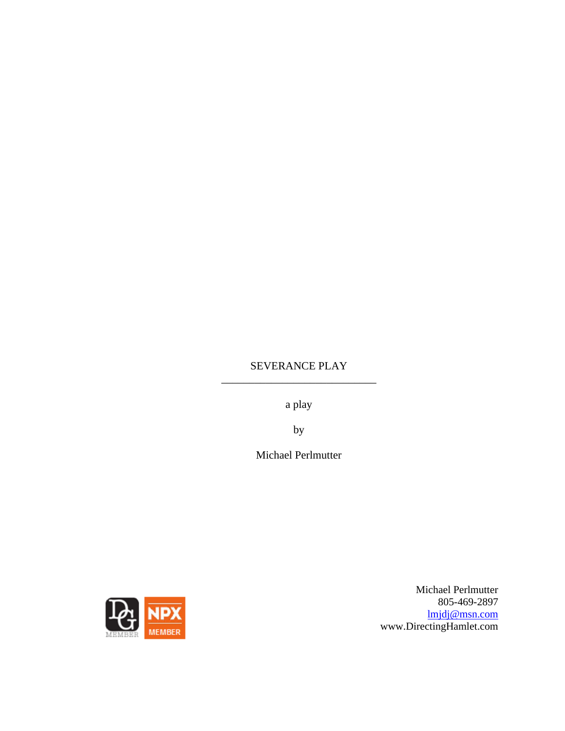# SEVERANCE PLAY

---

a play

by

Michael Perlmutter

DG MEMBER | NPX MEMBER

Michael Perlmutter
805-469-2897
lmjdj@msn.com
www.DirectingHamlet.com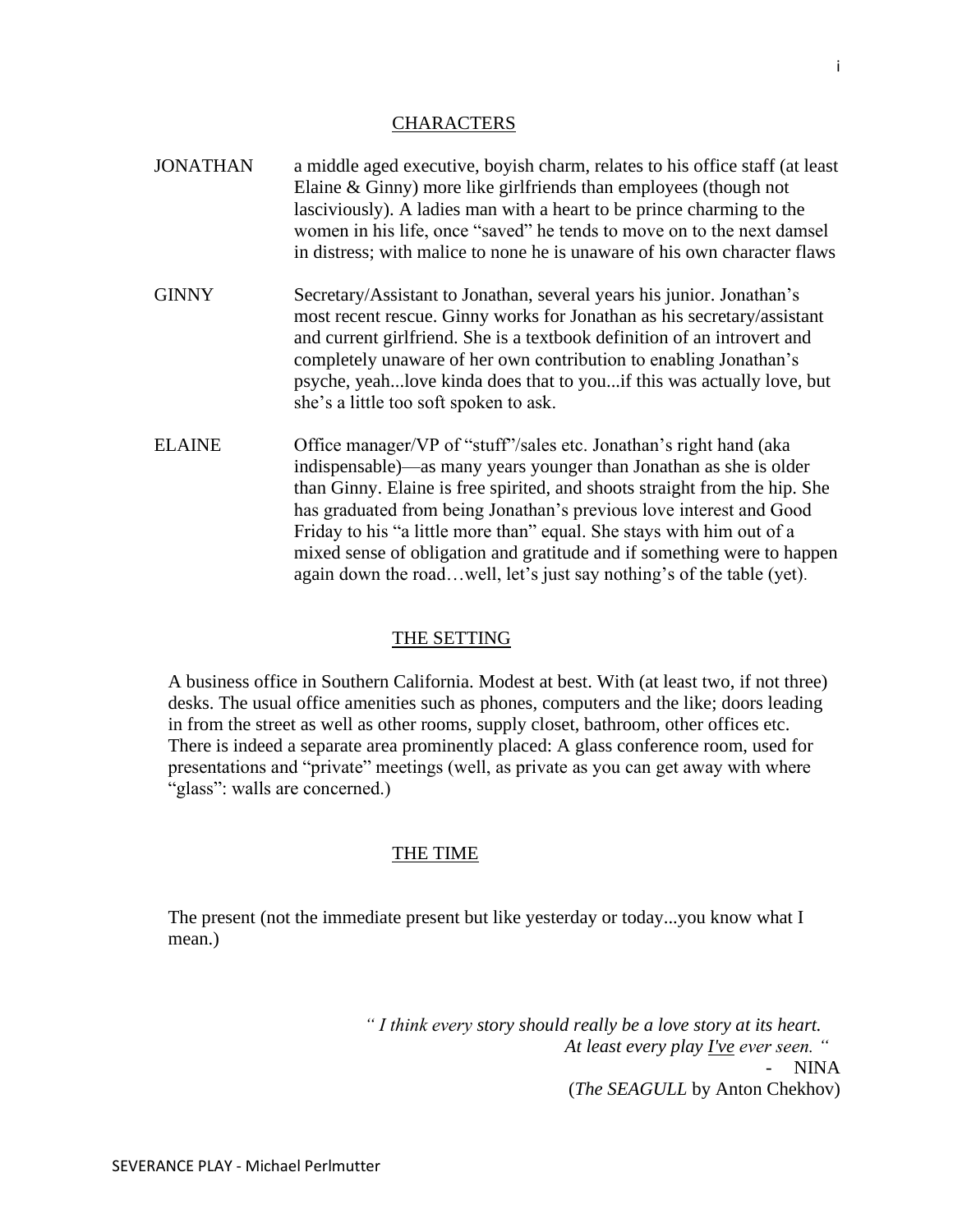## CHARACTERS

JONATHAN — a middle aged executive, boyish charm, relates to his office staff (at least Elaine & Ginny) more like girlfriends than employees (though not lasciviously). A ladies man with a heart to be prince charming to the women in his life, once "saved" he tends to move on to the next damsel in distress; with malice to none he is unaware of his own character flaws

GINNY — Secretary/Assistant to Jonathan, several years his junior. Jonathan's most recent rescue. Ginny works for Jonathan as his secretary/assistant and current girlfriend. She is a textbook definition of an introvert and completely unaware of her own contribution to enabling Jonathan's psyche, yeah...love kinda does that to you...if this was actually love, but she's a little too soft spoken to ask.

ELAINE — Office manager/VP of "stuff"/sales etc. Jonathan's right hand (aka indispensable)—as many years younger than Jonathan as she is older than Ginny. Elaine is free spirited, and shoots straight from the hip. She has graduated from being Jonathan's previous love interest and Good Friday to his "a little more than" equal. She stays with him out of a mixed sense of obligation and gratitude and if something were to happen again down the road…well, let's just say nothing's of the table (yet).

## THE SETTING

A business office in Southern California. Modest at best. With (at least two, if not three) desks. The usual office amenities such as phones, computers and the like; doors leading in from the street as well as other rooms, supply closet, bathroom, other offices etc. There is indeed a separate area prominently placed: A glass conference room, used for presentations and "private" meetings (well, as private as you can get away with where "glass": walls are concerned.)

## THE TIME

The present (not the immediate present but like yesterday or today...you know what I mean.)

> *" I think every story should really be a love story at its heart. At least every play I've ever seen. "*
>
> \- NINA
> (*The SEAGULL* by Anton Chekhov)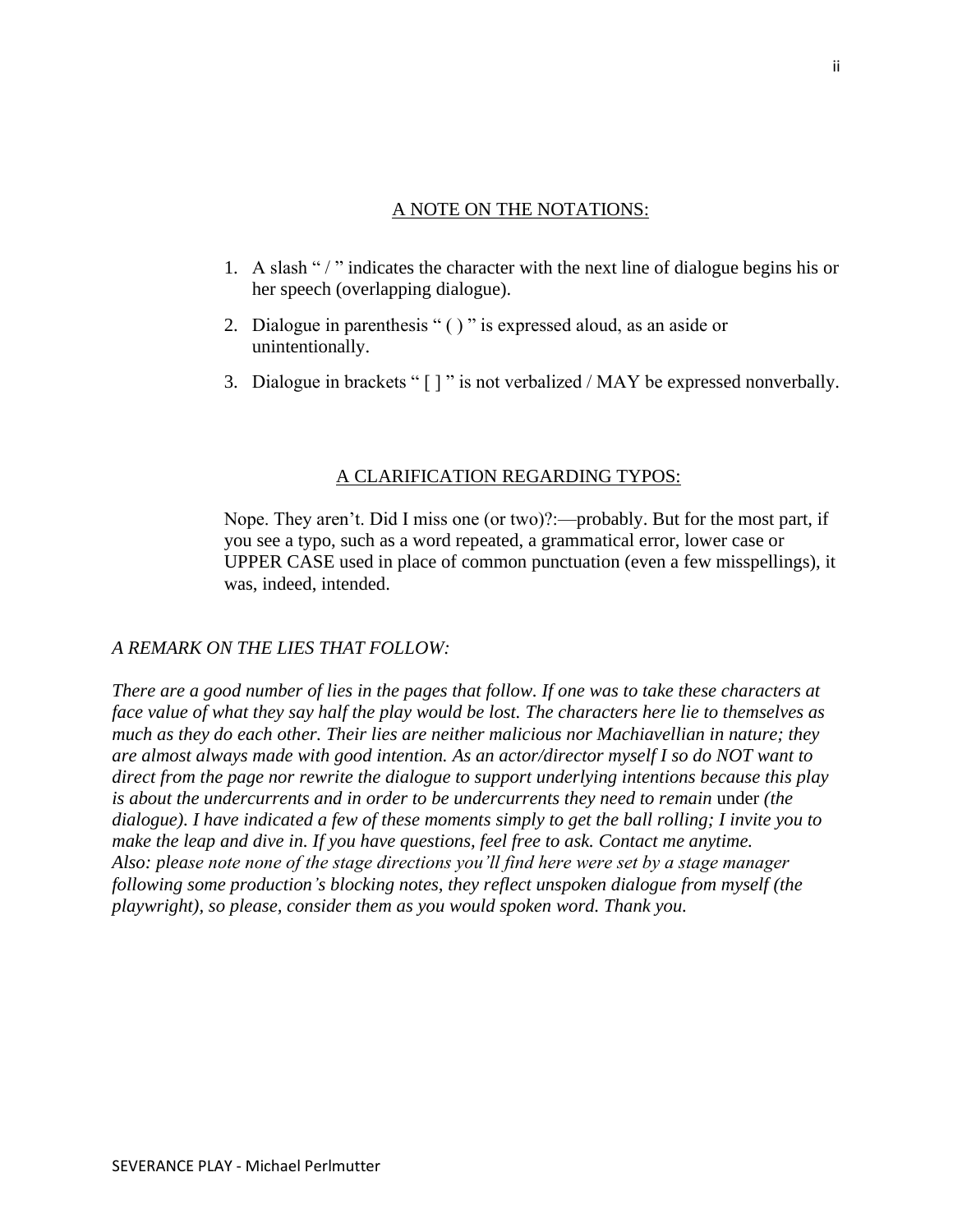## A NOTE ON THE NOTATIONS:

1. A slash " / " indicates the character with the next line of dialogue begins his or her speech (overlapping dialogue).
2. Dialogue in parenthesis " ( ) " is expressed aloud, as an aside or unintentionally.
3. Dialogue in brackets " [ ] " is not verbalized / MAY be expressed nonverbally.

## A CLARIFICATION REGARDING TYPOS:

Nope. They aren't. Did I miss one (or two)?:—probably. But for the most part, if you see a typo, such as a word repeated, a grammatical error, lower case or UPPER CASE used in place of common punctuation (even a few misspellings), it was, indeed, intended.

*A REMARK ON THE LIES THAT FOLLOW:*

*There are a good number of lies in the pages that follow. If one was to take these characters at face value of what they say half the play would be lost. The characters here lie to themselves as much as they do each other. Their lies are neither malicious nor Machiavellian in nature; they are almost always made with good intention. As an actor/director myself I so do NOT want to direct from the page nor rewrite the dialogue to support underlying intentions because this play is about the undercurrents and in order to be undercurrents they need to remain* under *(the dialogue). I have indicated a few of these moments simply to get the ball rolling; I invite you to make the leap and dive in. If you have questions, feel free to ask. Contact me anytime.*
*Also: please note none of the stage directions you'll find here were set by a stage manager following some production's blocking notes, they reflect unspoken dialogue from myself (the playwright), so please, consider them as you would spoken word. Thank you.*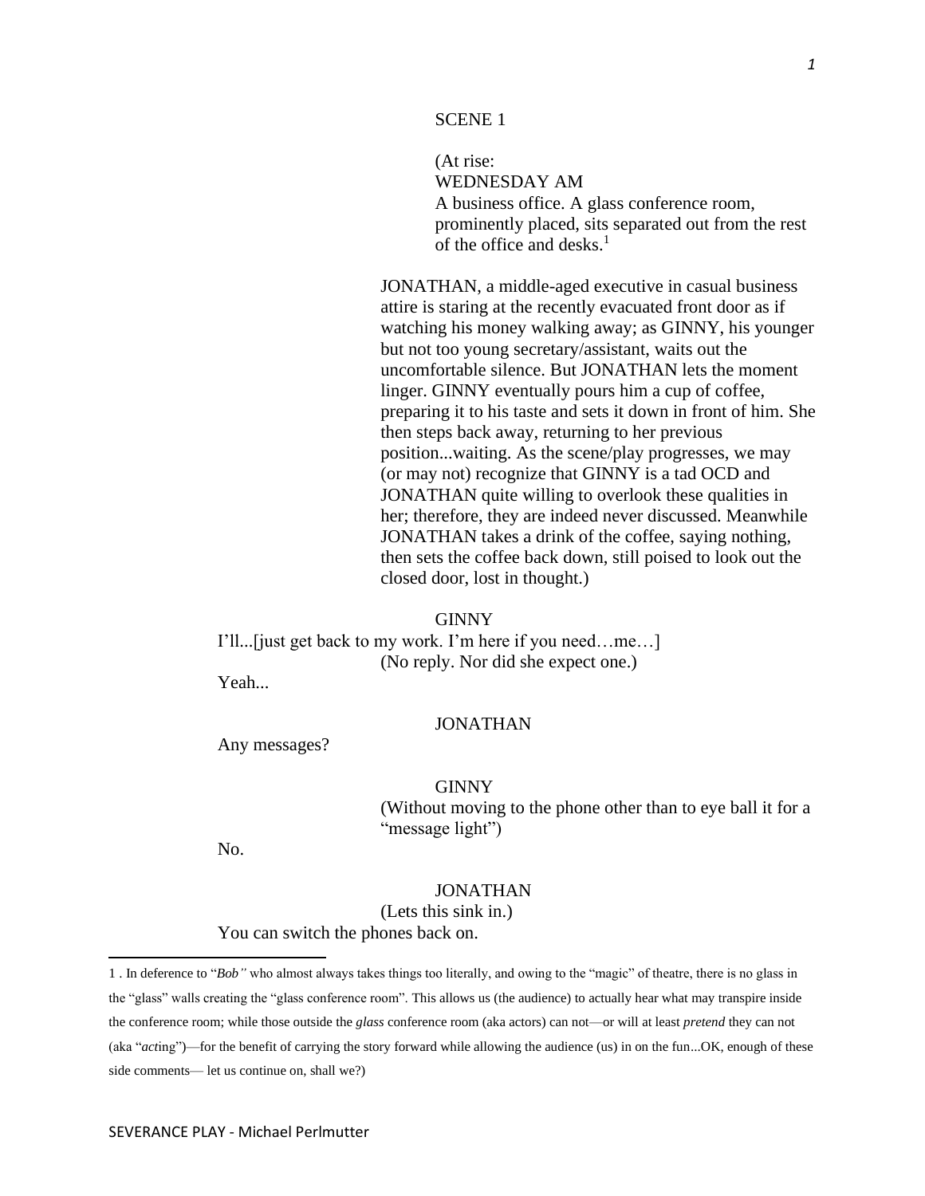SCENE 1

(At rise:
WEDNESDAY AM
A business office. A glass conference room, prominently placed, sits separated out from the rest of the office and desks.[1]

JONATHAN, a middle-aged executive in casual business attire is staring at the recently evacuated front door as if watching his money walking away; as GINNY, his younger but not too young secretary/assistant, waits out the uncomfortable silence. But JONATHAN lets the moment linger. GINNY eventually pours him a cup of coffee, preparing it to his taste and sets it down in front of him. She then steps back away, returning to her previous position...waiting. As the scene/play progresses, we may (or may not) recognize that GINNY is a tad OCD and JONATHAN quite willing to overlook these qualities in her; therefore, they are indeed never discussed. Meanwhile JONATHAN takes a drink of the coffee, saying nothing, then sets the coffee back down, still poised to look out the closed door, lost in thought.)

GINNY

I'll...[just get back to my work. I'm here if you need…me…]

(No reply. Nor did she expect one.)

Yeah...

JONATHAN

Any messages?

GINNY

(Without moving to the phone other than to eye ball it for a "message light")

No.

JONATHAN

(Lets this sink in.)

You can switch the phones back on.

---

1 . In deference to "*Bob"* who almost always takes things too literally, and owing to the "magic" of theatre, there is no glass in the "glass" walls creating the "glass conference room". This allows us (the audience) to actually hear what may transpire inside the conference room; while those outside the *glass* conference room (aka actors) can not—or will at least *pretend* they can not (aka "*act*ing")—for the benefit of carrying the story forward while allowing the audience (us) in on the fun...OK, enough of these side comments— let us continue on, shall we?)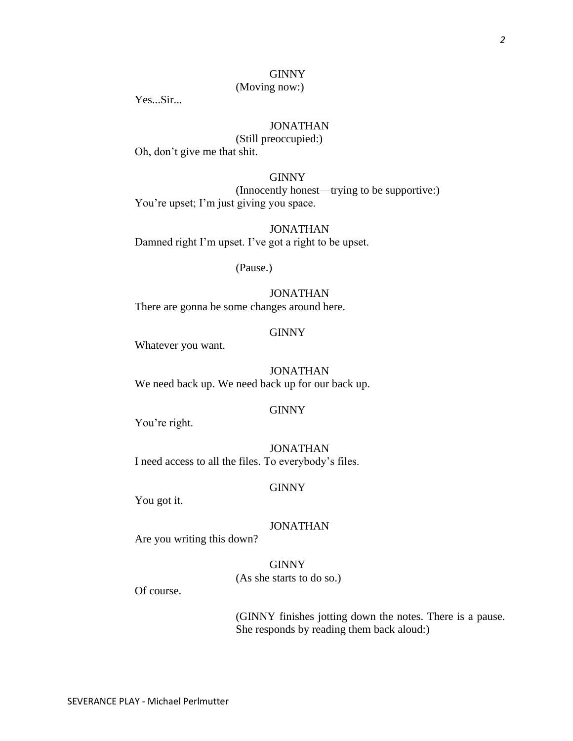GINNY

(Moving now:)

Yes...Sir...

JONATHAN

(Still preoccupied:)

Oh, don't give me that shit.

GINNY

(Innocently honest—trying to be supportive:)

You're upset; I'm just giving you space.

JONATHAN

Damned right I'm upset. I've got a right to be upset.

(Pause.)

JONATHAN

There are gonna be some changes around here.

GINNY

Whatever you want.

JONATHAN

We need back up. We need back up for our back up.

GINNY

You're right.

JONATHAN

I need access to all the files. To everybody's files.

GINNY

You got it.

JONATHAN

Are you writing this down?

GINNY

(As she starts to do so.)

Of course.

(GINNY finishes jotting down the notes. There is a pause. She responds by reading them back aloud:)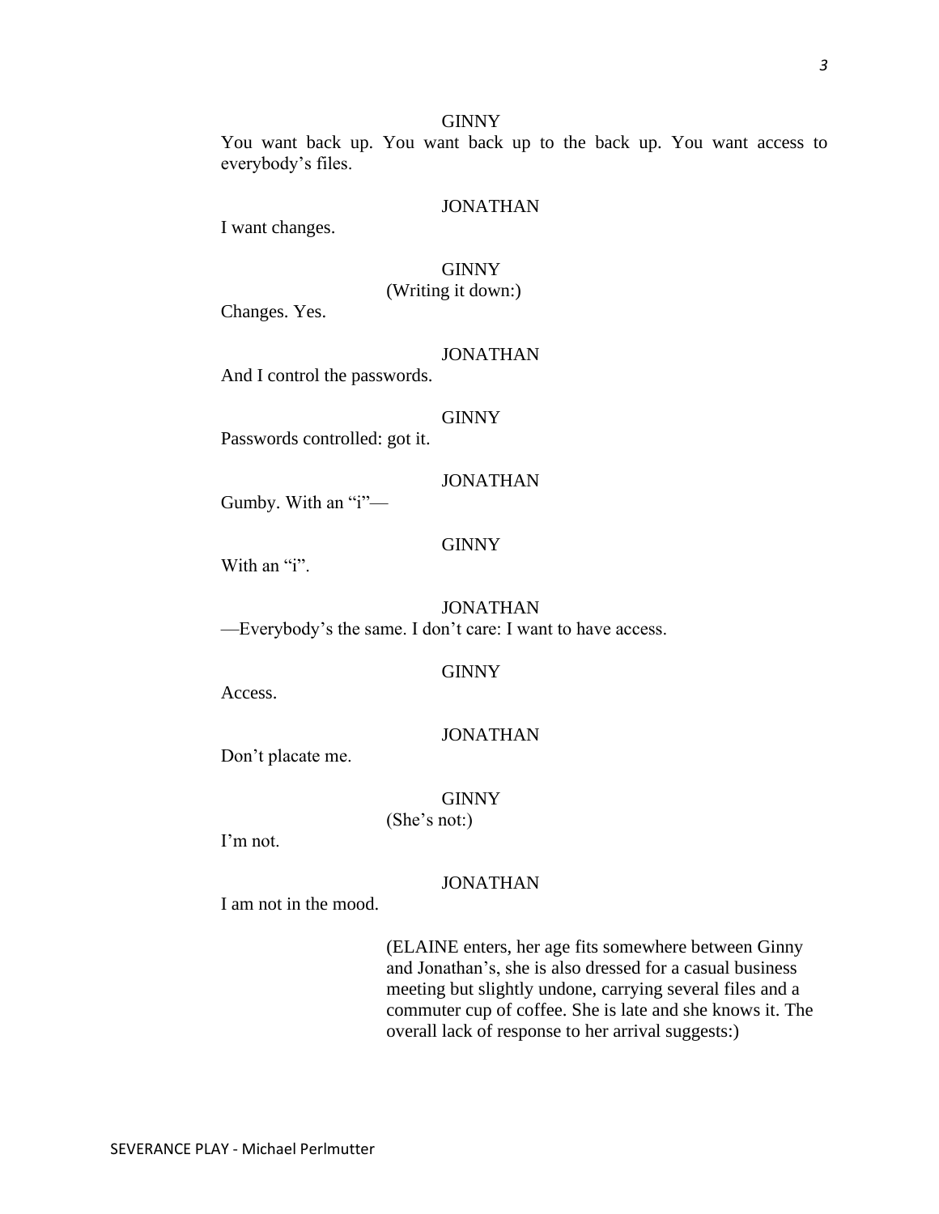GINNY

You want back up. You want back up to the back up. You want access to everybody's files.

JONATHAN

I want changes.

GINNY

(Writing it down:)

Changes. Yes.

JONATHAN

And I control the passwords.

GINNY

Passwords controlled: got it.

JONATHAN

Gumby. With an "i"—

GINNY

With an "i".

JONATHAN

—Everybody's the same. I don't care: I want to have access.

GINNY

Access.

JONATHAN

Don't placate me.

GINNY

(She's not:)

I'm not.

JONATHAN

I am not in the mood.

(ELAINE enters, her age fits somewhere between Ginny and Jonathan's, she is also dressed for a casual business meeting but slightly undone, carrying several files and a commuter cup of coffee. She is late and she knows it. The overall lack of response to her arrival suggests:)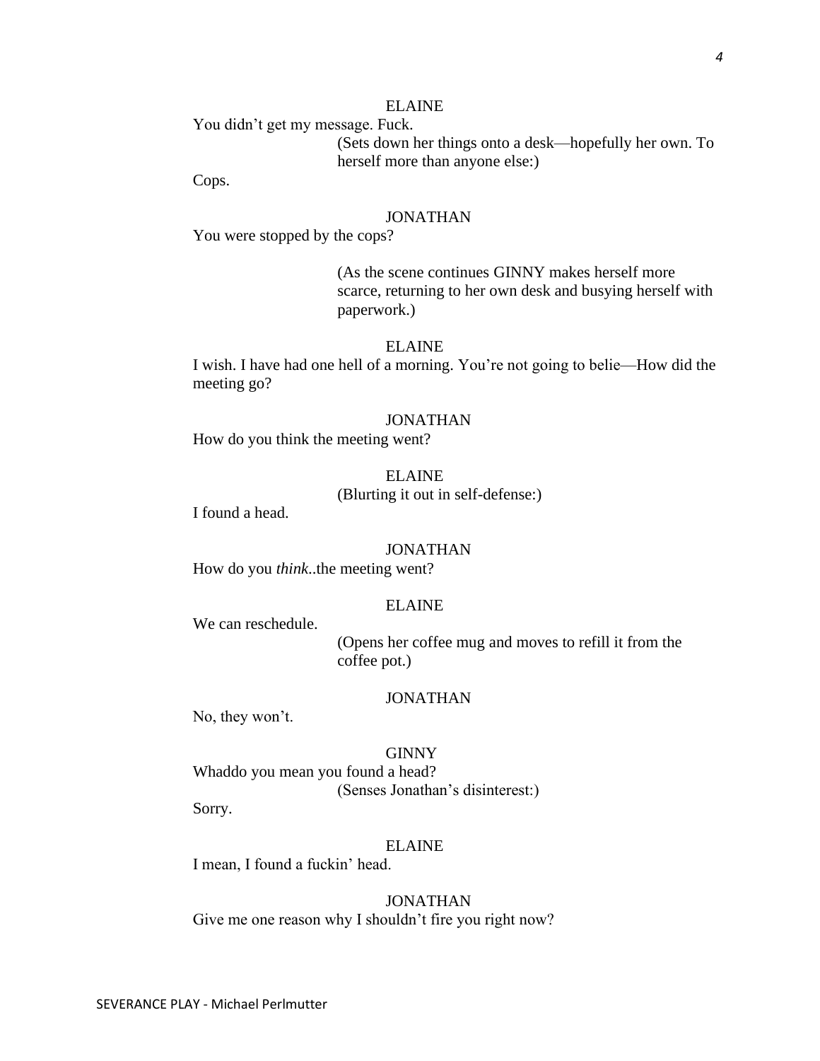ELAINE

You didn't get my message. Fuck.

(Sets down her things onto a desk—hopefully her own. To herself more than anyone else:)

Cops.

JONATHAN

You were stopped by the cops?

(As the scene continues GINNY makes herself more scarce, returning to her own desk and busying herself with paperwork.)

ELAINE

I wish. I have had one hell of a morning. You're not going to belie—How did the meeting go?

JONATHAN

How do you think the meeting went?

ELAINE

(Blurting it out in self-defense:)

I found a head.

JONATHAN

How do you *think*..the meeting went?

ELAINE

We can reschedule.

(Opens her coffee mug and moves to refill it from the coffee pot.)

JONATHAN

No, they won't.

GINNY

Whaddo you mean you found a head?

(Senses Jonathan's disinterest:)

Sorry.

ELAINE

I mean, I found a fuckin' head.

JONATHAN

Give me one reason why I shouldn't fire you right now?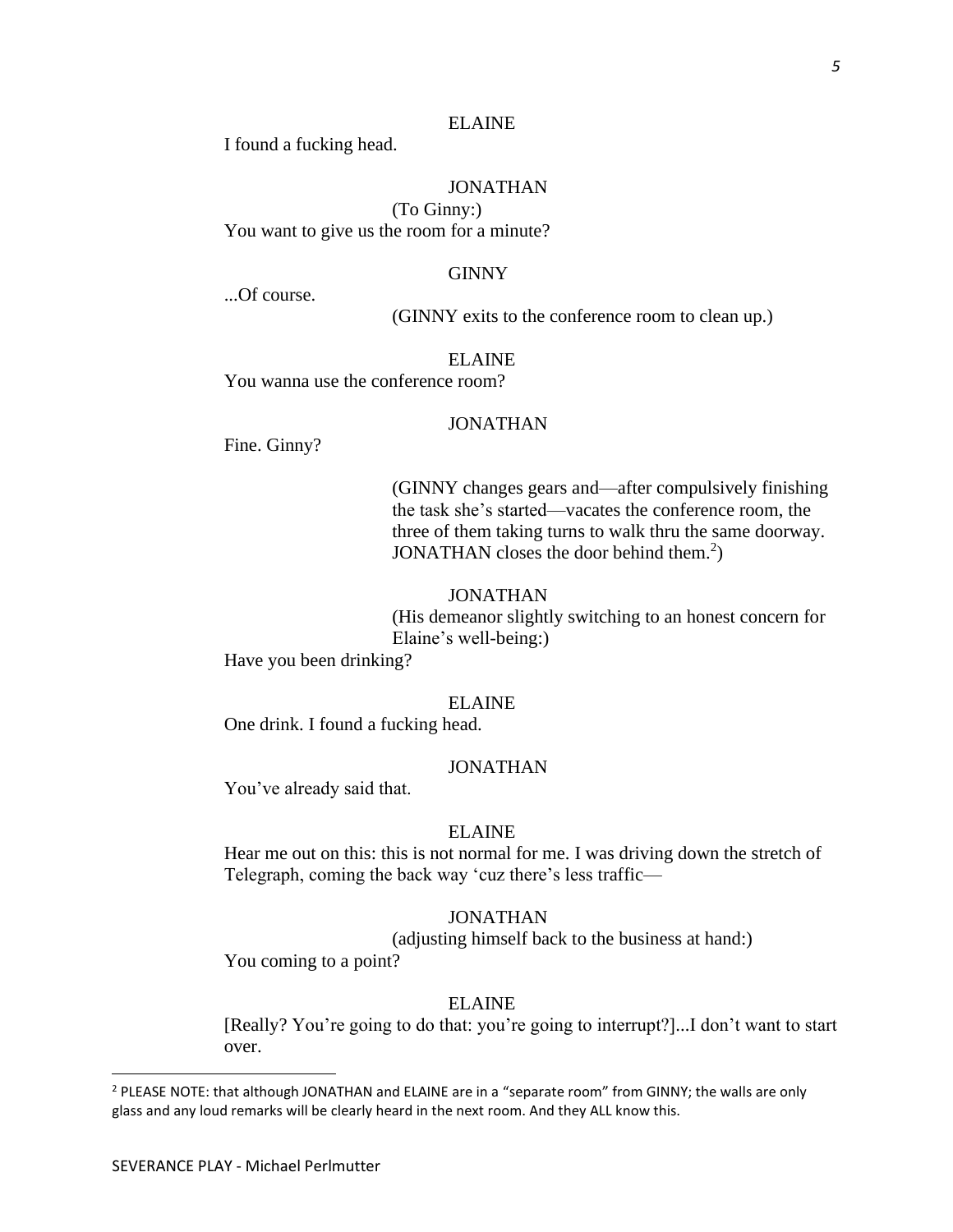ELAINE

I found a fucking head.

JONATHAN

(To Ginny:)

You want to give us the room for a minute?

GINNY

...Of course.

(GINNY exits to the conference room to clean up.)

ELAINE

You wanna use the conference room?

JONATHAN

Fine. Ginny?

(GINNY changes gears and—after compulsively finishing the task she's started—vacates the conference room, the three of them taking turns to walk thru the same doorway. JONATHAN closes the door behind them.[2])

JONATHAN

(His demeanor slightly switching to an honest concern for Elaine's well-being:)

Have you been drinking?

ELAINE

One drink. I found a fucking head.

JONATHAN

You've already said that.

ELAINE

Hear me out on this: this is not normal for me. I was driving down the stretch of Telegraph, coming the back way 'cuz there's less traffic—

JONATHAN

(adjusting himself back to the business at hand:)

You coming to a point?

ELAINE

[Really? You're going to do that: you're going to interrupt?]...I don't want to start over.

---

[2] PLEASE NOTE: that although JONATHAN and ELAINE are in a "separate room" from GINNY; the walls are only glass and any loud remarks will be clearly heard in the next room. And they ALL know this.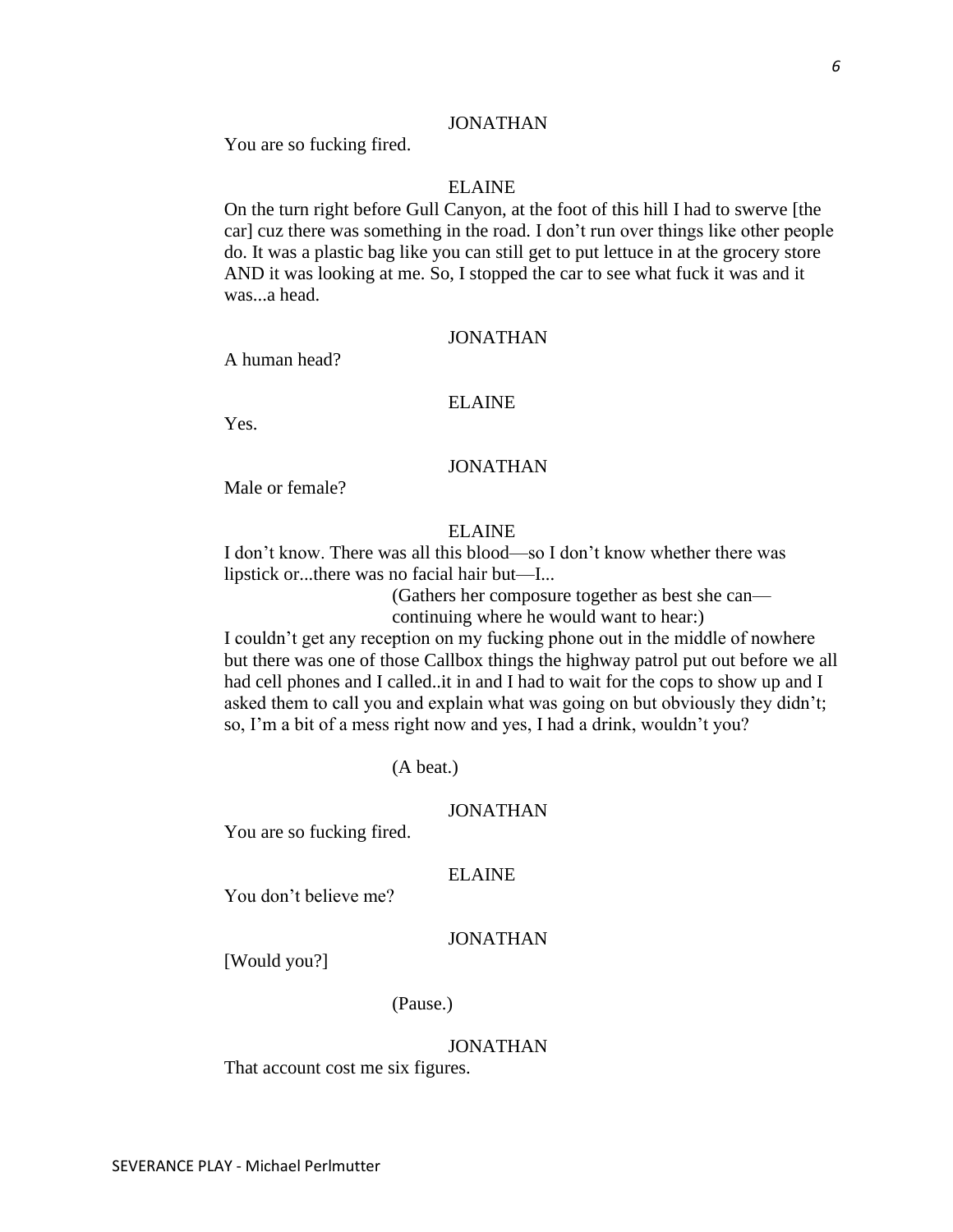JONATHAN

You are so fucking fired.

ELAINE

On the turn right before Gull Canyon, at the foot of this hill I had to swerve [the car] cuz there was something in the road. I don't run over things like other people do. It was a plastic bag like you can still get to put lettuce in at the grocery store AND it was looking at me. So, I stopped the car to see what fuck it was and it was...a head.

JONATHAN

A human head?

ELAINE

Yes.

JONATHAN

Male or female?

ELAINE

I don't know. There was all this blood—so I don't know whether there was lipstick or...there was no facial hair but—I...

(Gathers her composure together as best she can—continuing where he would want to hear:)

I couldn't get any reception on my fucking phone out in the middle of nowhere but there was one of those Callbox things the highway patrol put out before we all had cell phones and I called..it in and I had to wait for the cops to show up and I asked them to call you and explain what was going on but obviously they didn't; so, I'm a bit of a mess right now and yes, I had a drink, wouldn't you?

(A beat.)

JONATHAN

You are so fucking fired.

ELAINE

You don't believe me?

JONATHAN

[Would you?]

(Pause.)

JONATHAN

That account cost me six figures.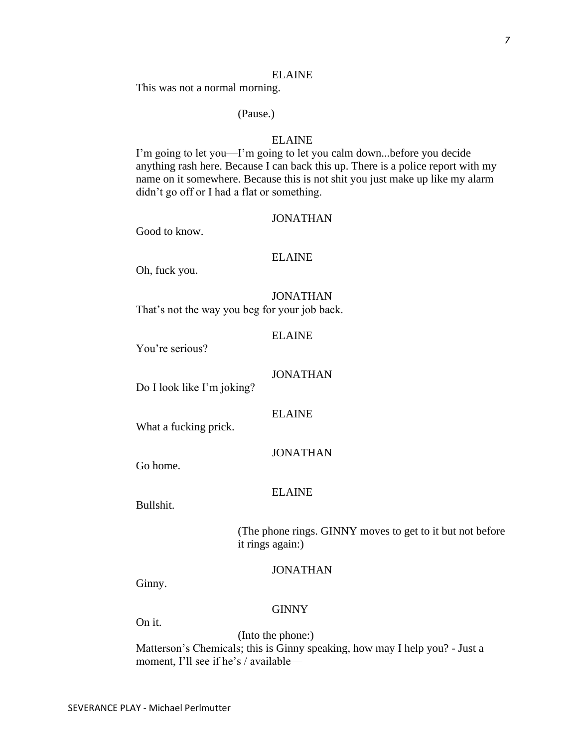ELAINE

This was not a normal morning.

(Pause.)

ELAINE

I'm going to let you—I'm going to let you calm down...before you decide anything rash here. Because I can back this up. There is a police report with my name on it somewhere. Because this is not shit you just make up like my alarm didn't go off or I had a flat or something.

JONATHAN

Good to know.

ELAINE

Oh, fuck you.

JONATHAN

That's not the way you beg for your job back.

ELAINE

You're serious?

JONATHAN

Do I look like I'm joking?

ELAINE

What a fucking prick.

JONATHAN

Go home.

ELAINE

Bullshit.

(The phone rings. GINNY moves to get to it but not before it rings again:)

JONATHAN

Ginny.

GINNY

On it.

(Into the phone:)

Matterson's Chemicals; this is Ginny speaking, how may I help you? - Just a moment, I'll see if he's / available—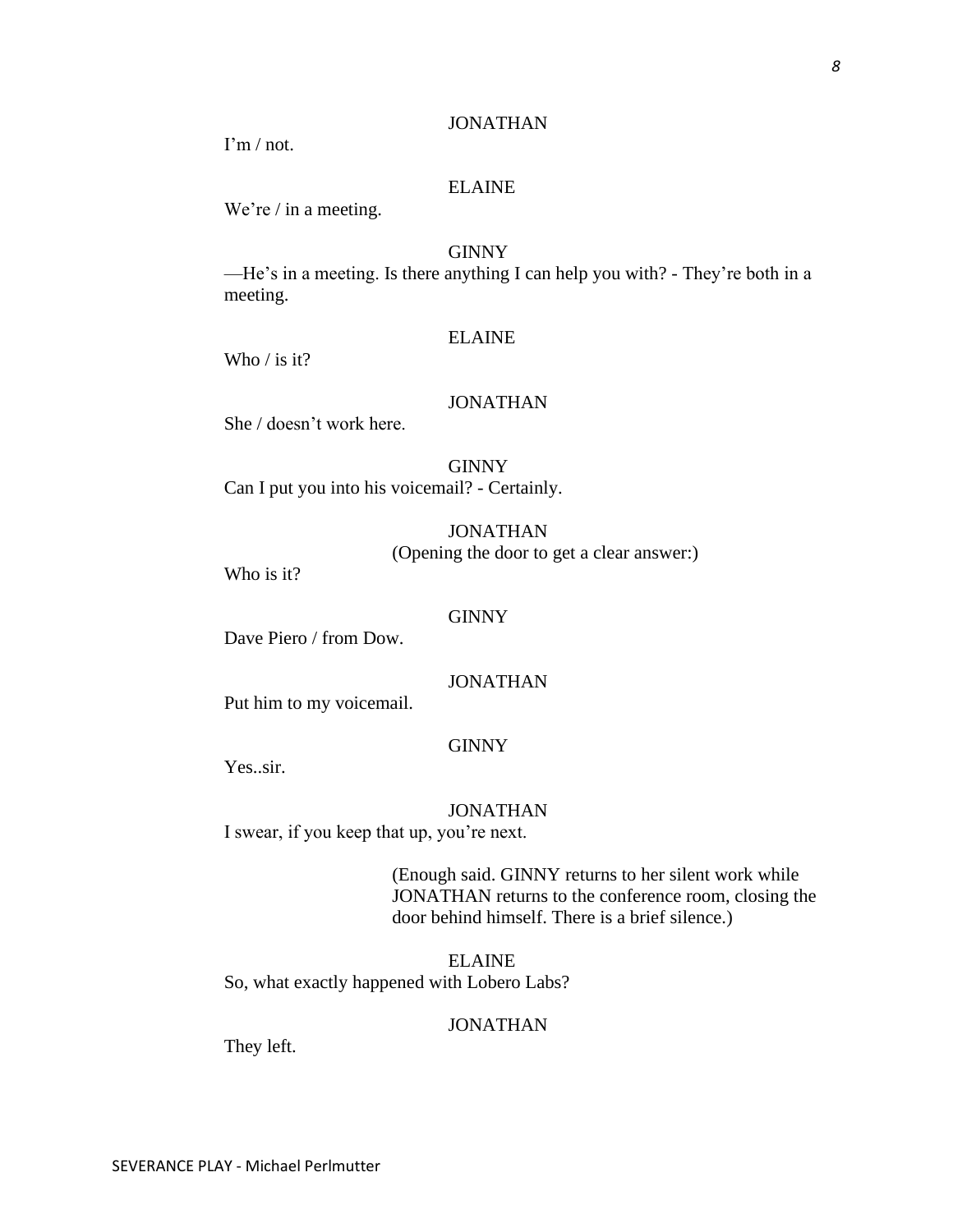JONATHAN

I'm / not.

ELAINE

We're / in a meeting.

GINNY

—He's in a meeting. Is there anything I can help you with? - They're both in a meeting.

ELAINE

Who / is it?

JONATHAN

She / doesn't work here.

GINNY

Can I put you into his voicemail? - Certainly.

JONATHAN

(Opening the door to get a clear answer:)

Who is it?

GINNY

Dave Piero / from Dow.

JONATHAN

Put him to my voicemail.

GINNY

Yes..sir.

JONATHAN

I swear, if you keep that up, you're next.

(Enough said. GINNY returns to her silent work while JONATHAN returns to the conference room, closing the door behind himself. There is a brief silence.)

ELAINE

So, what exactly happened with Lobero Labs?

JONATHAN

They left.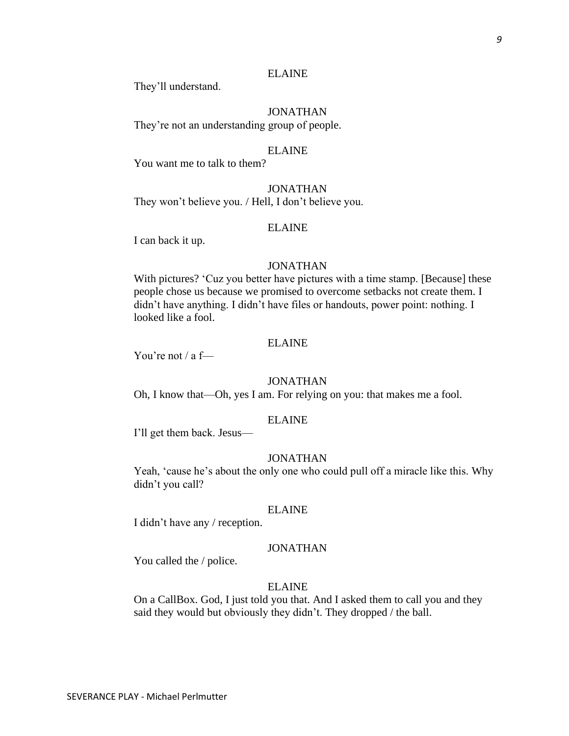ELAINE

They'll understand.

JONATHAN

They're not an understanding group of people.

ELAINE

You want me to talk to them?

JONATHAN

They won't believe you. / Hell, I don't believe you.

ELAINE

I can back it up.

JONATHAN

With pictures? 'Cuz you better have pictures with a time stamp. [Because] these people chose us because we promised to overcome setbacks not create them. I didn't have anything. I didn't have files or handouts, power point: nothing. I looked like a fool.

ELAINE

You're not / a f—

JONATHAN

Oh, I know that—Oh, yes I am. For relying on you: that makes me a fool.

ELAINE

I'll get them back. Jesus—

JONATHAN

Yeah, 'cause he's about the only one who could pull off a miracle like this. Why didn't you call?

ELAINE

I didn't have any / reception.

JONATHAN

You called the / police.

ELAINE

On a CallBox. God, I just told you that. And I asked them to call you and they said they would but obviously they didn't. They dropped / the ball.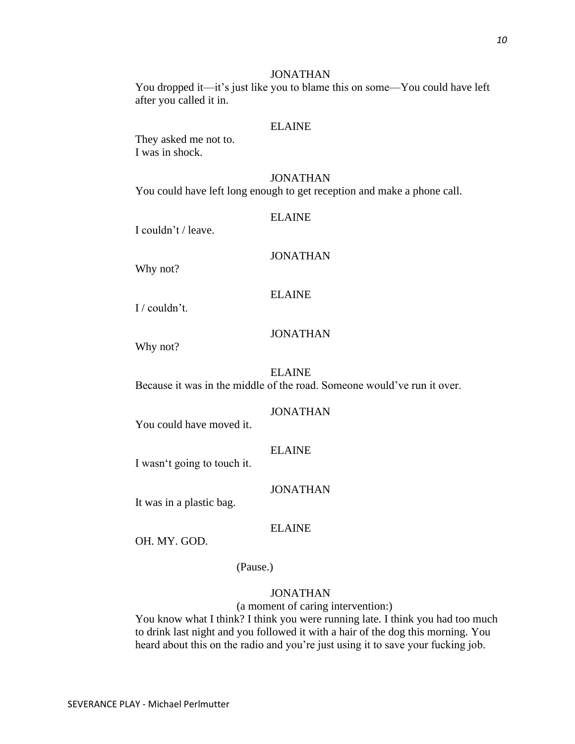JONATHAN

You dropped it—it's just like you to blame this on some—You could have left after you called it in.

ELAINE

They asked me not to.
I was in shock.

JONATHAN

You could have left long enough to get reception and make a phone call.

ELAINE

I couldn't / leave.

JONATHAN

Why not?

ELAINE

I / couldn't.

JONATHAN

Why not?

ELAINE

Because it was in the middle of the road. Someone would've run it over.

JONATHAN

You could have moved it.

ELAINE

I wasn't going to touch it.

JONATHAN

It was in a plastic bag.

ELAINE

OH. MY. GOD.

(Pause.)

JONATHAN

(a moment of caring intervention:)

You know what I think? I think you were running late. I think you had too much to drink last night and you followed it with a hair of the dog this morning. You heard about this on the radio and you're just using it to save your fucking job.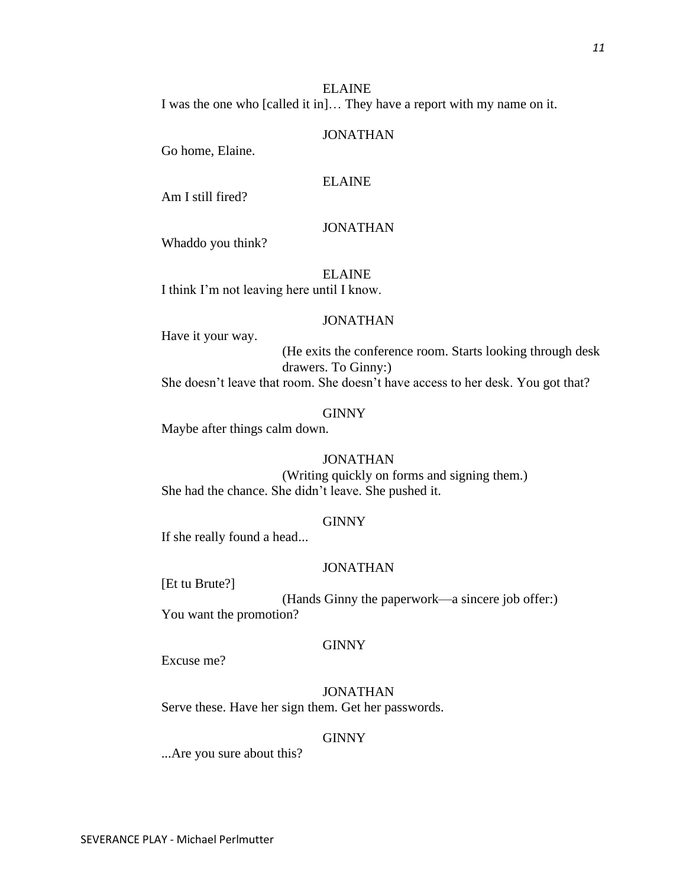ELAINE

I was the one who [called it in]… They have a report with my name on it.

JONATHAN

Go home, Elaine.

ELAINE

Am I still fired?

JONATHAN

Whaddo you think?

ELAINE

I think I'm not leaving here until I know.

JONATHAN

Have it your way.

(He exits the conference room. Starts looking through desk drawers. To Ginny:)

She doesn't leave that room. She doesn't have access to her desk. You got that?

GINNY

Maybe after things calm down.

JONATHAN

(Writing quickly on forms and signing them.)

She had the chance. She didn't leave. She pushed it.

GINNY

If she really found a head...

JONATHAN

[Et tu Brute?]

(Hands Ginny the paperwork—a sincere job offer:)

You want the promotion?

GINNY

Excuse me?

JONATHAN

Serve these. Have her sign them. Get her passwords.

GINNY

...Are you sure about this?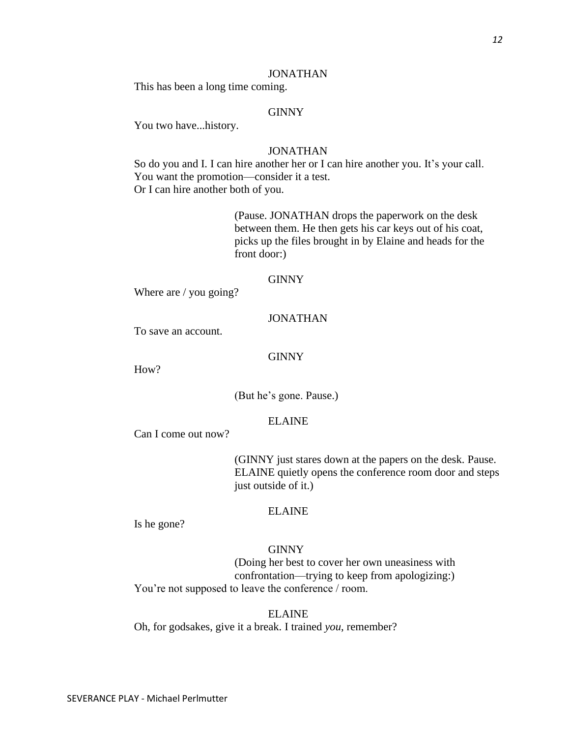JONATHAN

This has been a long time coming.

GINNY

You two have...history.

JONATHAN

So do you and I. I can hire another her or I can hire another you. It's your call. You want the promotion—consider it a test.
Or I can hire another both of you.

(Pause. JONATHAN drops the paperwork on the desk between them. He then gets his car keys out of his coat, picks up the files brought in by Elaine and heads for the front door:)

GINNY

Where are / you going?

JONATHAN

To save an account.

GINNY

How?

(But he's gone. Pause.)

ELAINE

Can I come out now?

(GINNY just stares down at the papers on the desk. Pause. ELAINE quietly opens the conference room door and steps just outside of it.)

ELAINE

Is he gone?

GINNY

(Doing her best to cover her own uneasiness with confrontation—trying to keep from apologizing:)

You're not supposed to leave the conference / room.

ELAINE

Oh, for godsakes, give it a break. I trained *you*, remember?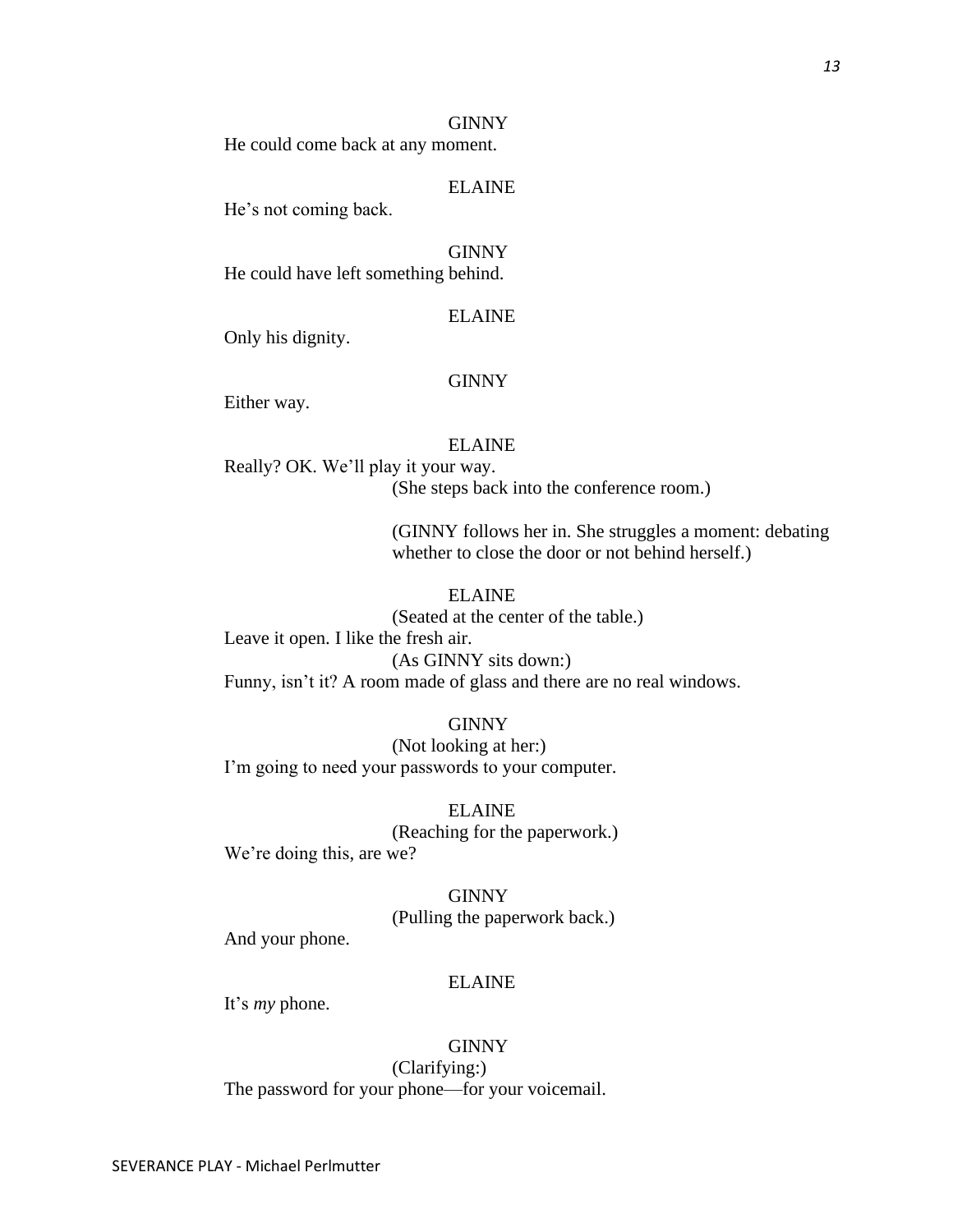GINNY

He could come back at any moment.

ELAINE

He's not coming back.

GINNY

He could have left something behind.

ELAINE

Only his dignity.

GINNY

Either way.

ELAINE

Really? OK. We'll play it your way.

(She steps back into the conference room.)

(GINNY follows her in. She struggles a moment: debating whether to close the door or not behind herself.)

ELAINE

(Seated at the center of the table.)

Leave it open. I like the fresh air.

(As GINNY sits down:)

Funny, isn't it? A room made of glass and there are no real windows.

GINNY

(Not looking at her:)

I'm going to need your passwords to your computer.

ELAINE

(Reaching for the paperwork.)

We're doing this, are we?

GINNY

(Pulling the paperwork back.)

And your phone.

ELAINE

It's *my* phone.

GINNY

(Clarifying:)

The password for your phone—for your voicemail.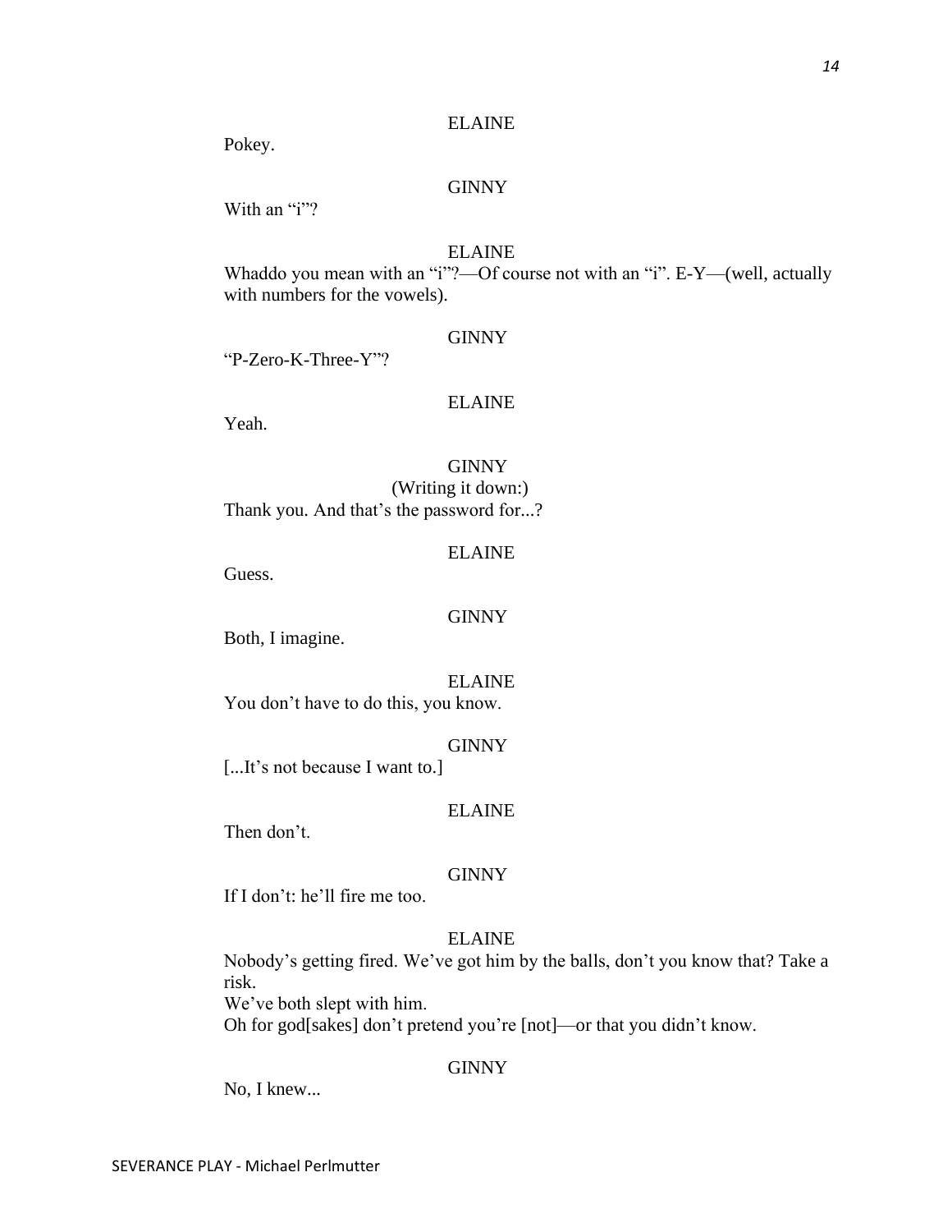ELAINE

Pokey.

GINNY

With an "i"?

ELAINE

Whaddo you mean with an "i"?—Of course not with an "i". E-Y—(well, actually with numbers for the vowels).

GINNY

"P-Zero-K-Three-Y"?

ELAINE

Yeah.

GINNY

(Writing it down:)

Thank you. And that's the password for...?

ELAINE

Guess.

GINNY

Both, I imagine.

ELAINE

You don't have to do this, you know.

GINNY

[...It's not because I want to.]

ELAINE

Then don't.

GINNY

If I don't: he'll fire me too.

ELAINE

Nobody's getting fired. We've got him by the balls, don't you know that? Take a risk.

We've both slept with him.

Oh for god[sakes] don't pretend you're [not]—or that you didn't know.

GINNY

No, I knew...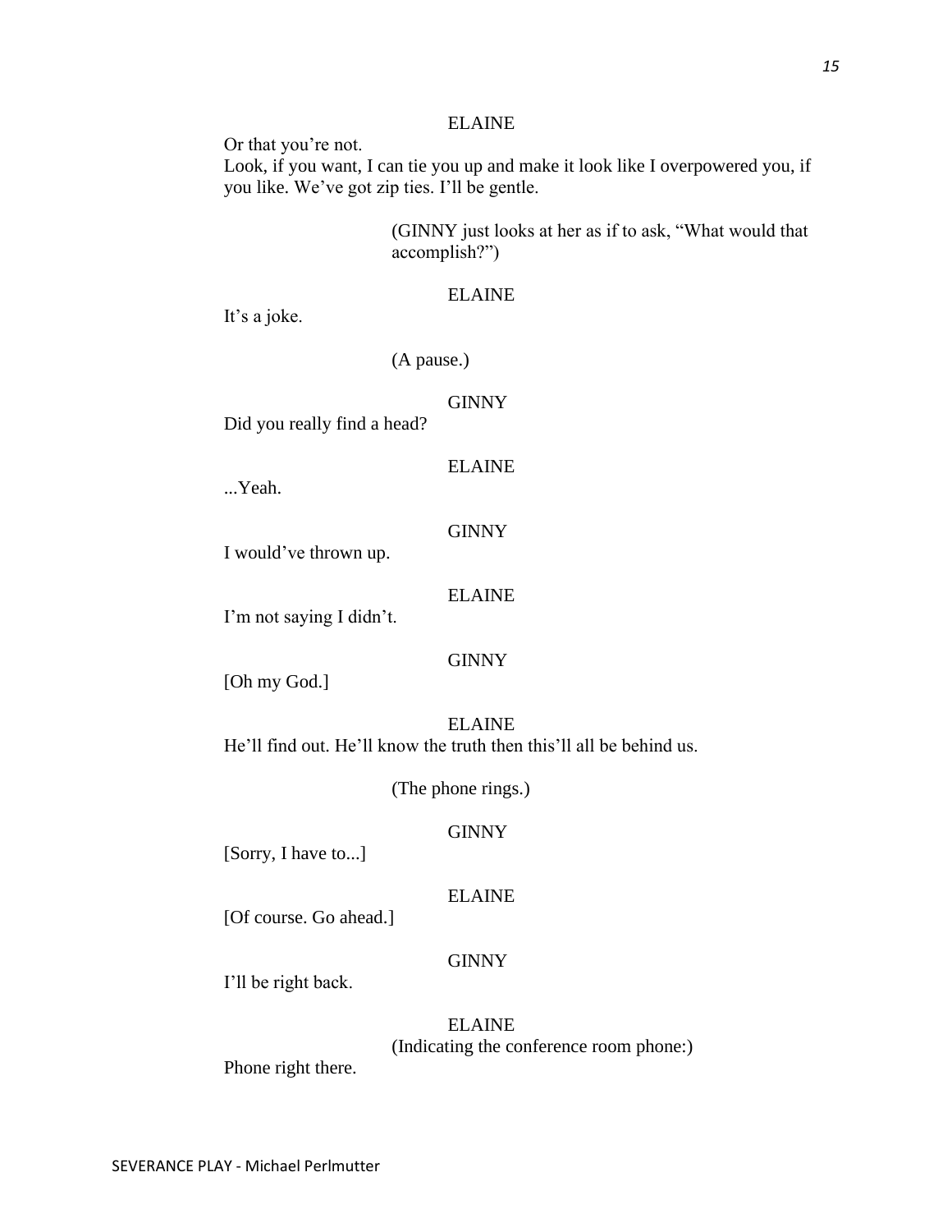ELAINE

Or that you're not.
Look, if you want, I can tie you up and make it look like I overpowered you, if you like. We've got zip ties. I'll be gentle.

(GINNY just looks at her as if to ask, "What would that accomplish?")

ELAINE

It's a joke.

(A pause.)

GINNY

Did you really find a head?

ELAINE

...Yeah.

GINNY

I would've thrown up.

ELAINE

I'm not saying I didn't.

GINNY

[Oh my God.]

ELAINE

He'll find out. He'll know the truth then this'll all be behind us.

(The phone rings.)

GINNY

[Sorry, I have to...]

ELAINE

[Of course. Go ahead.]

GINNY

I'll be right back.

ELAINE

(Indicating the conference room phone:)

Phone right there.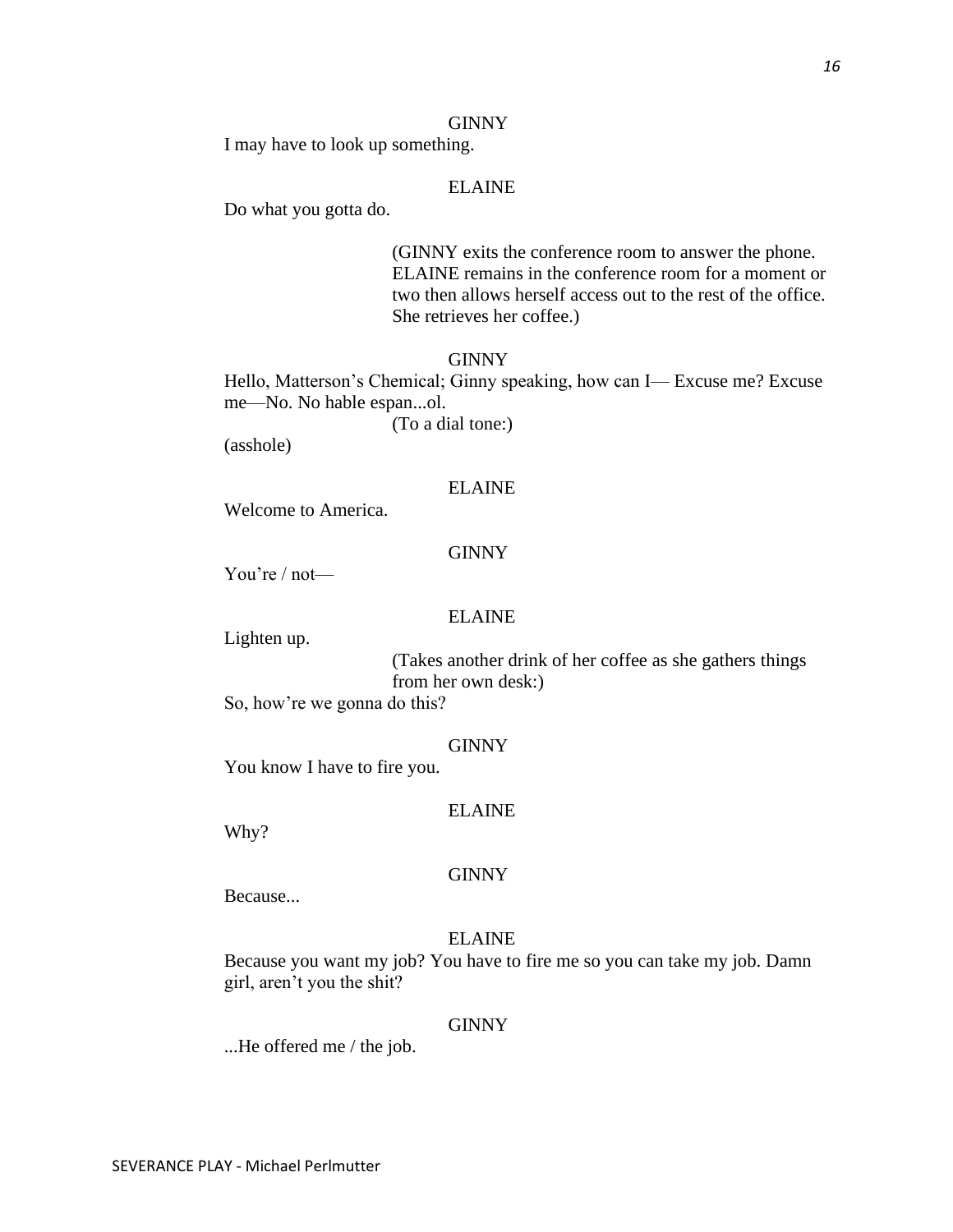GINNY

I may have to look up something.

ELAINE

Do what you gotta do.

(GINNY exits the conference room to answer the phone. ELAINE remains in the conference room for a moment or two then allows herself access out to the rest of the office. She retrieves her coffee.)

GINNY

Hello, Matterson's Chemical; Ginny speaking, how can I— Excuse me? Excuse me—No. No hable espan...ol.

(To a dial tone:)

(asshole)

ELAINE

Welcome to America.

GINNY

You're / not—

ELAINE

Lighten up.

(Takes another drink of her coffee as she gathers things from her own desk:)

So, how're we gonna do this?

GINNY

You know I have to fire you.

ELAINE

Why?

GINNY

Because...

ELAINE

Because you want my job? You have to fire me so you can take my job. Damn girl, aren't you the shit?

GINNY

...He offered me / the job.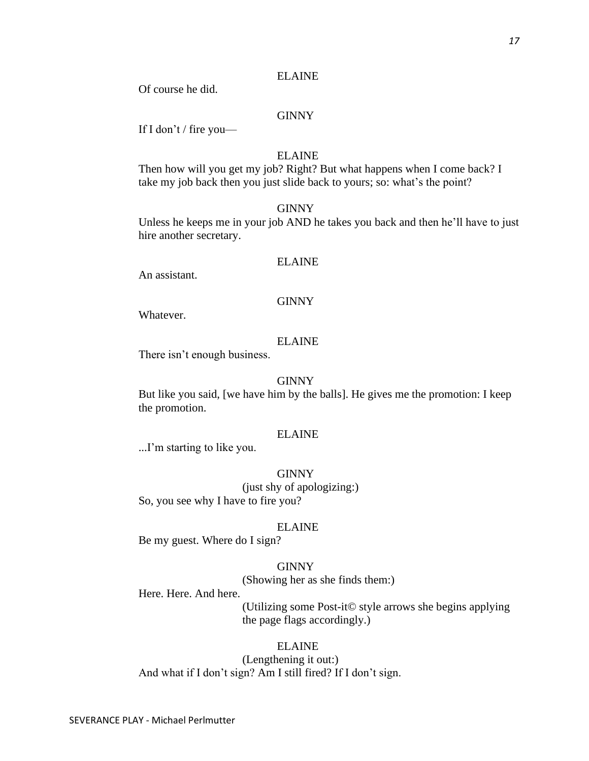ELAINE

Of course he did.

GINNY

If I don't / fire you—

ELAINE

Then how will you get my job? Right? But what happens when I come back? I take my job back then you just slide back to yours; so: what's the point?

GINNY

Unless he keeps me in your job AND he takes you back and then he'll have to just hire another secretary.

ELAINE

An assistant.

GINNY

Whatever.

ELAINE

There isn't enough business.

GINNY

But like you said, [we have him by the balls]. He gives me the promotion: I keep the promotion.

ELAINE

...I'm starting to like you.

GINNY

(just shy of apologizing:)

So, you see why I have to fire you?

ELAINE

Be my guest. Where do I sign?

GINNY

(Showing her as she finds them:)

Here. Here. And here.

(Utilizing some Post-it© style arrows she begins applying the page flags accordingly.)

ELAINE

(Lengthening it out:)

And what if I don't sign? Am I still fired? If I don't sign.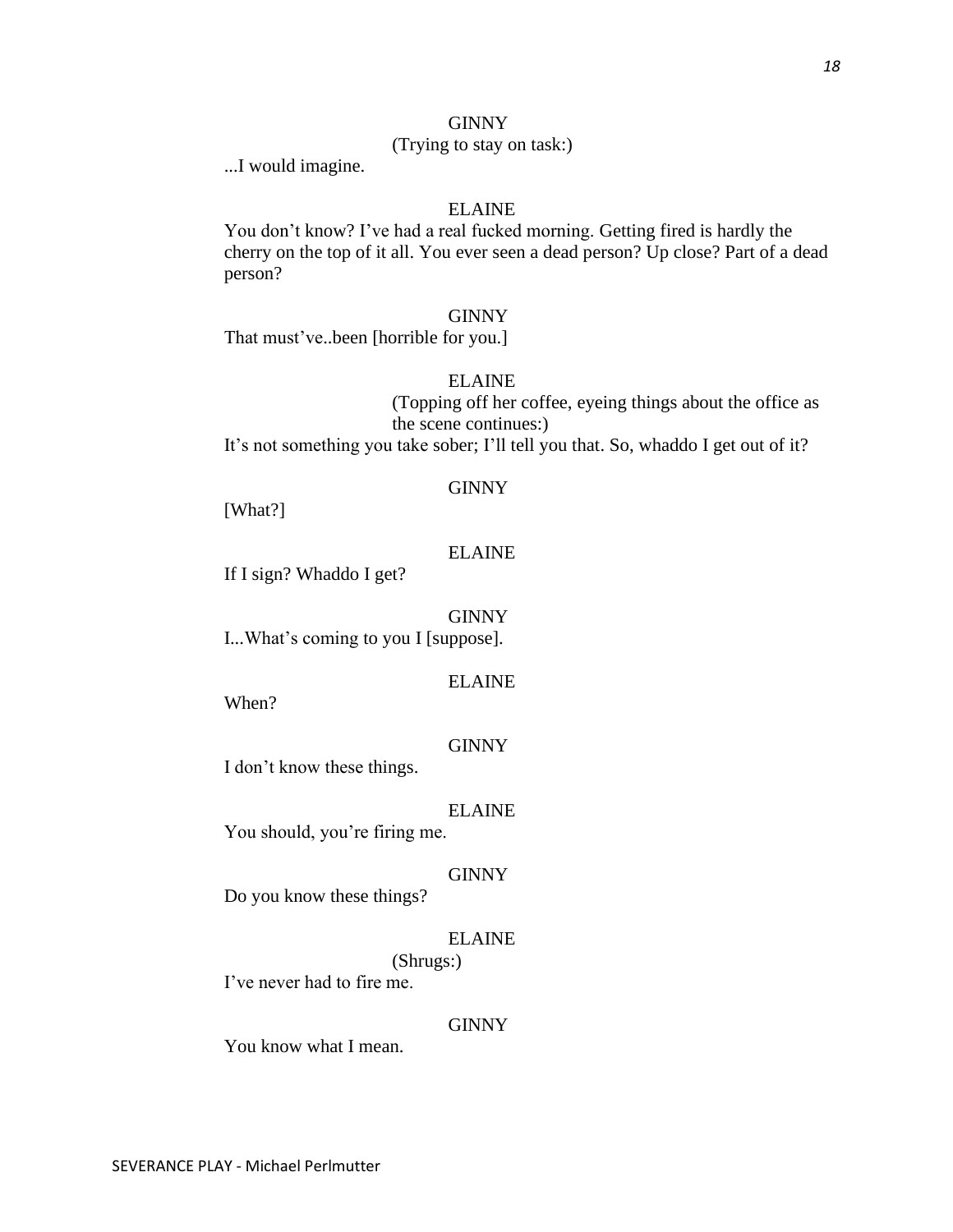GINNY

(Trying to stay on task:)

...I would imagine.

ELAINE

You don't know? I've had a real fucked morning. Getting fired is hardly the cherry on the top of it all. You ever seen a dead person? Up close? Part of a dead person?

GINNY

That must've..been [horrible for you.]

ELAINE

(Topping off her coffee, eyeing things about the office as the scene continues:)

It's not something you take sober; I'll tell you that. So, whaddo I get out of it?

GINNY

[What?]

ELAINE

If I sign? Whaddo I get?

GINNY

I...What's coming to you I [suppose].

ELAINE

When?

GINNY

I don't know these things.

ELAINE

You should, you're firing me.

GINNY

Do you know these things?

ELAINE

(Shrugs:)

I've never had to fire me.

GINNY

You know what I mean.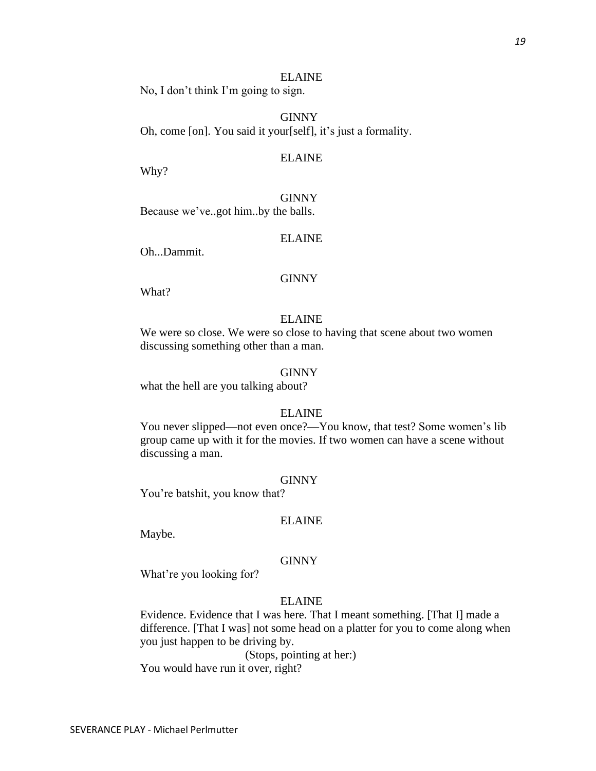ELAINE

No, I don't think I'm going to sign.

GINNY

Oh, come [on]. You said it your[self], it's just a formality.

ELAINE

Why?

GINNY

Because we've..got him..by the balls.

ELAINE

Oh...Dammit.

GINNY

What?

ELAINE

We were so close. We were so close to having that scene about two women discussing something other than a man.

GINNY

what the hell are you talking about?

ELAINE

You never slipped—not even once?—You know, that test? Some women's lib group came up with it for the movies. If two women can have a scene without discussing a man.

GINNY

You're batshit, you know that?

ELAINE

Maybe.

GINNY

What're you looking for?

ELAINE

Evidence. Evidence that I was here. That I meant something. [That I] made a difference. [That I was] not some head on a platter for you to come along when you just happen to be driving by.

(Stops, pointing at her:)

You would have run it over, right?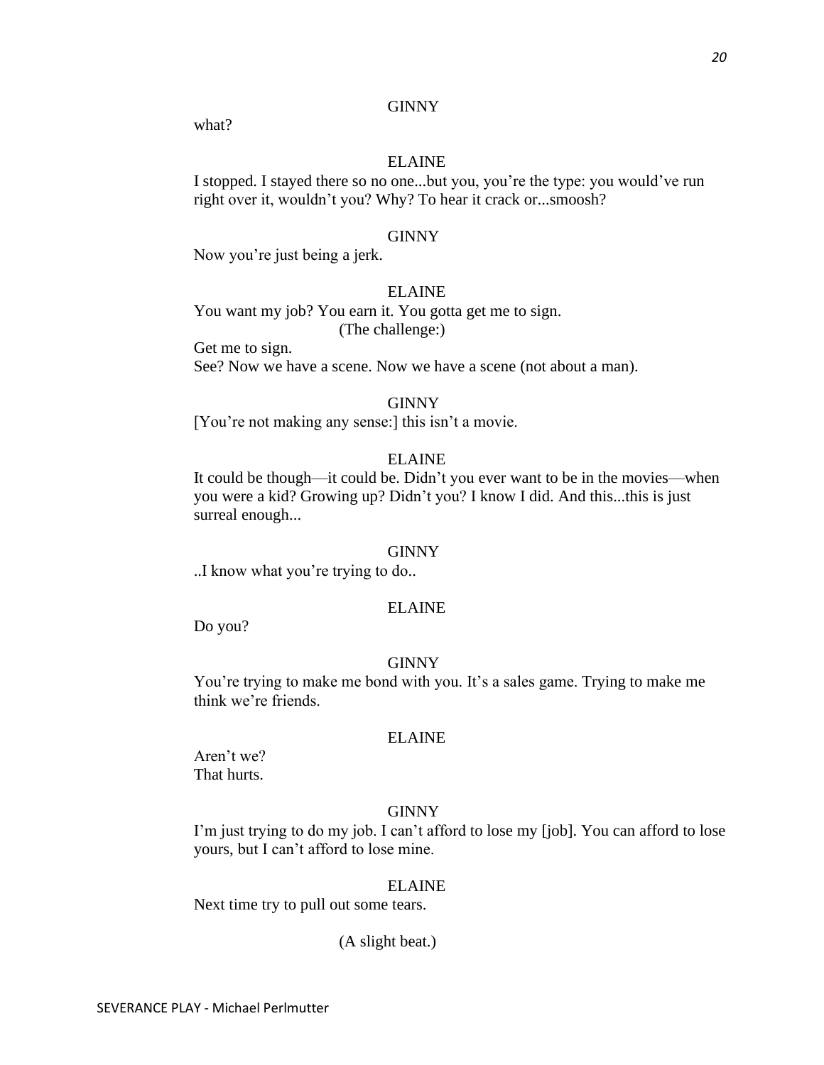GINNY

what?

ELAINE

I stopped. I stayed there so no one...but you, you're the type: you would've run right over it, wouldn't you? Why? To hear it crack or...smoosh?

GINNY

Now you're just being a jerk.

ELAINE

You want my job? You earn it. You gotta get me to sign.

(The challenge:)

Get me to sign.

See? Now we have a scene. Now we have a scene (not about a man).

GINNY

[You're not making any sense:] this isn't a movie.

ELAINE

It could be though—it could be. Didn't you ever want to be in the movies—when you were a kid? Growing up? Didn't you? I know I did. And this...this is just surreal enough...

GINNY

..I know what you're trying to do..

ELAINE

Do you?

GINNY

You're trying to make me bond with you. It's a sales game. Trying to make me think we're friends.

ELAINE

Aren't we?

That hurts.

GINNY

I'm just trying to do my job. I can't afford to lose my [job]. You can afford to lose yours, but I can't afford to lose mine.

ELAINE

Next time try to pull out some tears.

(A slight beat.)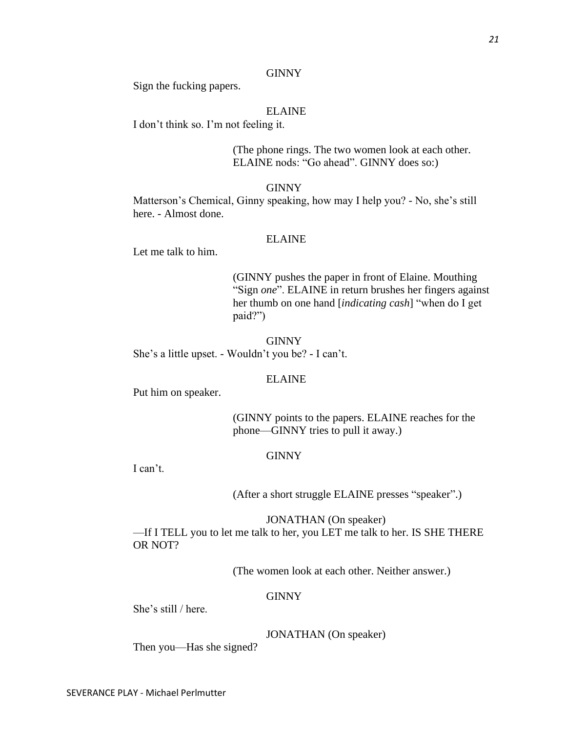GINNY

Sign the fucking papers.

ELAINE

I don't think so. I'm not feeling it.

(The phone rings. The two women look at each other. ELAINE nods: "Go ahead". GINNY does so:)

GINNY

Matterson's Chemical, Ginny speaking, how may I help you? - No, she's still here. - Almost done.

ELAINE

Let me talk to him.

(GINNY pushes the paper in front of Elaine. Mouthing "Sign *one*". ELAINE in return brushes her fingers against her thumb on one hand [*indicating cash*] "when do I get paid?")

GINNY

She's a little upset. - Wouldn't you be? - I can't.

ELAINE

Put him on speaker.

(GINNY points to the papers. ELAINE reaches for the phone—GINNY tries to pull it away.)

GINNY

I can't.

(After a short struggle ELAINE presses "speaker".)

JONATHAN (On speaker)

—If I TELL you to let me talk to her, you LET me talk to her. IS SHE THERE OR NOT?

(The women look at each other. Neither answer.)

GINNY

She's still / here.

JONATHAN (On speaker)

Then you—Has she signed?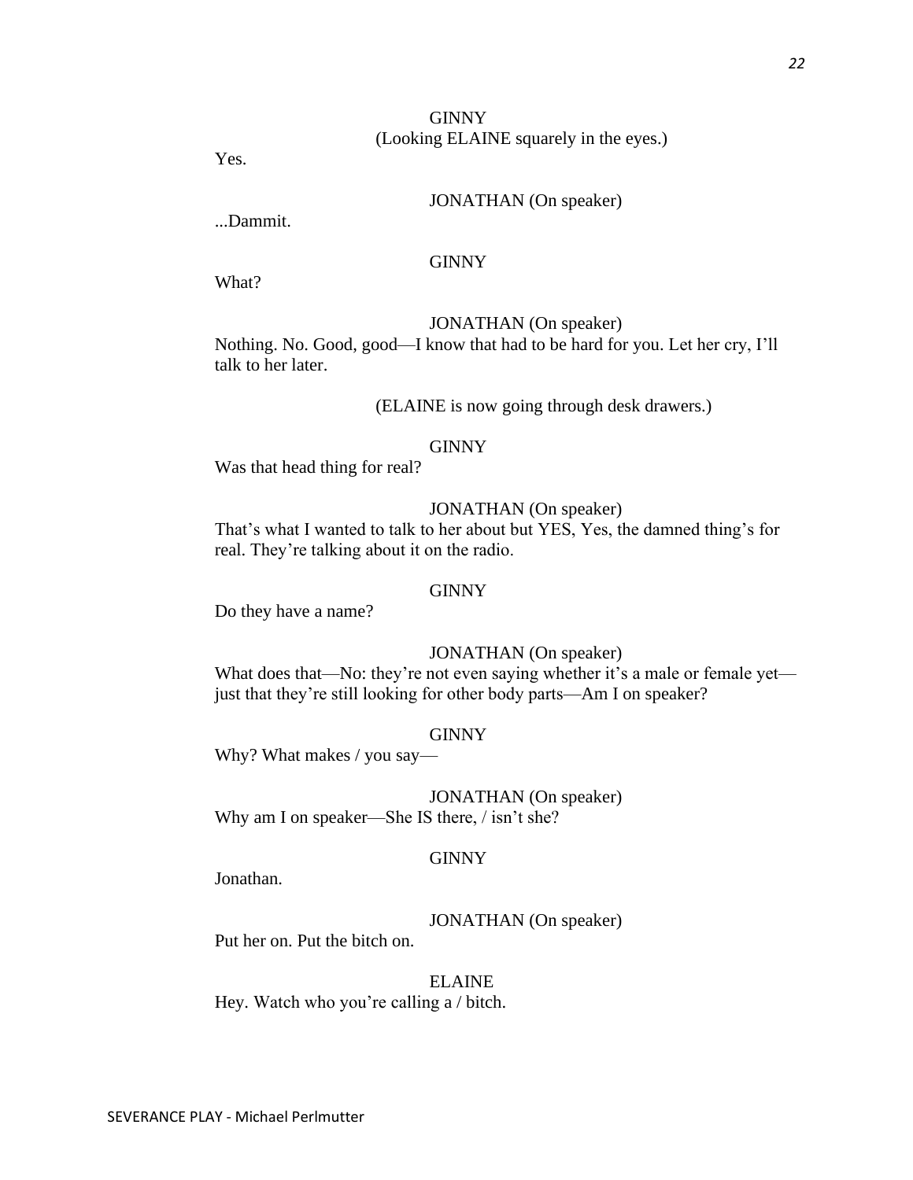GINNY
(Looking ELAINE squarely in the eyes.)

Yes.

JONATHAN (On speaker)

...Dammit.

GINNY

What?

JONATHAN (On speaker)

Nothing. No. Good, good—I know that had to be hard for you. Let her cry, I'll talk to her later.

(ELAINE is now going through desk drawers.)

GINNY

Was that head thing for real?

JONATHAN (On speaker)

That's what I wanted to talk to her about but YES, Yes, the damned thing's for real. They're talking about it on the radio.

GINNY

Do they have a name?

JONATHAN (On speaker)

What does that—No: they're not even saying whether it's a male or female yet—just that they're still looking for other body parts—Am I on speaker?

GINNY

Why? What makes / you say—

JONATHAN (On speaker)

Why am I on speaker—She IS there, / isn't she?

GINNY

Jonathan.

JONATHAN (On speaker)

Put her on. Put the bitch on.

ELAINE

Hey. Watch who you're calling a / bitch.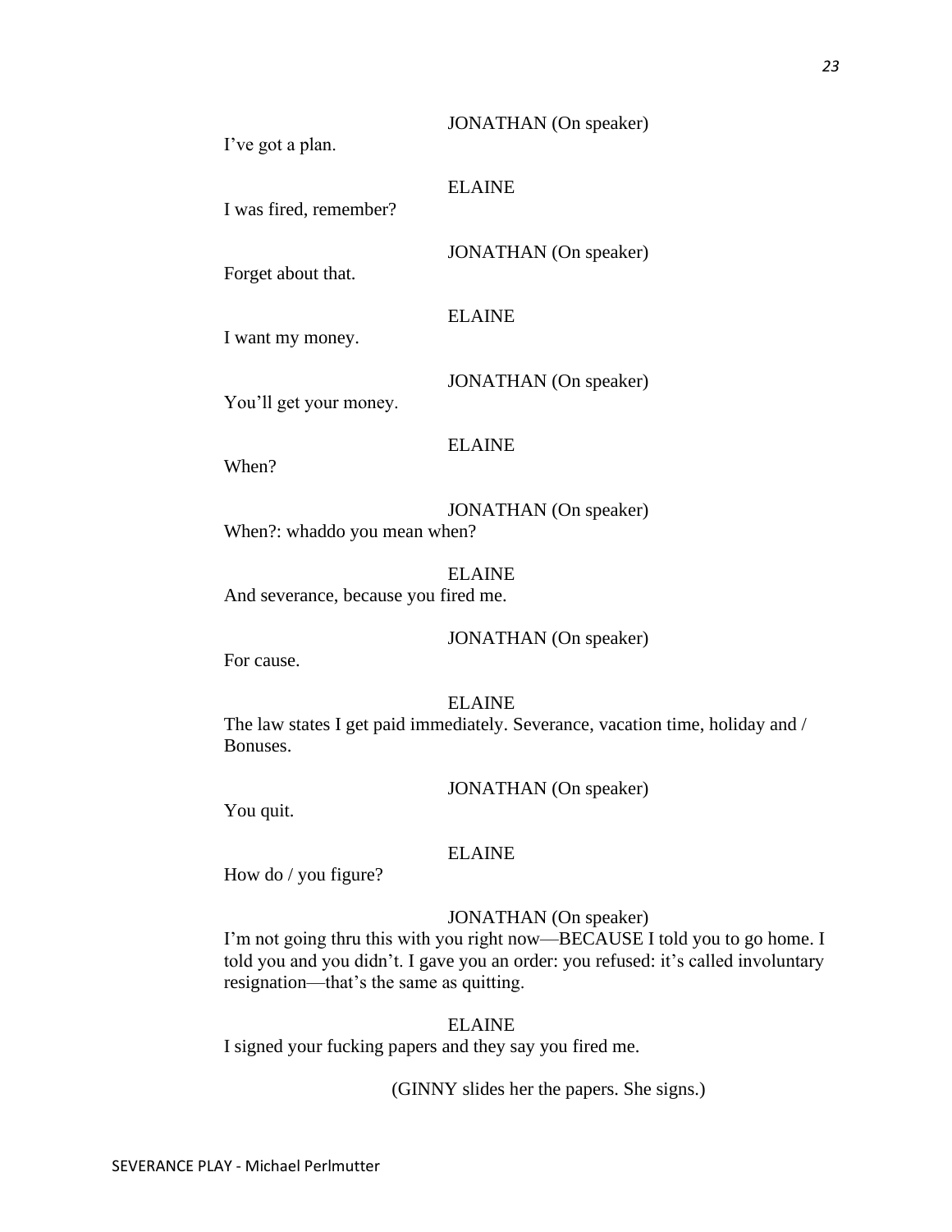JONATHAN (On speaker)

I've got a plan.

ELAINE

I was fired, remember?

JONATHAN (On speaker)

Forget about that.

ELAINE

I want my money.

JONATHAN (On speaker)

You'll get your money.

ELAINE

When?

JONATHAN (On speaker)

When?: whaddo you mean when?

ELAINE

And severance, because you fired me.

JONATHAN (On speaker)

For cause.

ELAINE

The law states I get paid immediately. Severance, vacation time, holiday and / Bonuses.

JONATHAN (On speaker)

You quit.

ELAINE

How do / you figure?

JONATHAN (On speaker)

I'm not going thru this with you right now—BECAUSE I told you to go home. I told you and you didn't. I gave you an order: you refused: it's called involuntary resignation—that's the same as quitting.

ELAINE

I signed your fucking papers and they say you fired me.

(GINNY slides her the papers. She signs.)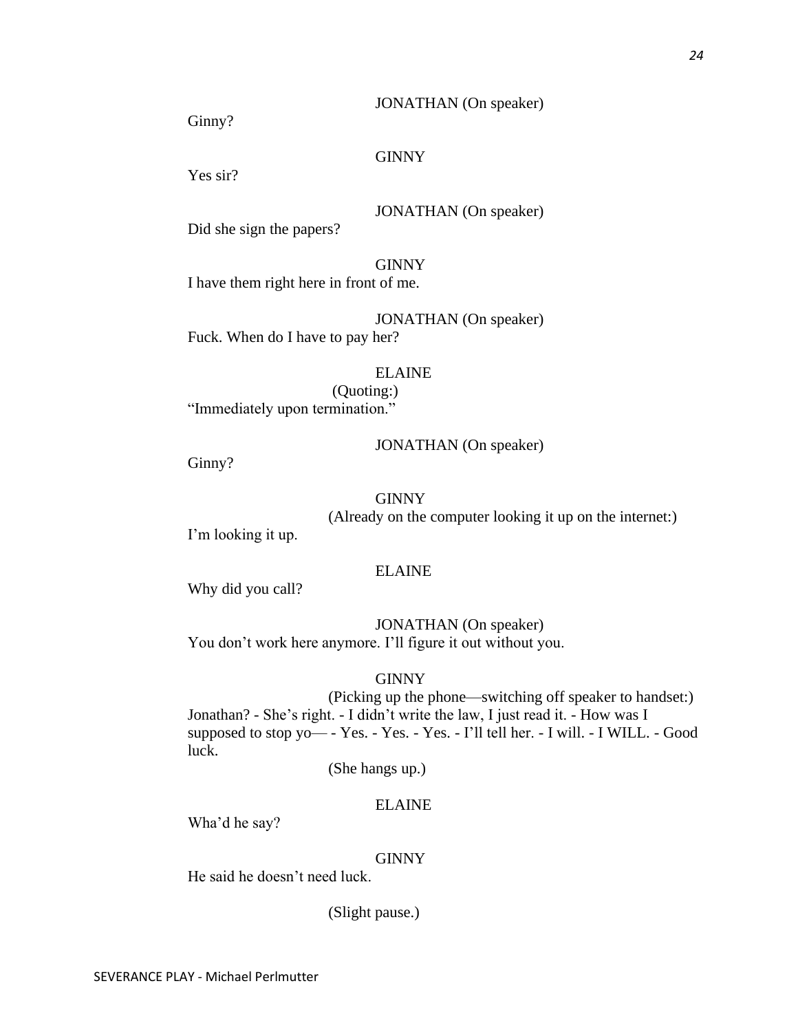JONATHAN (On speaker)

Ginny?

GINNY

Yes sir?

JONATHAN (On speaker)

Did she sign the papers?

GINNY

I have them right here in front of me.

JONATHAN (On speaker)

Fuck. When do I have to pay her?

ELAINE

(Quoting:)

"Immediately upon termination."

JONATHAN (On speaker)

Ginny?

GINNY

(Already on the computer looking it up on the internet:)

I'm looking it up.

ELAINE

Why did you call?

JONATHAN (On speaker)

You don't work here anymore. I'll figure it out without you.

GINNY

(Picking up the phone—switching off speaker to handset:)

Jonathan? - She's right. - I didn't write the law, I just read it. - How was I supposed to stop yo— - Yes. - Yes. - Yes. - I'll tell her. - I will. - I WILL. - Good luck.

(She hangs up.)

ELAINE

Wha'd he say?

GINNY

He said he doesn't need luck.

(Slight pause.)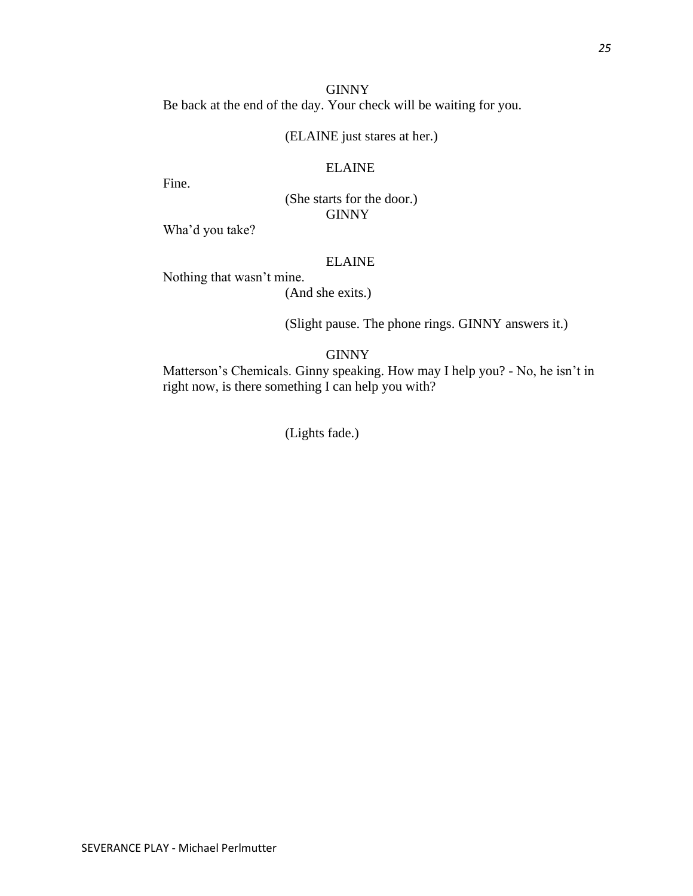GINNY

Be back at the end of the day. Your check will be waiting for you.

(ELAINE just stares at her.)

ELAINE

Fine.

(She starts for the door.)

GINNY

Wha'd you take?

ELAINE

Nothing that wasn't mine.

(And she exits.)

(Slight pause. The phone rings. GINNY answers it.)

GINNY

Matterson's Chemicals. Ginny speaking. How may I help you? - No, he isn't in right now, is there something I can help you with?

(Lights fade.)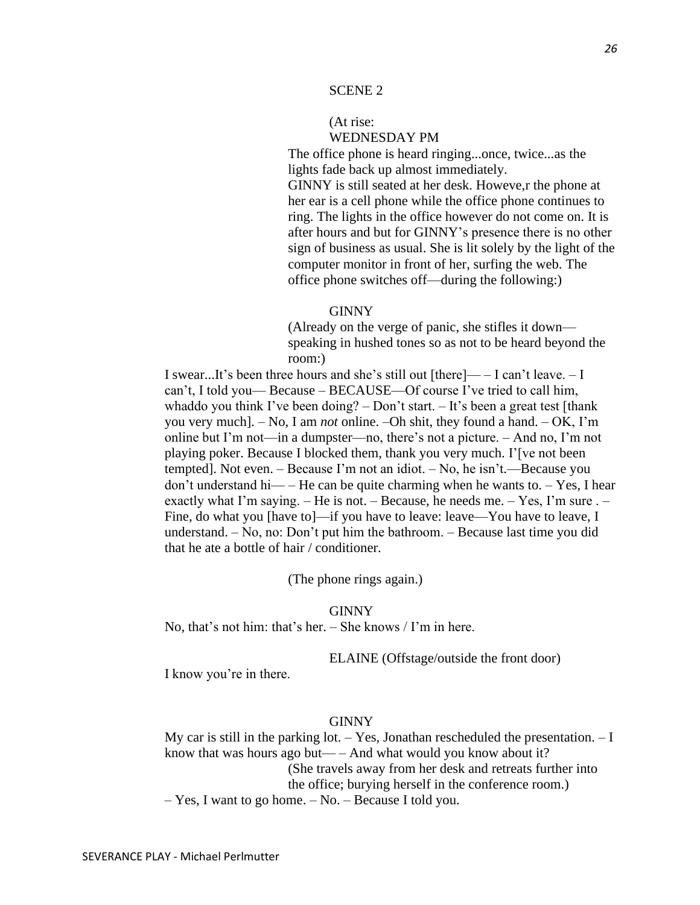SCENE 2

(At rise:
WEDNESDAY PM
The office phone is heard ringing...once, twice...as the lights fade back up almost immediately.
GINNY is still seated at her desk. Howeve,r the phone at her ear is a cell phone while the office phone continues to ring. The lights in the office however do not come on. It is after hours and but for GINNY's presence there is no other sign of business as usual. She is lit solely by the light of the computer monitor in front of her, surfing the web. The office phone switches off—during the following:)

GINNY
(Already on the verge of panic, she stifles it down—speaking in hushed tones so as not to be heard beyond the room:)

I swear...It's been three hours and she's still out [there]— – I can't leave. – I can't, I told you— Because – BECAUSE—Of course I've tried to call him, whaddo you think I've been doing? – Don't start. – It's been a great test [thank you very much]. – No, I am *not* online. –Oh shit, they found a hand. – OK, I'm online but I'm not—in a dumpster—no, there's not a picture. – And no, I'm not playing poker. Because I blocked them, thank you very much. I'[ve not been tempted]. Not even. – Because I'm not an idiot. – No, he isn't.—Because you don't understand hi— – He can be quite charming when he wants to. – Yes, I hear exactly what I'm saying. – He is not. – Because, he needs me. – Yes, I'm sure . – Fine, do what you [have to]—if you have to leave: leave—You have to leave, I understand. – No, no: Don't put him the bathroom. – Because last time you did that he ate a bottle of hair / conditioner.

(The phone rings again.)

GINNY
No, that's not him: that's her. – She knows / I'm in here.

ELAINE (Offstage/outside the front door)
I know you're in there.

GINNY
My car is still in the parking lot. – Yes, Jonathan rescheduled the presentation. – I know that was hours ago but— – And what would you know about it?
(She travels away from her desk and retreats further into the office; burying herself in the conference room.)
– Yes, I want to go home. – No. – Because I told you.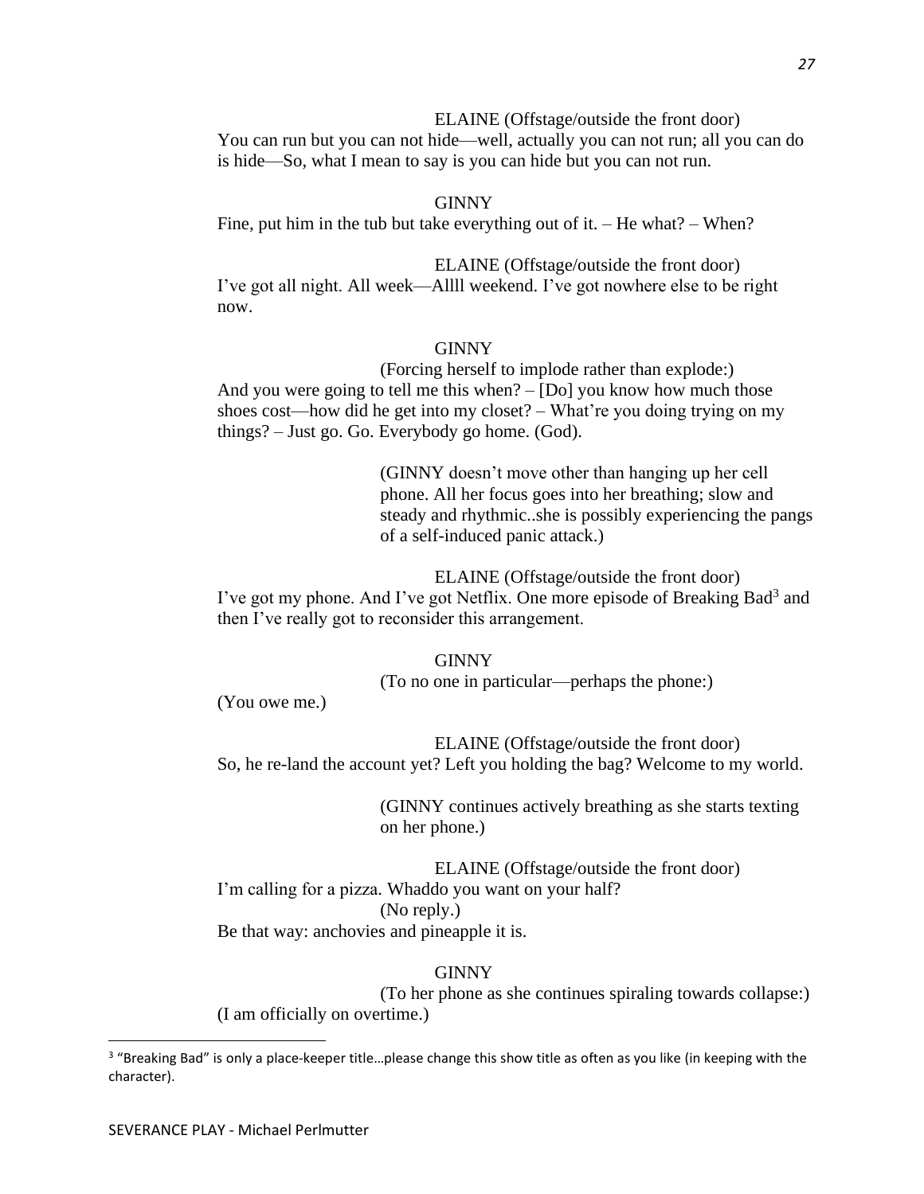ELAINE (Offstage/outside the front door)

You can run but you can not hide—well, actually you can not run; all you can do is hide—So, what I mean to say is you can hide but you can not run.

GINNY

Fine, put him in the tub but take everything out of it. – He what? – When?

ELAINE (Offstage/outside the front door)

I've got all night. All week—Allll weekend. I've got nowhere else to be right now.

GINNY

(Forcing herself to implode rather than explode:)

And you were going to tell me this when? – [Do] you know how much those shoes cost—how did he get into my closet? – What're you doing trying on my things? – Just go. Go. Everybody go home. (God).

(GINNY doesn't move other than hanging up her cell phone. All her focus goes into her breathing; slow and steady and rhythmic..she is possibly experiencing the pangs of a self-induced panic attack.)

ELAINE (Offstage/outside the front door)

I've got my phone. And I've got Netflix. One more episode of Breaking Bad[3] and then I've really got to reconsider this arrangement.

GINNY

(To no one in particular—perhaps the phone:)

(You owe me.)

ELAINE (Offstage/outside the front door)

So, he re-land the account yet? Left you holding the bag? Welcome to my world.

(GINNY continues actively breathing as she starts texting on her phone.)

ELAINE (Offstage/outside the front door)

I'm calling for a pizza. Whaddo you want on your half?

(No reply.)

Be that way: anchovies and pineapple it is.

GINNY

(To her phone as she continues spiraling towards collapse:)

(I am officially on overtime.)

---

[3] "Breaking Bad" is only a place-keeper title…please change this show title as often as you like (in keeping with the character).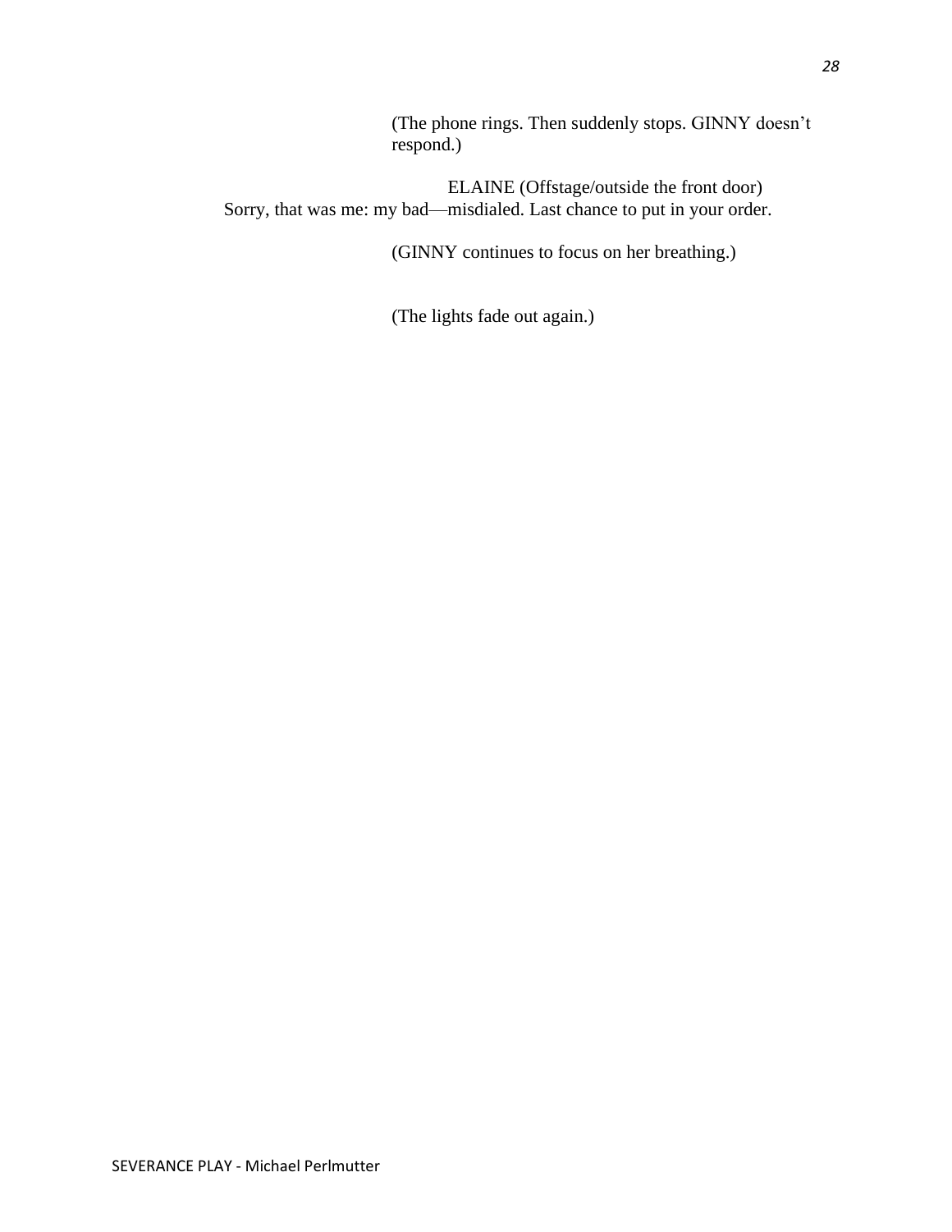(The phone rings. Then suddenly stops. GINNY doesn't respond.)

ELAINE (Offstage/outside the front door)
Sorry, that was me: my bad—misdialed. Last chance to put in your order.

(GINNY continues to focus on her breathing.)

(The lights fade out again.)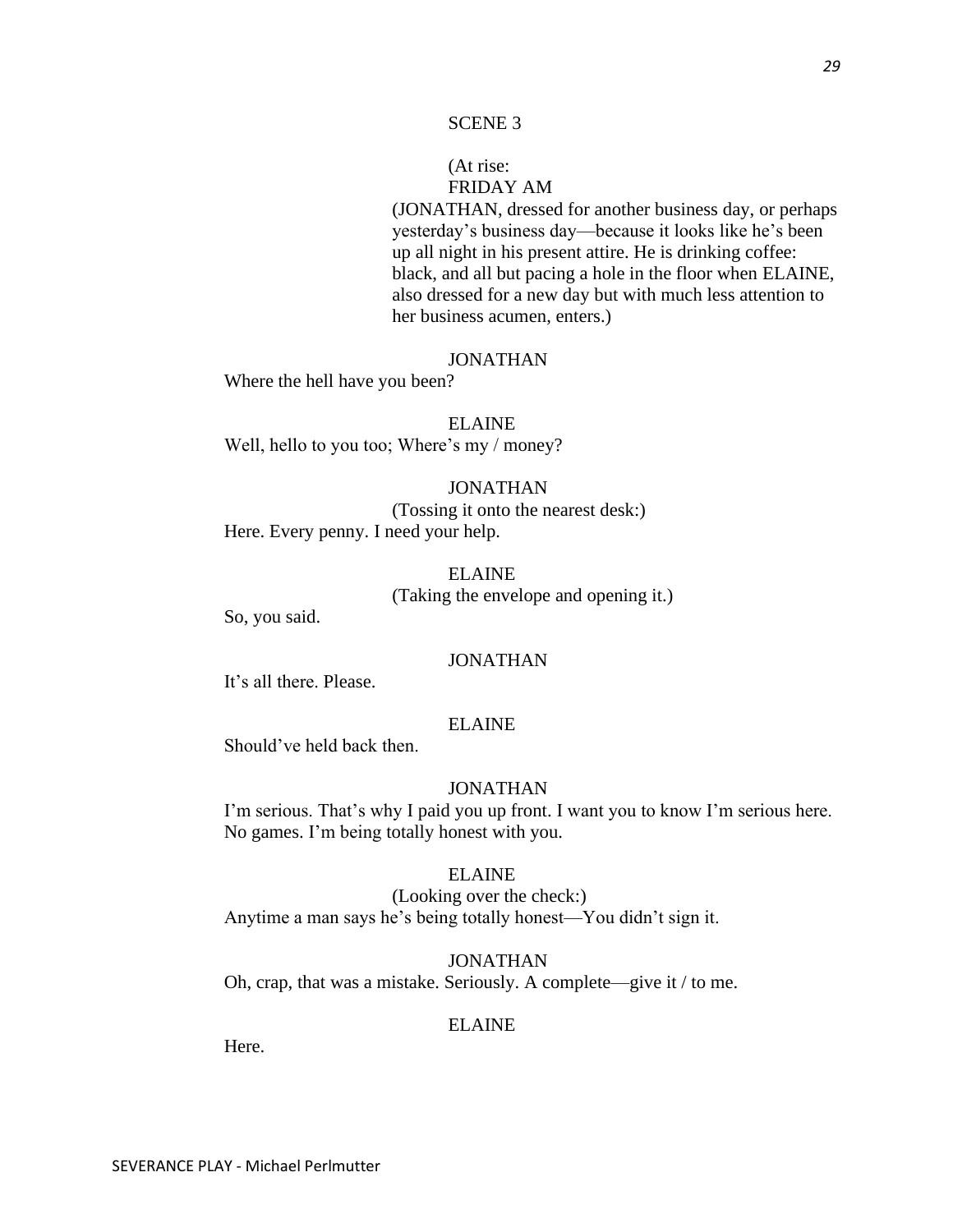SCENE 3

(At rise:
FRIDAY AM
(JONATHAN, dressed for another business day, or perhaps yesterday's business day—because it looks like he's been up all night in his present attire. He is drinking coffee: black, and all but pacing a hole in the floor when ELAINE, also dressed for a new day but with much less attention to her business acumen, enters.)

JONATHAN

Where the hell have you been?

ELAINE

Well, hello to you too; Where's my / money?

JONATHAN

(Tossing it onto the nearest desk:)

Here. Every penny. I need your help.

ELAINE

(Taking the envelope and opening it.)

So, you said.

JONATHAN

It's all there. Please.

ELAINE

Should've held back then.

JONATHAN

I'm serious. That's why I paid you up front. I want you to know I'm serious here. No games. I'm being totally honest with you.

ELAINE

(Looking over the check:)

Anytime a man says he's being totally honest—You didn't sign it.

JONATHAN

Oh, crap, that was a mistake. Seriously. A complete—give it / to me.

ELAINE

Here.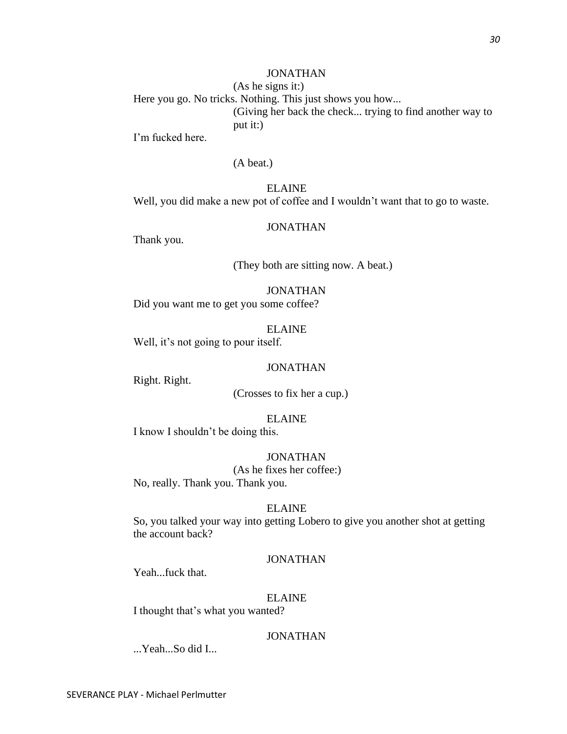JONATHAN

(As he signs it:)

Here you go. No tricks. Nothing. This just shows you how...

(Giving her back the check... trying to find another way to put it:)

I'm fucked here.

(A beat.)

ELAINE

Well, you did make a new pot of coffee and I wouldn't want that to go to waste.

JONATHAN

Thank you.

(They both are sitting now. A beat.)

JONATHAN

Did you want me to get you some coffee?

ELAINE

Well, it's not going to pour itself.

JONATHAN

Right. Right.

(Crosses to fix her a cup.)

ELAINE

I know I shouldn't be doing this.

JONATHAN

(As he fixes her coffee:)

No, really. Thank you. Thank you.

ELAINE

So, you talked your way into getting Lobero to give you another shot at getting the account back?

JONATHAN

Yeah...fuck that.

ELAINE

I thought that's what you wanted?

JONATHAN

...Yeah...So did I...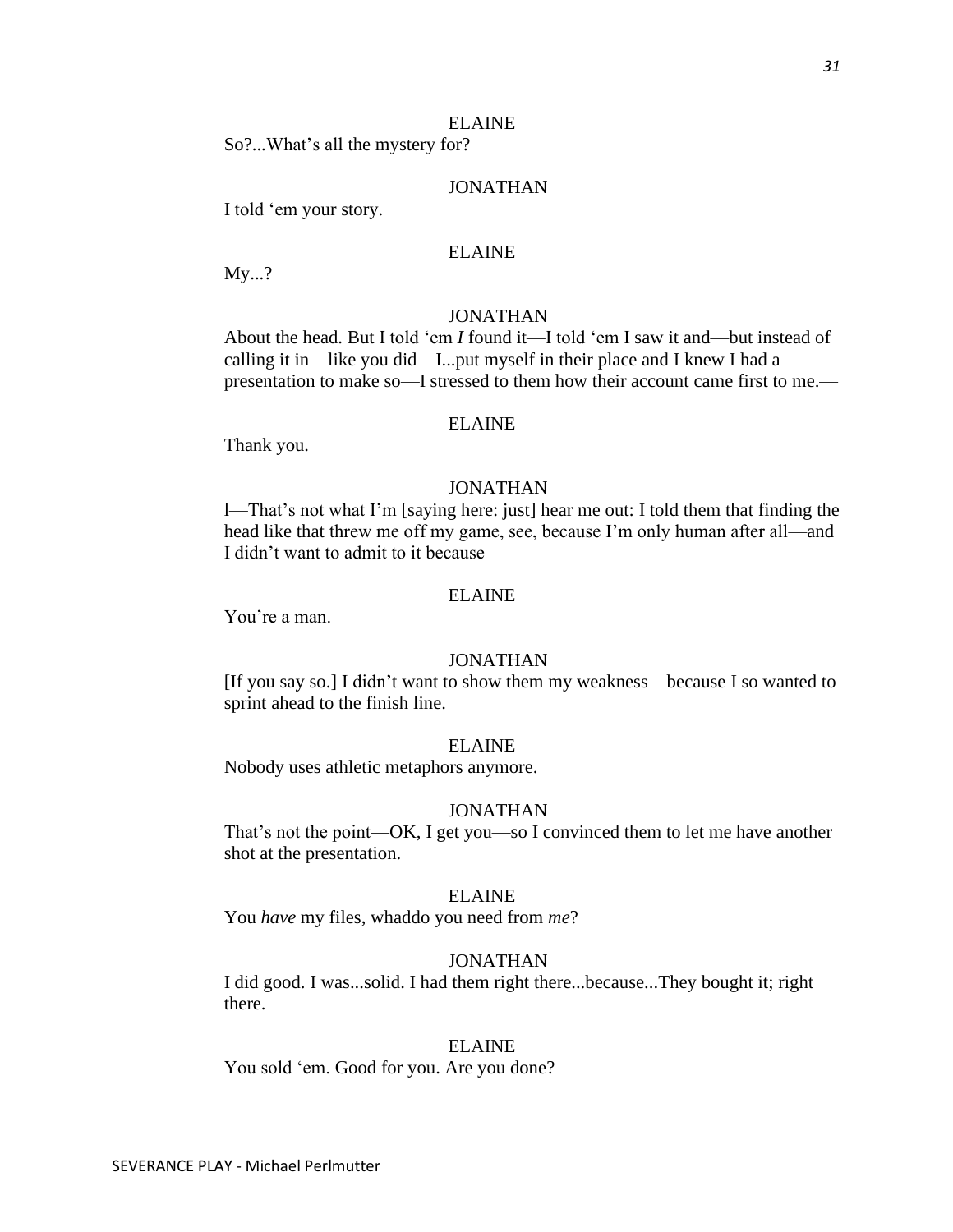ELAINE

So?...What's all the mystery for?

JONATHAN

I told 'em your story.

ELAINE

My...?

JONATHAN

About the head. But I told 'em *I* found it—I told 'em I saw it and—but instead of calling it in—like you did—I...put myself in their place and I knew I had a presentation to make so—I stressed to them how their account came first to me.—

ELAINE

Thank you.

JONATHAN

l—That's not what I'm [saying here: just] hear me out: I told them that finding the head like that threw me off my game, see, because I'm only human after all—and I didn't want to admit to it because—

ELAINE

You're a man.

JONATHAN

[If you say so.] I didn't want to show them my weakness—because I so wanted to sprint ahead to the finish line.

ELAINE

Nobody uses athletic metaphors anymore.

JONATHAN

That's not the point—OK, I get you—so I convinced them to let me have another shot at the presentation.

ELAINE

You *have* my files, whaddo you need from *me*?

JONATHAN

I did good. I was...solid. I had them right there...because...They bought it; right there.

ELAINE

You sold 'em. Good for you. Are you done?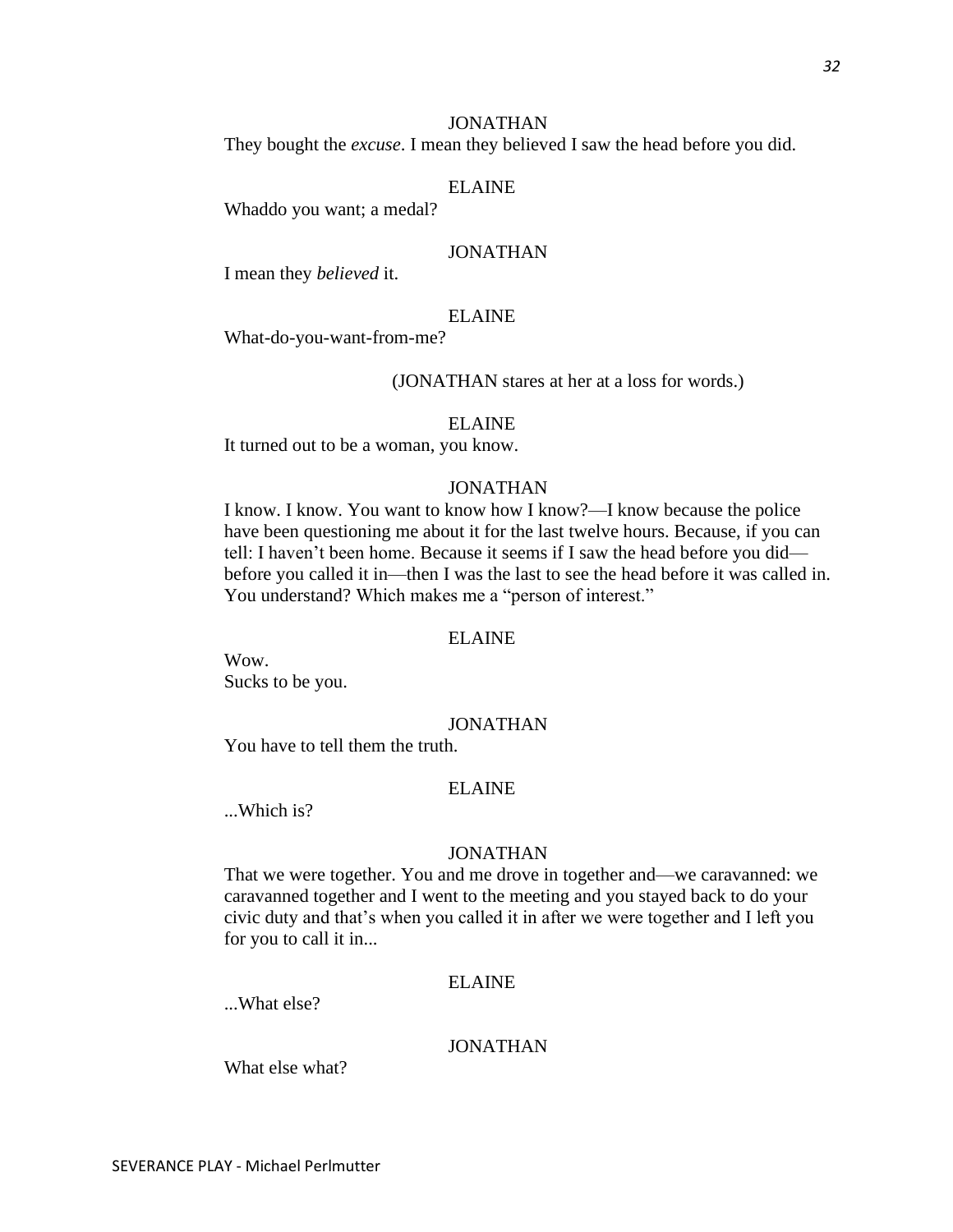JONATHAN

They bought the *excuse*. I mean they believed I saw the head before you did.

ELAINE

Whaddo you want; a medal?

JONATHAN

I mean they *believed* it.

ELAINE

What-do-you-want-from-me?

(JONATHAN stares at her at a loss for words.)

ELAINE

It turned out to be a woman, you know.

JONATHAN

I know. I know. You want to know how I know?—I know because the police have been questioning me about it for the last twelve hours. Because, if you can tell: I haven't been home. Because it seems if I saw the head before you did—before you called it in—then I was the last to see the head before it was called in. You understand? Which makes me a "person of interest."

ELAINE

Wow.
Sucks to be you.

JONATHAN

You have to tell them the truth.

ELAINE

...Which is?

JONATHAN

That we were together. You and me drove in together and—we caravanned: we caravanned together and I went to the meeting and you stayed back to do your civic duty and that's when you called it in after we were together and I left you for you to call it in...

ELAINE

...What else?

JONATHAN

What else what?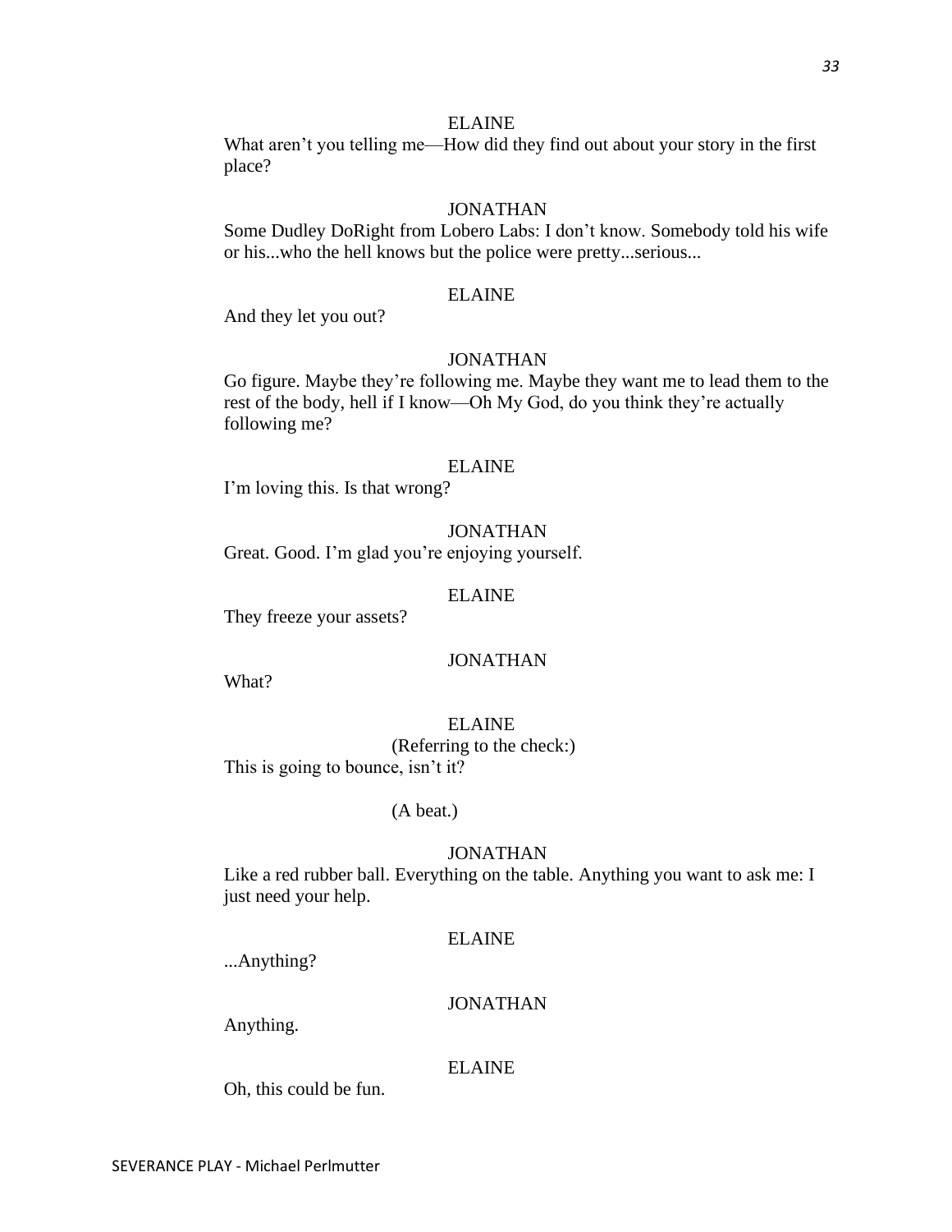ELAINE

What aren't you telling me—How did they find out about your story in the first place?

JONATHAN

Some Dudley DoRight from Lobero Labs: I don't know. Somebody told his wife or his...who the hell knows but the police were pretty...serious...

ELAINE

And they let you out?

JONATHAN

Go figure. Maybe they're following me. Maybe they want me to lead them to the rest of the body, hell if I know—Oh My God, do you think they're actually following me?

ELAINE

I'm loving this. Is that wrong?

JONATHAN

Great. Good. I'm glad you're enjoying yourself.

ELAINE

They freeze your assets?

JONATHAN

What?

ELAINE

(Referring to the check:)

This is going to bounce, isn't it?

(A beat.)

JONATHAN

Like a red rubber ball. Everything on the table. Anything you want to ask me: I just need your help.

ELAINE

...Anything?

JONATHAN

Anything.

ELAINE

Oh, this could be fun.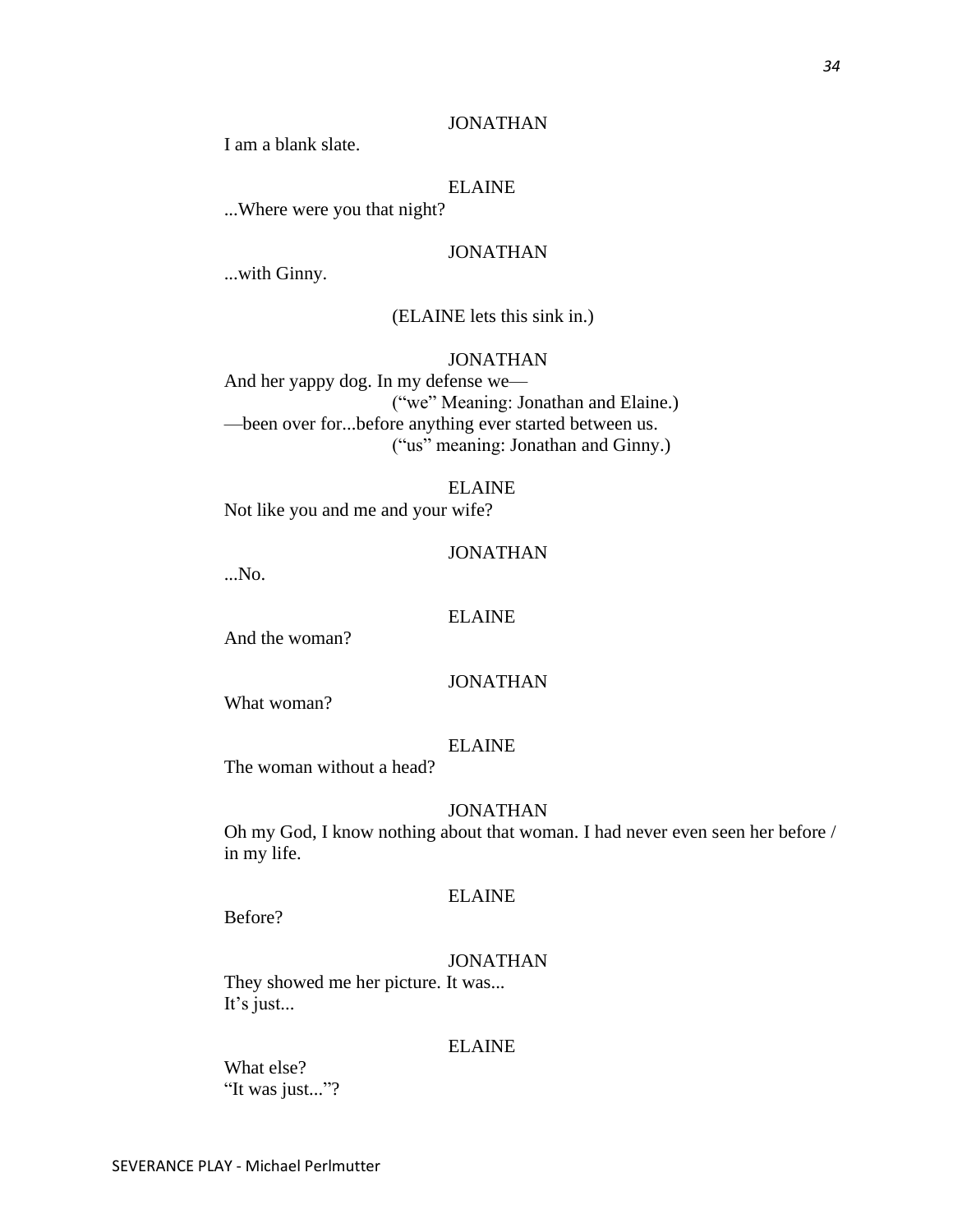JONATHAN

I am a blank slate.

ELAINE

...Where were you that night?

JONATHAN

...with Ginny.

(ELAINE lets this sink in.)

JONATHAN

And her yappy dog. In my defense we—

(“we” Meaning: Jonathan and Elaine.)

—been over for...before anything ever started between us.

(“us” meaning: Jonathan and Ginny.)

ELAINE

Not like you and me and your wife?

JONATHAN

...No.

ELAINE

And the woman?

JONATHAN

What woman?

ELAINE

The woman without a head?

JONATHAN

Oh my God, I know nothing about that woman. I had never even seen her before / in my life.

ELAINE

Before?

JONATHAN

They showed me her picture. It was...
It’s just...

ELAINE

What else?
“It was just...”?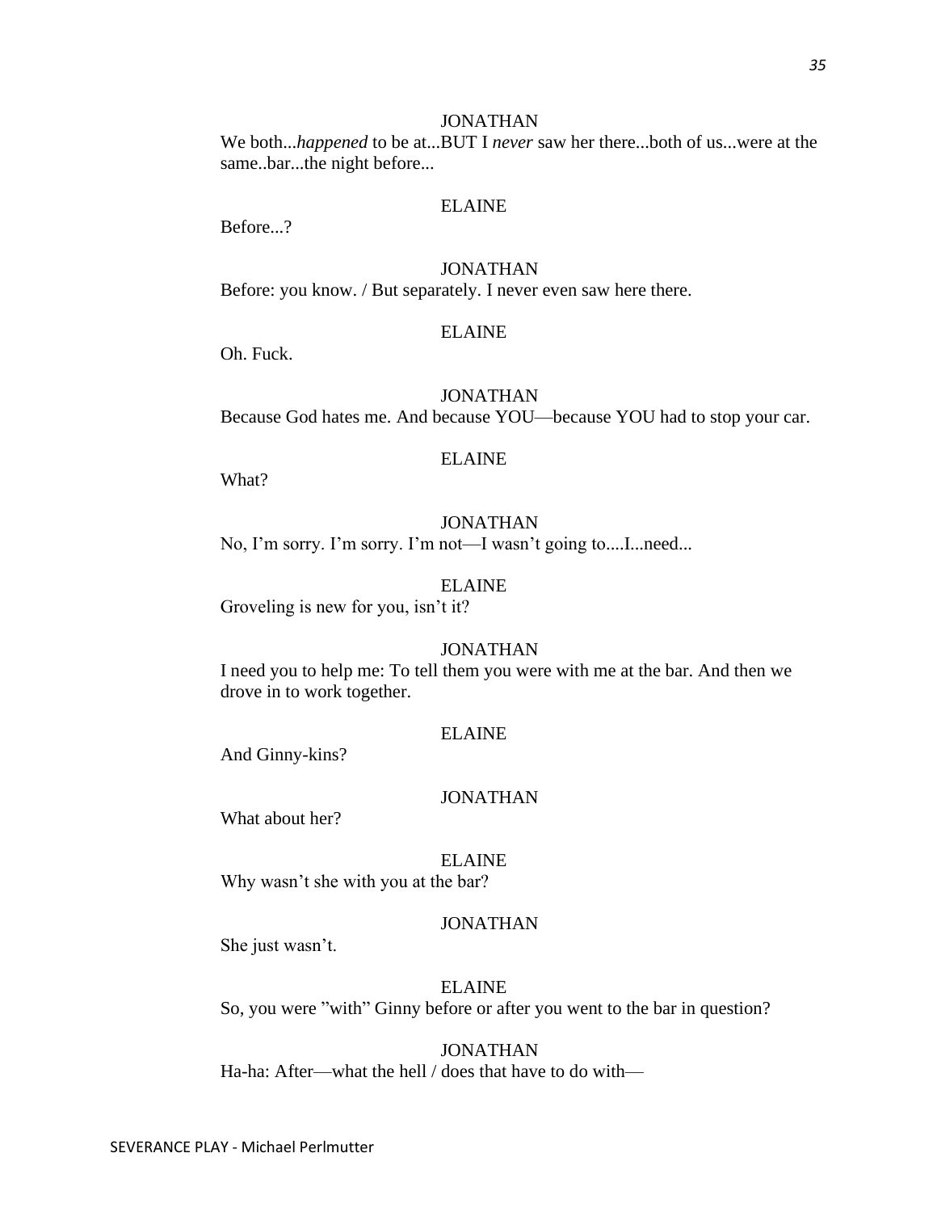JONATHAN

We both...*happened* to be at...BUT I *never* saw her there...both of us...were at the same..bar...the night before...

ELAINE

Before...?

JONATHAN

Before: you know. / But separately. I never even saw here there.

ELAINE

Oh. Fuck.

JONATHAN

Because God hates me. And because YOU—because YOU had to stop your car.

ELAINE

What?

JONATHAN

No, I'm sorry. I'm sorry. I'm not—I wasn't going to....I...need...

ELAINE

Groveling is new for you, isn't it?

JONATHAN

I need you to help me: To tell them you were with me at the bar. And then we drove in to work together.

ELAINE

And Ginny-kins?

JONATHAN

What about her?

ELAINE

Why wasn't she with you at the bar?

JONATHAN

She just wasn't.

ELAINE

So, you were "with" Ginny before or after you went to the bar in question?

JONATHAN

Ha-ha: After—what the hell / does that have to do with—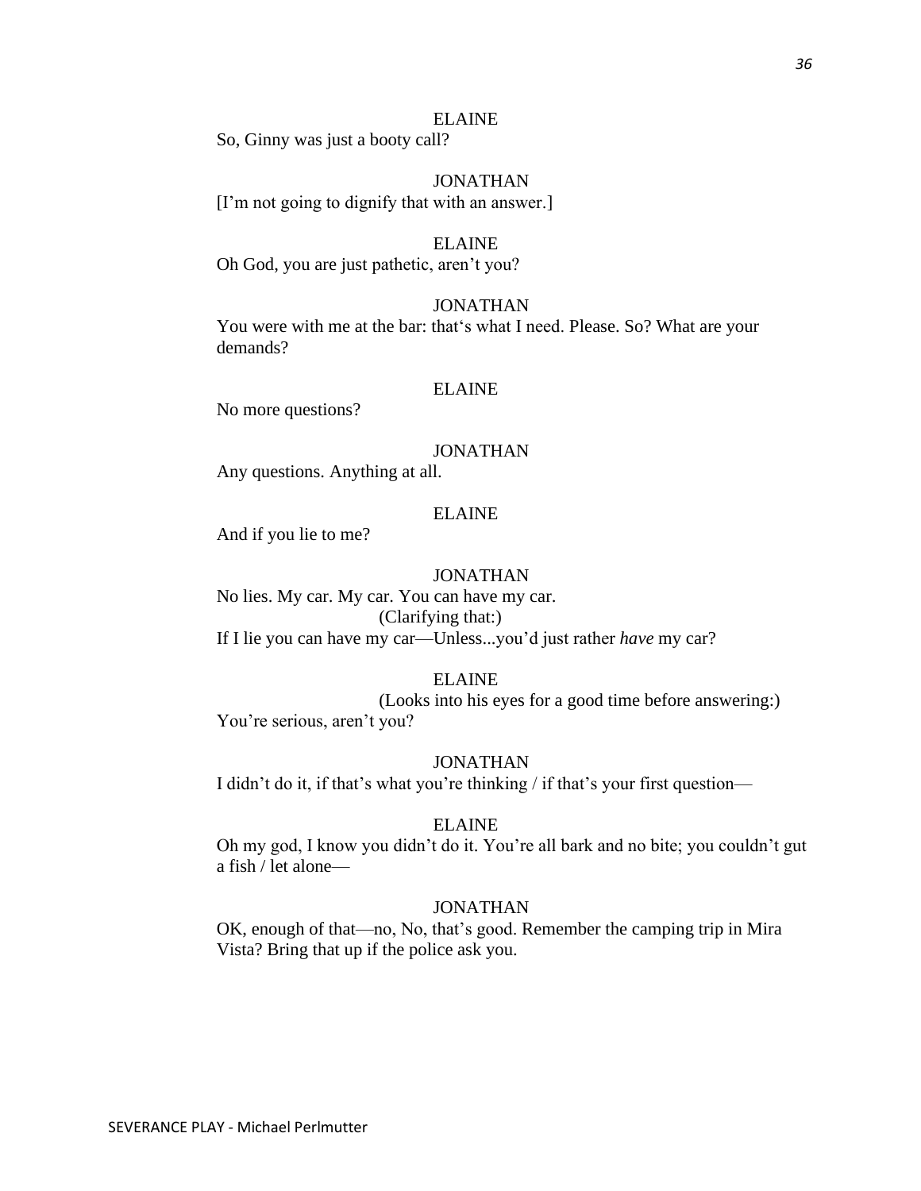ELAINE

So, Ginny was just a booty call?

JONATHAN

[I'm not going to dignify that with an answer.]

ELAINE

Oh God, you are just pathetic, aren't you?

JONATHAN

You were with me at the bar: that's what I need. Please. So? What are your demands?

ELAINE

No more questions?

JONATHAN

Any questions. Anything at all.

ELAINE

And if you lie to me?

JONATHAN

No lies. My car. My car. You can have my car.

(Clarifying that:)

If I lie you can have my car—Unless...you'd just rather *have* my car?

ELAINE

(Looks into his eyes for a good time before answering:)

You're serious, aren't you?

JONATHAN

I didn't do it, if that's what you're thinking / if that's your first question—

ELAINE

Oh my god, I know you didn't do it. You're all bark and no bite; you couldn't gut a fish / let alone—

JONATHAN

OK, enough of that—no, No, that's good. Remember the camping trip in Mira Vista? Bring that up if the police ask you.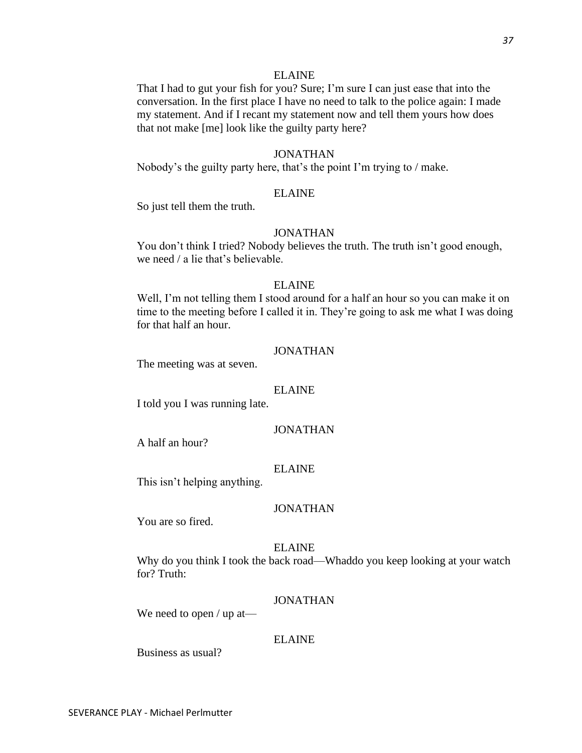ELAINE

That I had to gut your fish for you? Sure; I'm sure I can just ease that into the conversation. In the first place I have no need to talk to the police again: I made my statement. And if I recant my statement now and tell them yours how does that not make [me] look like the guilty party here?

JONATHAN

Nobody's the guilty party here, that's the point I'm trying to / make.

ELAINE

So just tell them the truth.

JONATHAN

You don't think I tried? Nobody believes the truth. The truth isn't good enough, we need / a lie that's believable.

ELAINE

Well, I'm not telling them I stood around for a half an hour so you can make it on time to the meeting before I called it in. They're going to ask me what I was doing for that half an hour.

JONATHAN

The meeting was at seven.

ELAINE

I told you I was running late.

JONATHAN

A half an hour?

ELAINE

This isn't helping anything.

JONATHAN

You are so fired.

ELAINE

Why do you think I took the back road—Whaddo you keep looking at your watch for? Truth:

JONATHAN

We need to open / up at—

ELAINE

Business as usual?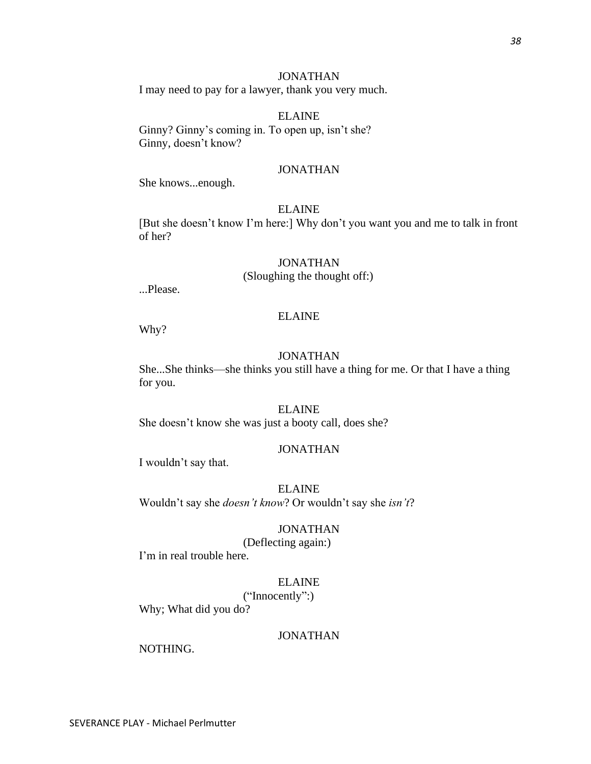JONATHAN

I may need to pay for a lawyer, thank you very much.

ELAINE

Ginny? Ginny's coming in. To open up, isn't she?
Ginny, doesn't know?

JONATHAN

She knows...enough.

ELAINE

[But she doesn't know I'm here:] Why don't you want you and me to talk in front of her?

JONATHAN
(Sloughing the thought off:)

...Please.

ELAINE

Why?

JONATHAN

She...She thinks—she thinks you still have a thing for me. Or that I have a thing for you.

ELAINE

She doesn't know she was just a booty call, does she?

JONATHAN

I wouldn't say that.

ELAINE

Wouldn't say she *doesn't know*? Or wouldn't say she *isn't*?

JONATHAN
(Deflecting again:)

I'm in real trouble here.

ELAINE
("Innocently":)

Why; What did you do?

JONATHAN

NOTHING.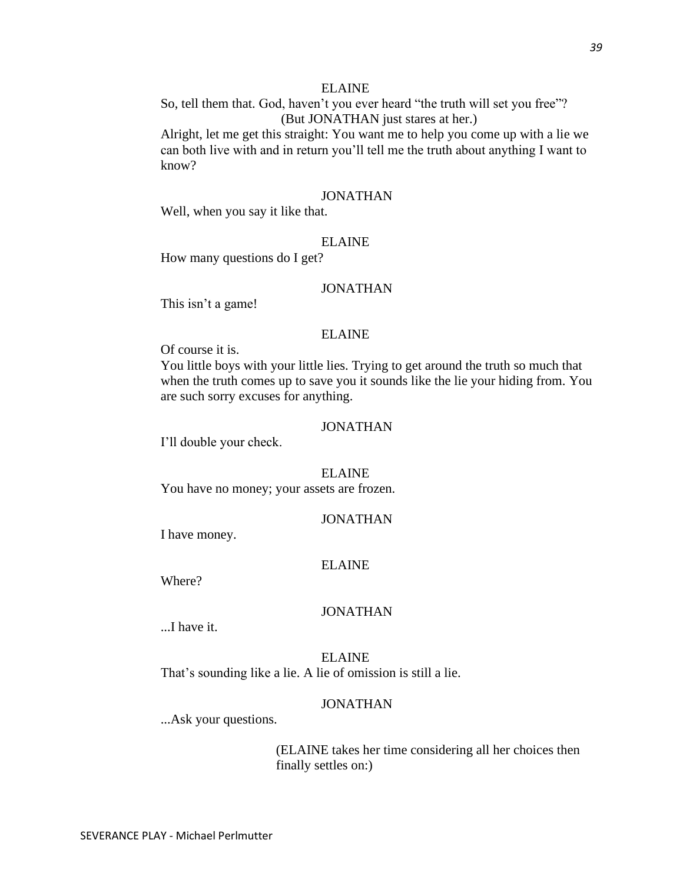ELAINE

So, tell them that. God, haven't you ever heard "the truth will set you free"?

(But JONATHAN just stares at her.)

Alright, let me get this straight: You want me to help you come up with a lie we can both live with and in return you'll tell me the truth about anything I want to know?

JONATHAN

Well, when you say it like that.

ELAINE

How many questions do I get?

JONATHAN

This isn't a game!

ELAINE

Of course it is.

You little boys with your little lies. Trying to get around the truth so much that when the truth comes up to save you it sounds like the lie your hiding from. You are such sorry excuses for anything.

JONATHAN

I'll double your check.

ELAINE

You have no money; your assets are frozen.

JONATHAN

I have money.

ELAINE

Where?

JONATHAN

...I have it.

ELAINE

That's sounding like a lie. A lie of omission is still a lie.

JONATHAN

...Ask your questions.

(ELAINE takes her time considering all her choices then finally settles on:)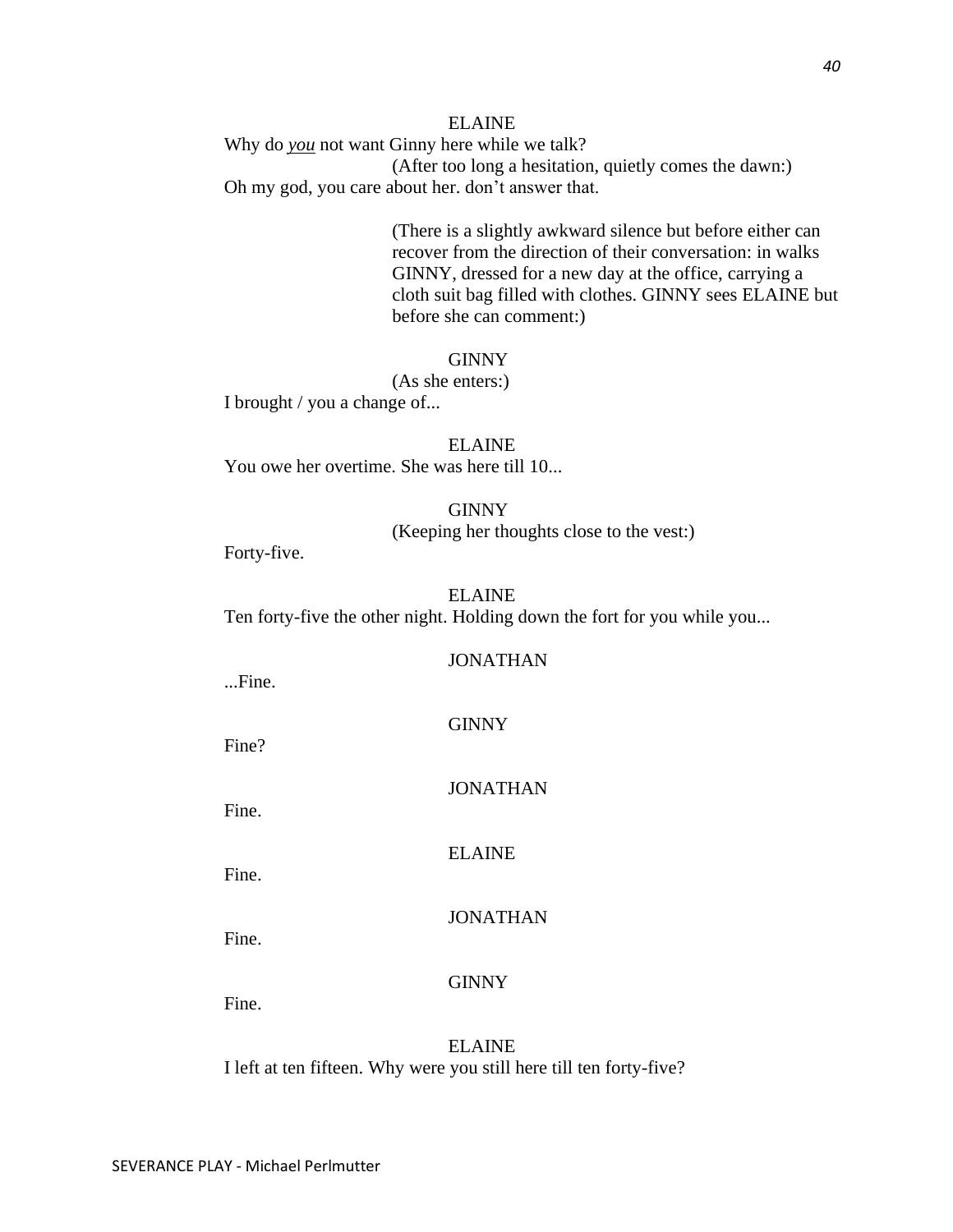ELAINE

Why do *you* not want Ginny here while we talk?

(After too long a hesitation, quietly comes the dawn:)

Oh my god, you care about her. don't answer that.

(There is a slightly awkward silence but before either can recover from the direction of their conversation: in walks GINNY, dressed for a new day at the office, carrying a cloth suit bag filled with clothes. GINNY sees ELAINE but before she can comment:)

GINNY

(As she enters:)

I brought / you a change of...

ELAINE

You owe her overtime. She was here till 10...

GINNY

(Keeping her thoughts close to the vest:)

Forty-five.

ELAINE

Ten forty-five the other night. Holding down the fort for you while you...

JONATHAN

...Fine.

GINNY

Fine?

JONATHAN

Fine.

ELAINE

Fine.

JONATHAN

Fine.

GINNY

Fine.

ELAINE

I left at ten fifteen. Why were you still here till ten forty-five?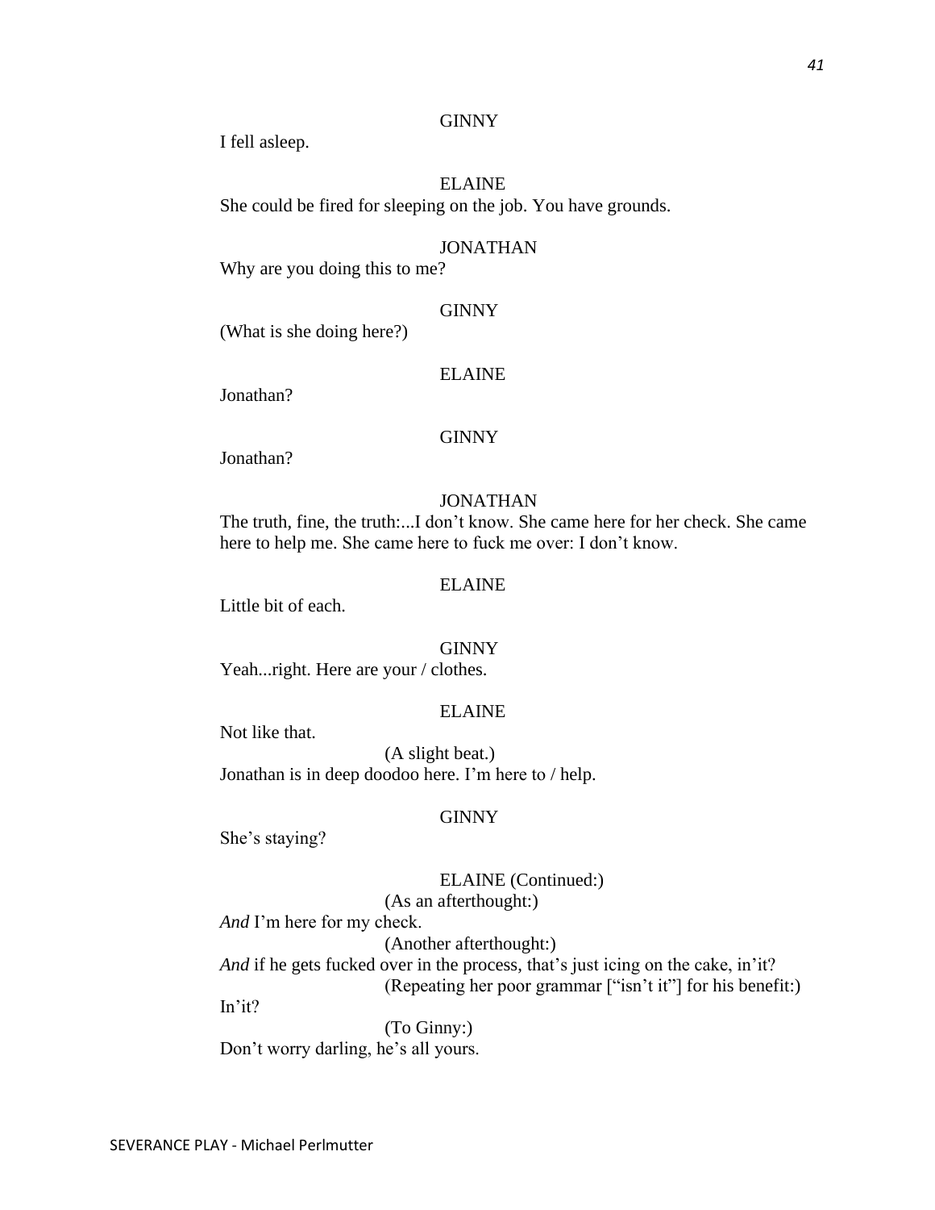GINNY

I fell asleep.

ELAINE

She could be fired for sleeping on the job. You have grounds.

JONATHAN

Why are you doing this to me?

GINNY

(What is she doing here?)

ELAINE

Jonathan?

GINNY

Jonathan?

JONATHAN

The truth, fine, the truth:...I don't know. She came here for her check. She came here to help me. She came here to fuck me over: I don't know.

ELAINE

Little bit of each.

GINNY

Yeah...right. Here are your / clothes.

ELAINE

Not like that.

(A slight beat.)

Jonathan is in deep doodoo here. I'm here to / help.

GINNY

She's staying?

ELAINE (Continued:)

(As an afterthought:)

*And* I'm here for my check.

(Another afterthought:)

*And* if he gets fucked over in the process, that's just icing on the cake, in'it?

(Repeating her poor grammar ["isn't it"] for his benefit:)

In'it?

(To Ginny:)

Don't worry darling, he's all yours.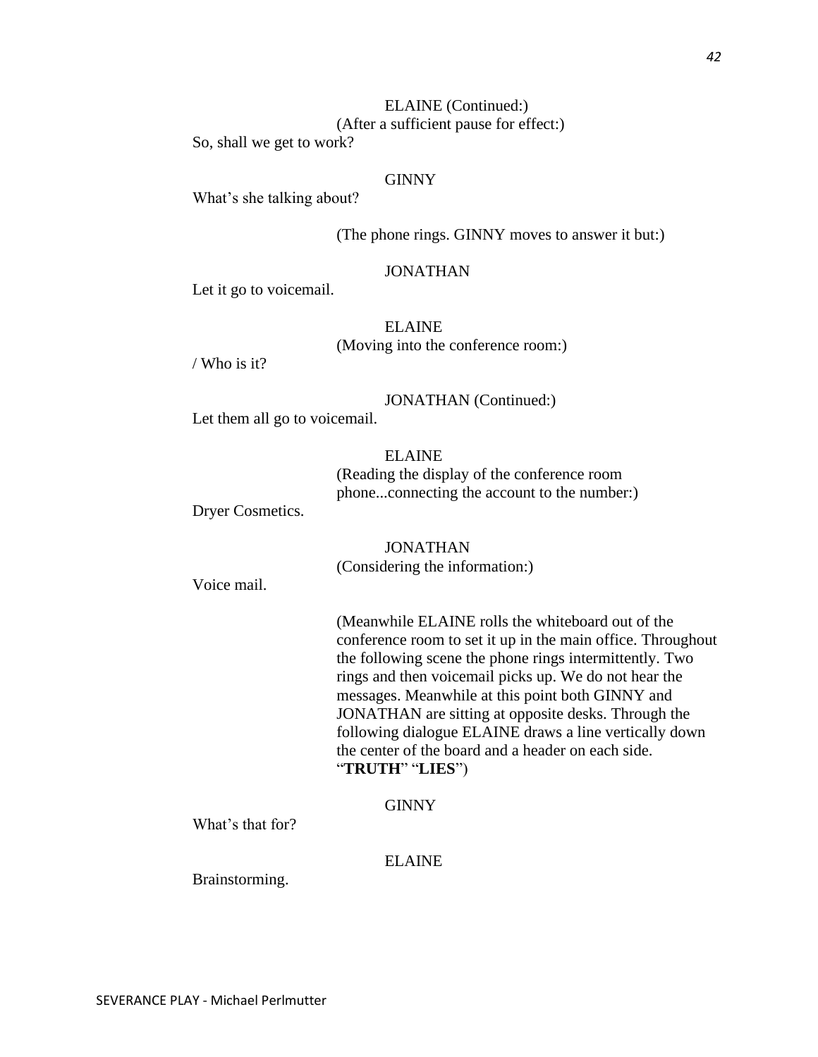ELAINE (Continued:)
(After a sufficient pause for effect:)

So, shall we get to work?

GINNY

What's she talking about?

(The phone rings. GINNY moves to answer it but:)

JONATHAN

Let it go to voicemail.

ELAINE
(Moving into the conference room:)

/ Who is it?

JONATHAN (Continued:)

Let them all go to voicemail.

ELAINE
(Reading the display of the conference room phone...connecting the account to the number:)

Dryer Cosmetics.

JONATHAN
(Considering the information:)

Voice mail.

(Meanwhile ELAINE rolls the whiteboard out of the conference room to set it up in the main office. Throughout the following scene the phone rings intermittently. Two rings and then voicemail picks up. We do not hear the messages. Meanwhile at this point both GINNY and JONATHAN are sitting at opposite desks. Through the following dialogue ELAINE draws a line vertically down the center of the board and a header on each side. "**TRUTH**" "**LIES**")

GINNY

What's that for?

ELAINE

Brainstorming.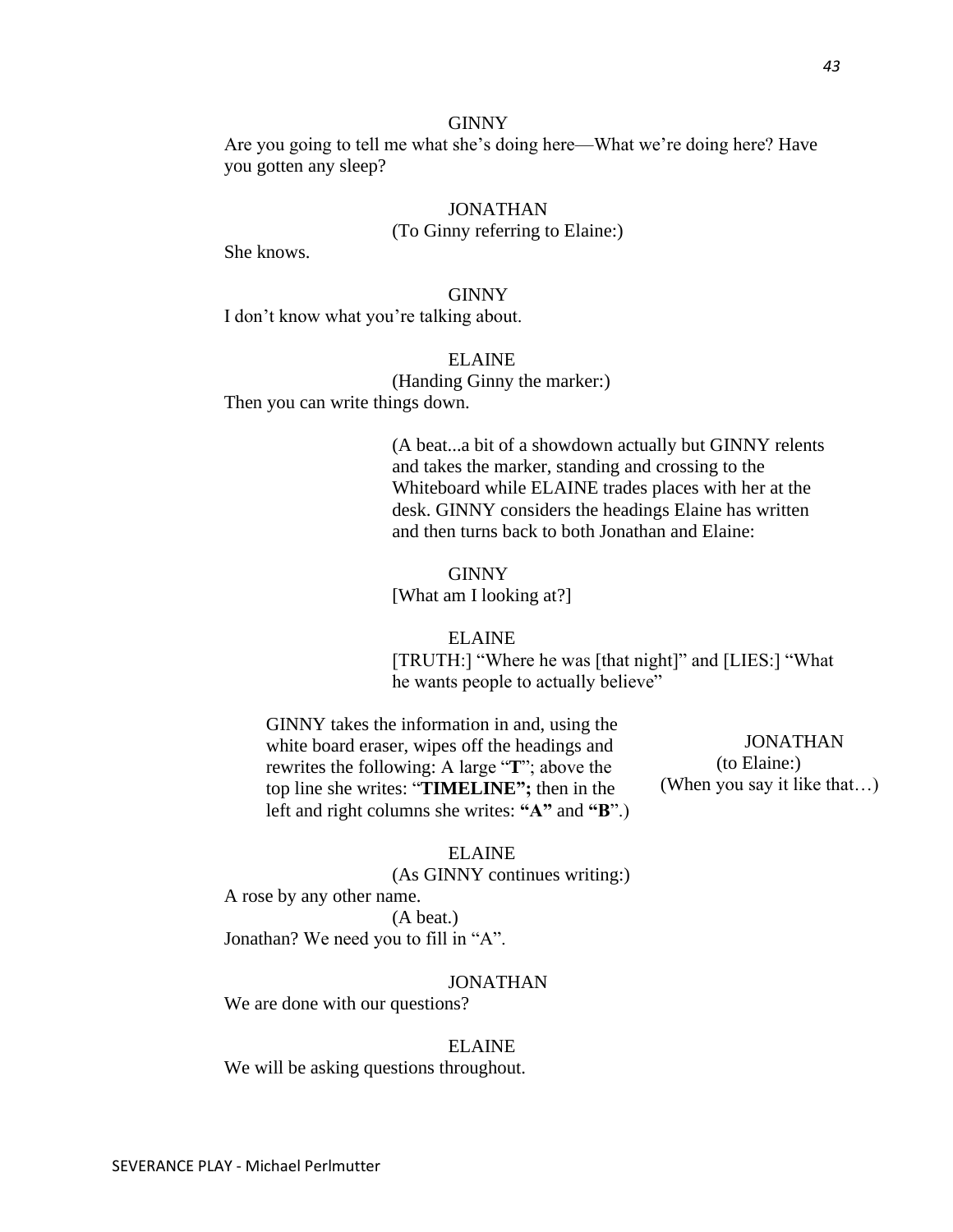GINNY

Are you going to tell me what she's doing here—What we're doing here? Have you gotten any sleep?

JONATHAN

(To Ginny referring to Elaine:)

She knows.

GINNY

I don't know what you're talking about.

ELAINE

(Handing Ginny the marker:)

Then you can write things down.

(A beat...a bit of a showdown actually but GINNY relents and takes the marker, standing and crossing to the Whiteboard while ELAINE trades places with her at the desk. GINNY considers the headings Elaine has written and then turns back to both Jonathan and Elaine:

GINNY

[What am I looking at?]

ELAINE

[TRUTH:] "Where he was [that night]" and [LIES:] "What he wants people to actually believe"

GINNY takes the information in and, using the white board eraser, wipes off the headings and rewrites the following: A large "**T**"; above the top line she writes: "**TIMELINE";** then in the left and right columns she writes: **"A"** and **"B"**.)

JONATHAN

(to Elaine:)

(When you say it like that…)

ELAINE

(As GINNY continues writing:)

A rose by any other name.

(A beat.)

Jonathan? We need you to fill in "A".

JONATHAN

We are done with our questions?

ELAINE

We will be asking questions throughout.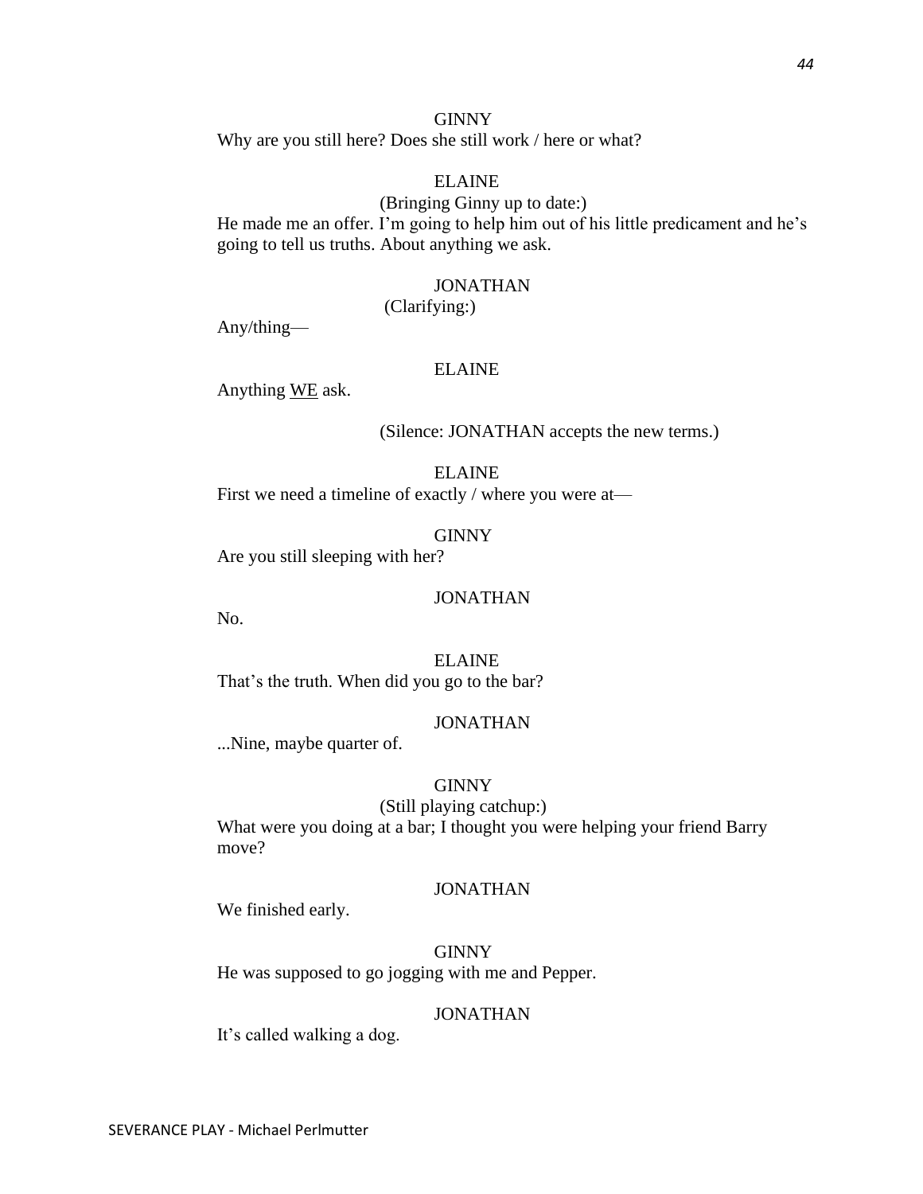GINNY

Why are you still here? Does she still work / here or what?

ELAINE

(Bringing Ginny up to date:)

He made me an offer. I'm going to help him out of his little predicament and he's going to tell us truths. About anything we ask.

JONATHAN

(Clarifying:)

Any/thing—

ELAINE

Anything <u>WE</u> ask.

(Silence: JONATHAN accepts the new terms.)

ELAINE

First we need a timeline of exactly / where you were at—

GINNY

Are you still sleeping with her?

JONATHAN

No.

ELAINE

That's the truth. When did you go to the bar?

JONATHAN

...Nine, maybe quarter of.

GINNY

(Still playing catchup:)

What were you doing at a bar; I thought you were helping your friend Barry move?

JONATHAN

We finished early.

GINNY

He was supposed to go jogging with me and Pepper.

JONATHAN

It's called walking a dog.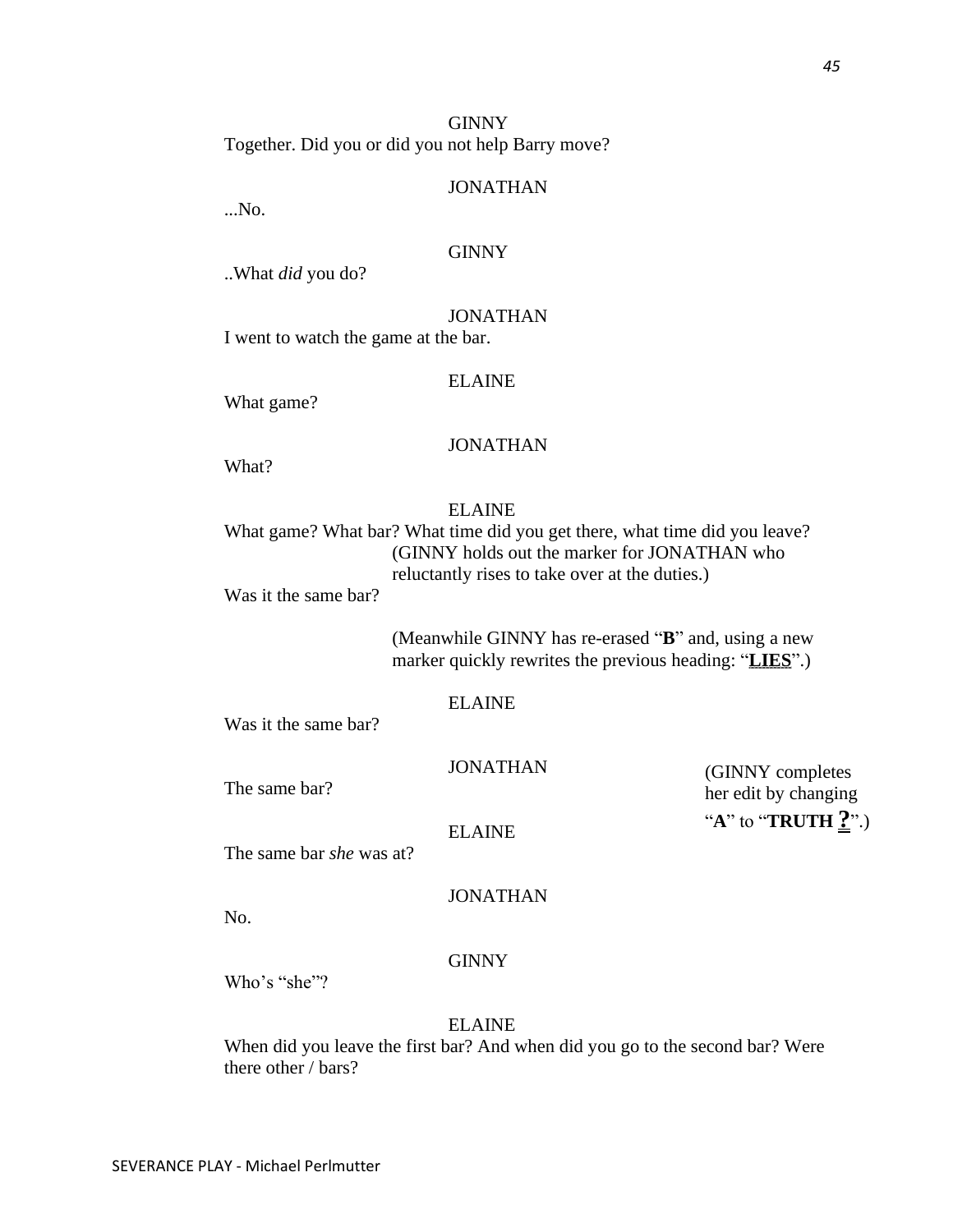GINNY

Together. Did you or did you not help Barry move?

JONATHAN

...No.

GINNY

..What *did* you do?

JONATHAN

I went to watch the game at the bar.

ELAINE

What game?

JONATHAN

What?

ELAINE

What game? What bar? What time did you get there, what time did you leave?

(GINNY holds out the marker for JONATHAN who reluctantly rises to take over at the duties.)

Was it the same bar?

(Meanwhile GINNY has re-erased "**B**" and, using a new marker quickly rewrites the previous heading: "**LIES**".)

ELAINE

Was it the same bar?

JONATHAN

The same bar?

(GINNY completes her edit by changing "**A**" to "**TRUTH ?**".)

ELAINE

The same bar *she* was at?

JONATHAN

No.

GINNY

Who's "she"?

ELAINE

When did you leave the first bar? And when did you go to the second bar? Were there other / bars?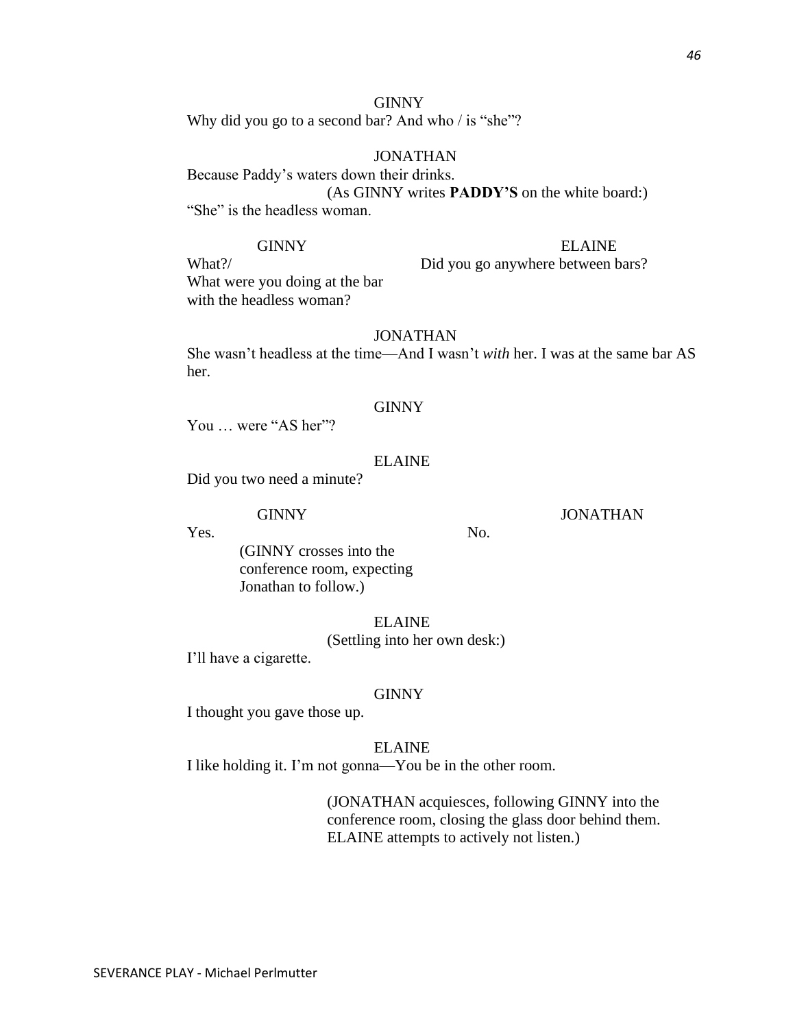GINNY

Why did you go to a second bar? And who / is "she"?

JONATHAN

Because Paddy's waters down their drinks.

(As GINNY writes **PADDY'S** on the white board:)

"She" is the headless woman.

GINNY

What?/

What were you doing at the bar with the headless woman?

ELAINE

Did you go anywhere between bars?

JONATHAN

She wasn't headless at the time—And I wasn't *with* her. I was at the same bar AS her.

GINNY

You … were "AS her"?

ELAINE

Did you two need a minute?

GINNY

Yes.

(GINNY crosses into the conference room, expecting Jonathan to follow.)

JONATHAN

No.

ELAINE

(Settling into her own desk:)

I'll have a cigarette.

GINNY

I thought you gave those up.

ELAINE

I like holding it. I'm not gonna—You be in the other room.

(JONATHAN acquiesces, following GINNY into the conference room, closing the glass door behind them. ELAINE attempts to actively not listen.)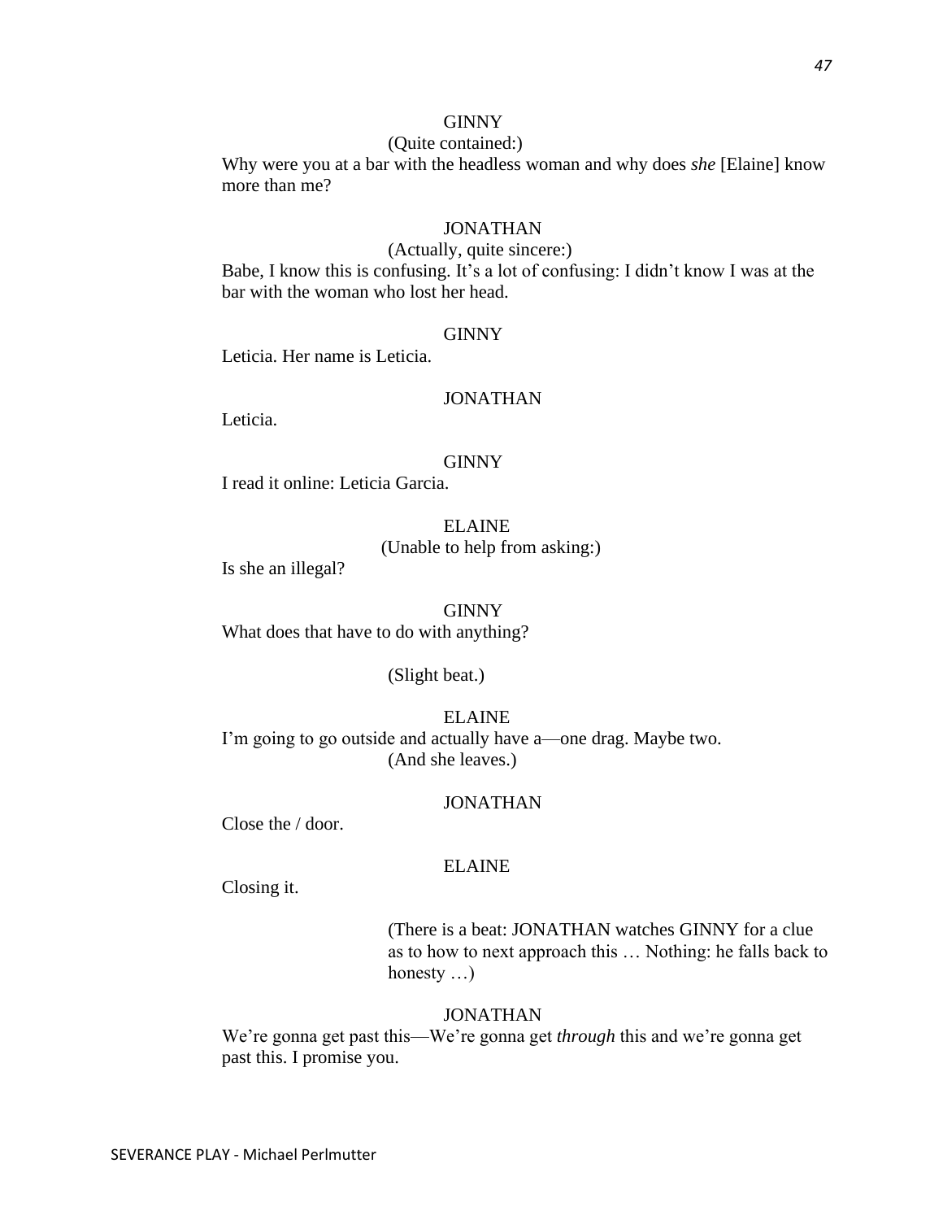GINNY

(Quite contained:)

Why were you at a bar with the headless woman and why does *she* [Elaine] know more than me?

JONATHAN

(Actually, quite sincere:)

Babe, I know this is confusing. It's a lot of confusing: I didn't know I was at the bar with the woman who lost her head.

GINNY

Leticia. Her name is Leticia.

JONATHAN

Leticia.

GINNY

I read it online: Leticia Garcia.

ELAINE

(Unable to help from asking:)

Is she an illegal?

GINNY

What does that have to do with anything?

(Slight beat.)

ELAINE

I'm going to go outside and actually have a—one drag. Maybe two.

(And she leaves.)

JONATHAN

Close the / door.

ELAINE

Closing it.

(There is a beat: JONATHAN watches GINNY for a clue as to how to next approach this … Nothing: he falls back to honesty …)

JONATHAN

We're gonna get past this—We're gonna get *through* this and we're gonna get past this. I promise you.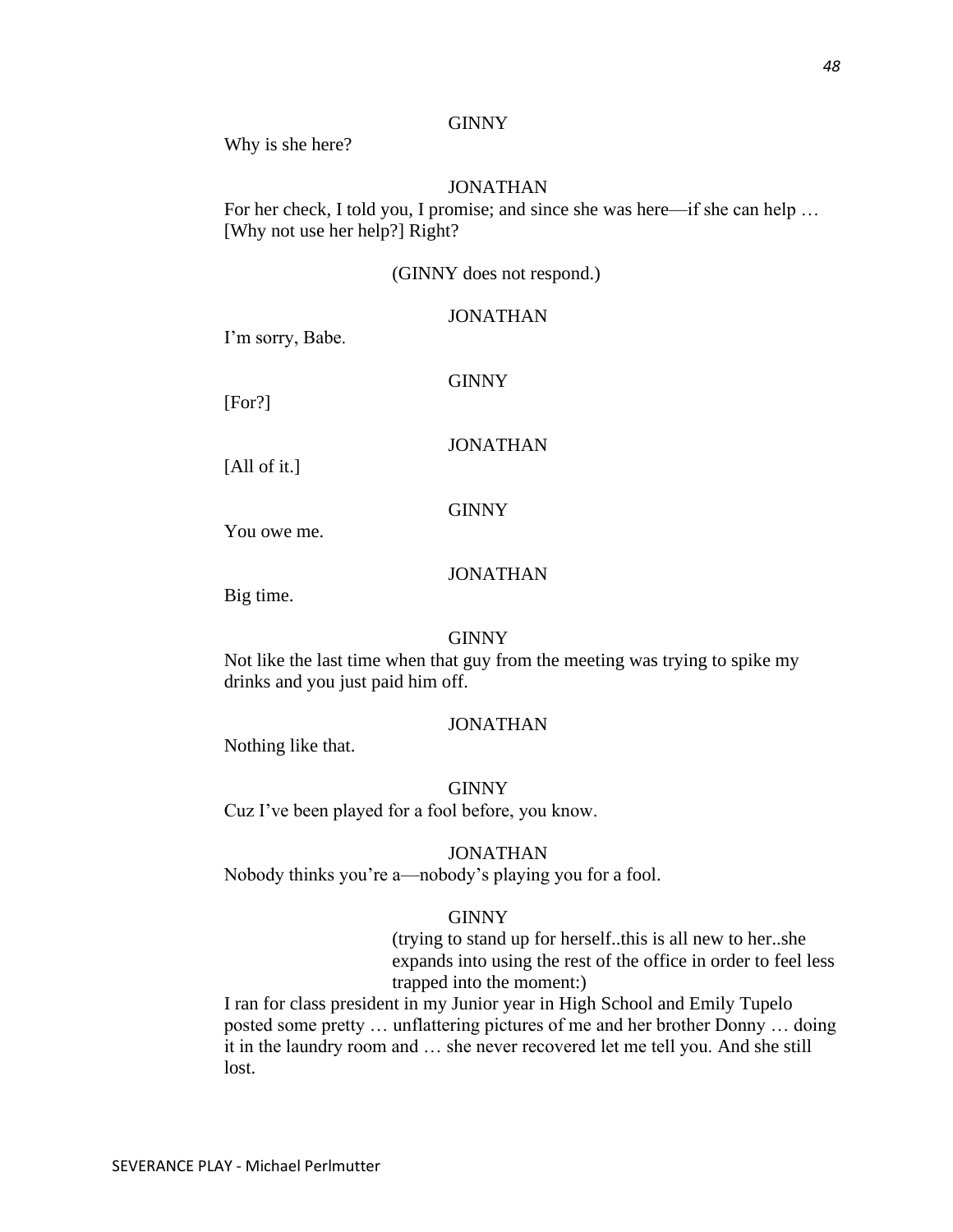GINNY

Why is she here?

JONATHAN

For her check, I told you, I promise; and since she was here—if she can help … [Why not use her help?] Right?

(GINNY does not respond.)

JONATHAN

I'm sorry, Babe.

GINNY

[For?]

JONATHAN

[All of it.]

GINNY

You owe me.

JONATHAN

Big time.

GINNY

Not like the last time when that guy from the meeting was trying to spike my drinks and you just paid him off.

JONATHAN

Nothing like that.

GINNY

Cuz I've been played for a fool before, you know.

JONATHAN

Nobody thinks you're a—nobody's playing you for a fool.

GINNY

(trying to stand up for herself..this is all new to her..she expands into using the rest of the office in order to feel less trapped into the moment:)

I ran for class president in my Junior year in High School and Emily Tupelo posted some pretty … unflattering pictures of me and her brother Donny … doing it in the laundry room and … she never recovered let me tell you. And she still lost.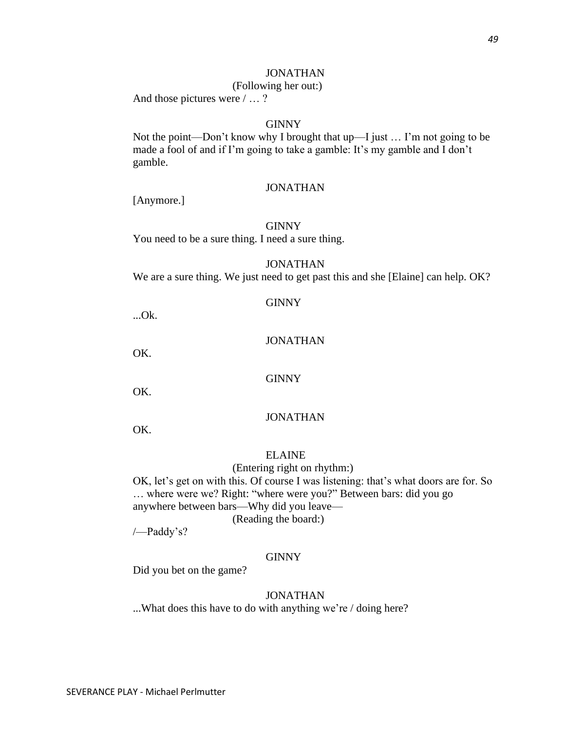JONATHAN

(Following her out:)

And those pictures were / … ?

GINNY

Not the point—Don't know why I brought that up—I just … I'm not going to be made a fool of and if I'm going to take a gamble: It's my gamble and I don't gamble.

JONATHAN

[Anymore.]

GINNY

You need to be a sure thing. I need a sure thing.

JONATHAN

We are a sure thing. We just need to get past this and she [Elaine] can help. OK?

GINNY

...Ok.

JONATHAN

OK.

GINNY

OK.

JONATHAN

OK.

ELAINE

(Entering right on rhythm:)

OK, let's get on with this. Of course I was listening: that's what doors are for. So … where were we? Right: "where were you?" Between bars: did you go anywhere between bars—Why did you leave—

(Reading the board:)

/—Paddy's?

GINNY

Did you bet on the game?

JONATHAN

...What does this have to do with anything we're / doing here?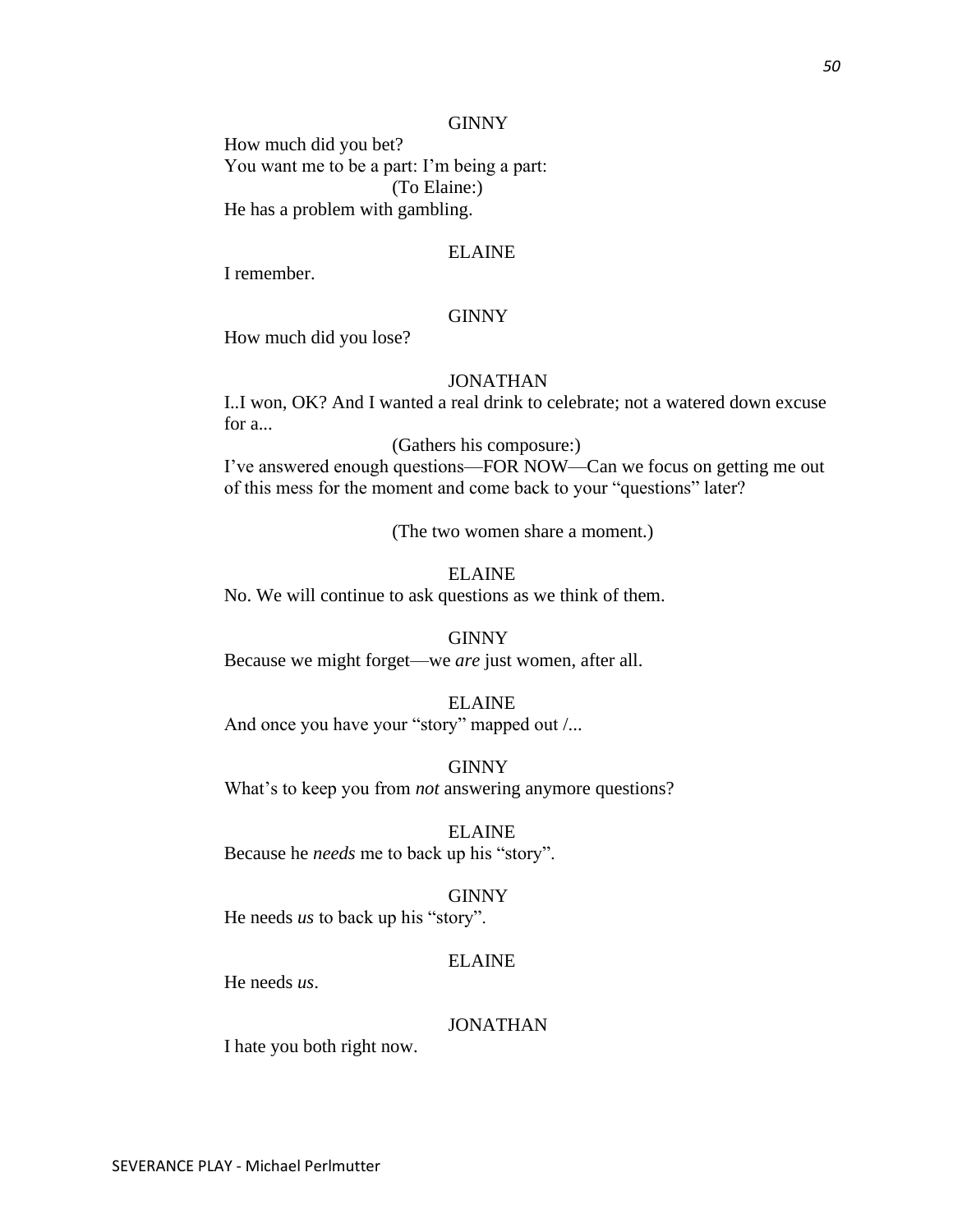GINNY

How much did you bet?
You want me to be a part: I'm being a part:

(To Elaine:)

He has a problem with gambling.

ELAINE

I remember.

GINNY

How much did you lose?

JONATHAN

I..I won, OK? And I wanted a real drink to celebrate; not a watered down excuse for a...

(Gathers his composure:)

I've answered enough questions—FOR NOW—Can we focus on getting me out of this mess for the moment and come back to your "questions" later?

(The two women share a moment.)

ELAINE

No. We will continue to ask questions as we think of them.

GINNY

Because we might forget—we *are* just women, after all.

ELAINE

And once you have your "story" mapped out /...

GINNY

What's to keep you from *not* answering anymore questions?

ELAINE

Because he *needs* me to back up his "story".

GINNY

He needs *us* to back up his "story".

ELAINE

He needs *us*.

JONATHAN

I hate you both right now.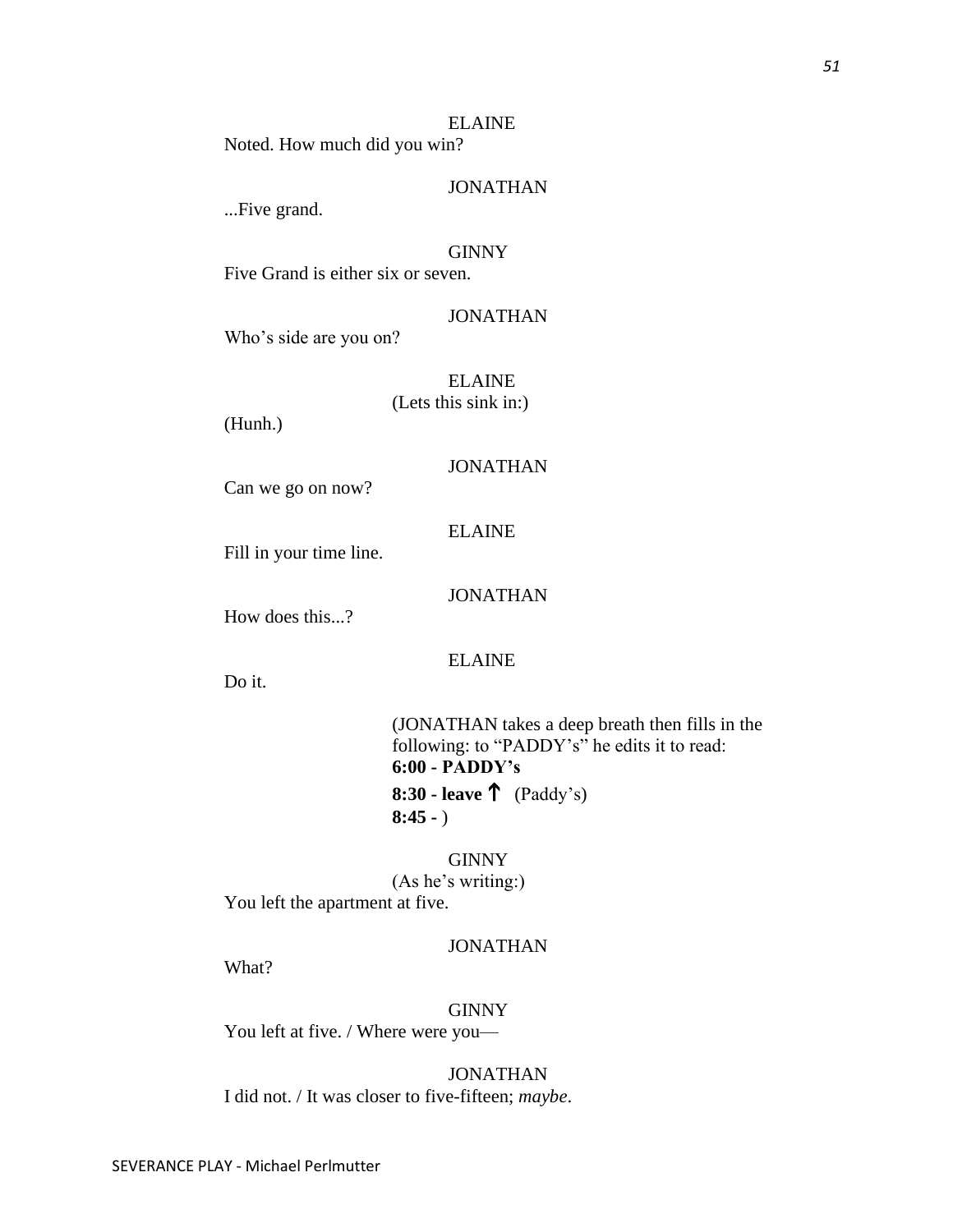ELAINE

Noted. How much did you win?

JONATHAN

...Five grand.

GINNY

Five Grand is either six or seven.

JONATHAN

Who's side are you on?

ELAINE

(Lets this sink in:)

(Hunh.)

JONATHAN

Can we go on now?

ELAINE

Fill in your time line.

JONATHAN

How does this...?

ELAINE

Do it.

(JONATHAN takes a deep breath then fills in the following: to "PADDY's" he edits it to read:
**6:00 - PADDY's**
**8:30 - leave ↑** (Paddy's)
**8:45 -** )

GINNY

(As he's writing:)

You left the apartment at five.

JONATHAN

What?

GINNY

You left at five. / Where were you—

JONATHAN

I did not. / It was closer to five-fifteen; *maybe*.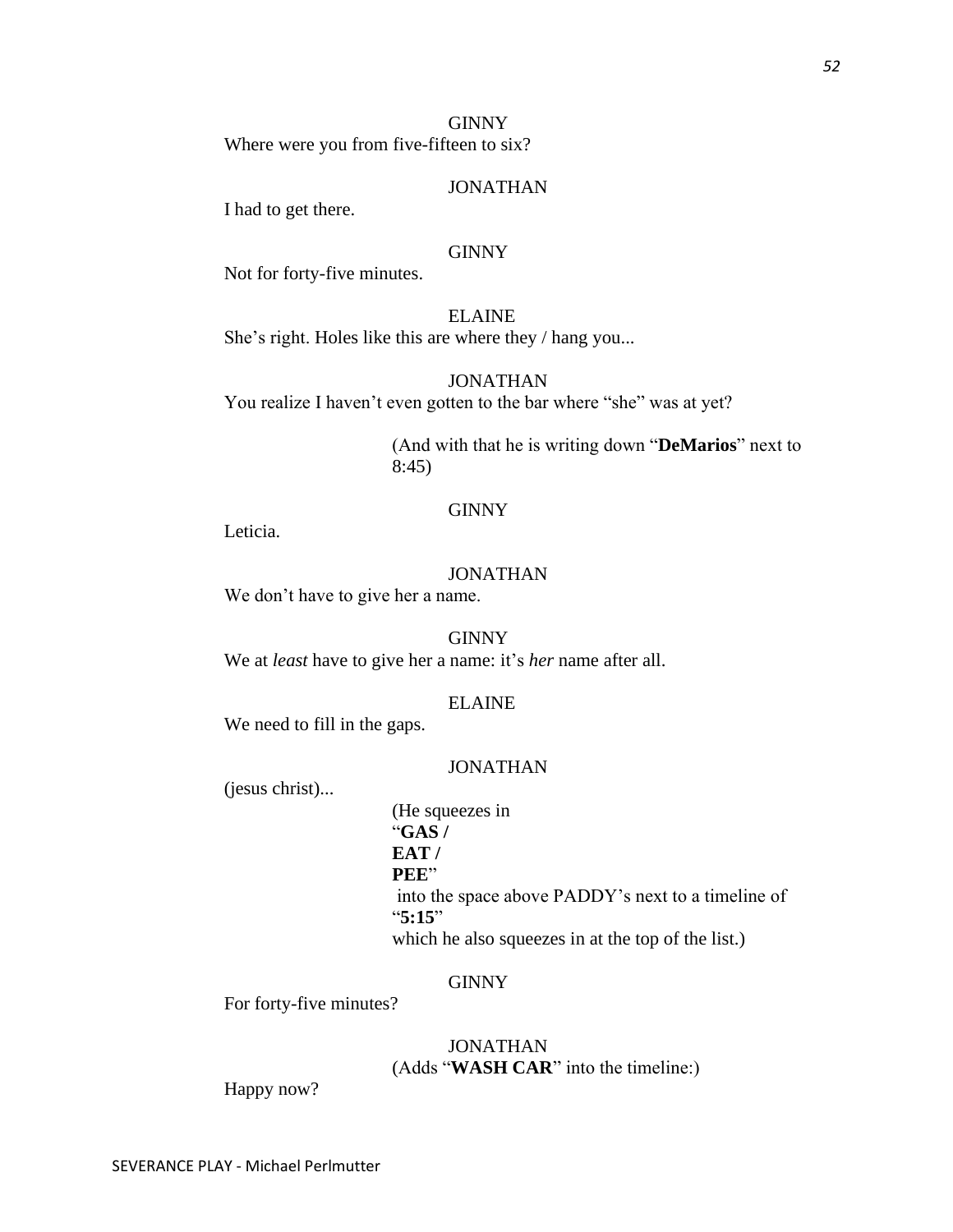GINNY

Where were you from five-fifteen to six?

JONATHAN

I had to get there.

GINNY

Not for forty-five minutes.

ELAINE

She's right. Holes like this are where they / hang you...

JONATHAN

You realize I haven't even gotten to the bar where "she" was at yet?

(And with that he is writing down "**DeMarios**" next to 8:45)

GINNY

Leticia.

JONATHAN

We don't have to give her a name.

GINNY

We at *least* have to give her a name: it's *her* name after all.

ELAINE

We need to fill in the gaps.

JONATHAN

(jesus christ)...

(He squeezes in
"**GAS /**
**EAT /**
**PEE**"
into the space above PADDY's next to a timeline of
"**5:15**"
which he also squeezes in at the top of the list.)

GINNY

For forty-five minutes?

JONATHAN

(Adds "**WASH CAR**" into the timeline:)

Happy now?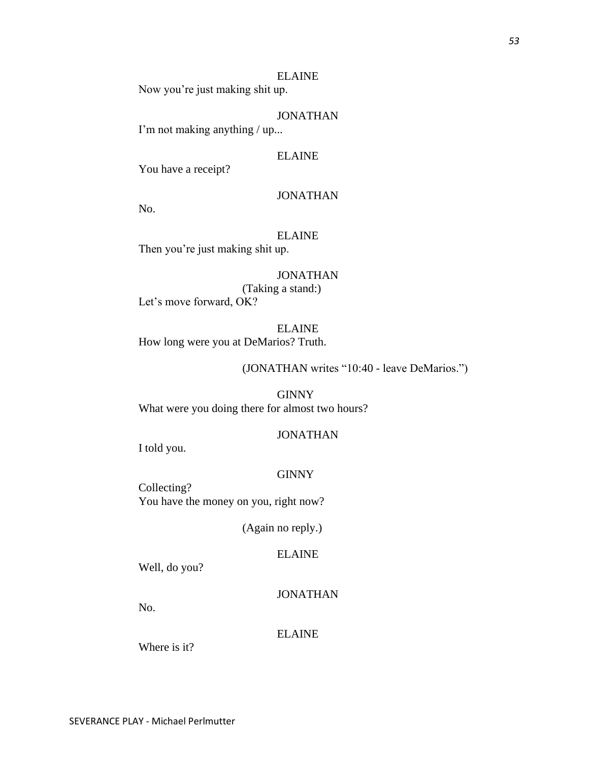ELAINE

Now you're just making shit up.

JONATHAN

I'm not making anything / up...

ELAINE

You have a receipt?

JONATHAN

No.

ELAINE

Then you're just making shit up.

JONATHAN

(Taking a stand:)

Let's move forward, OK?

ELAINE

How long were you at DeMarios? Truth.

(JONATHAN writes "10:40 - leave DeMarios.")

GINNY

What were you doing there for almost two hours?

JONATHAN

I told you.

GINNY

Collecting?
You have the money on you, right now?

(Again no reply.)

ELAINE

Well, do you?

JONATHAN

No.

ELAINE

Where is it?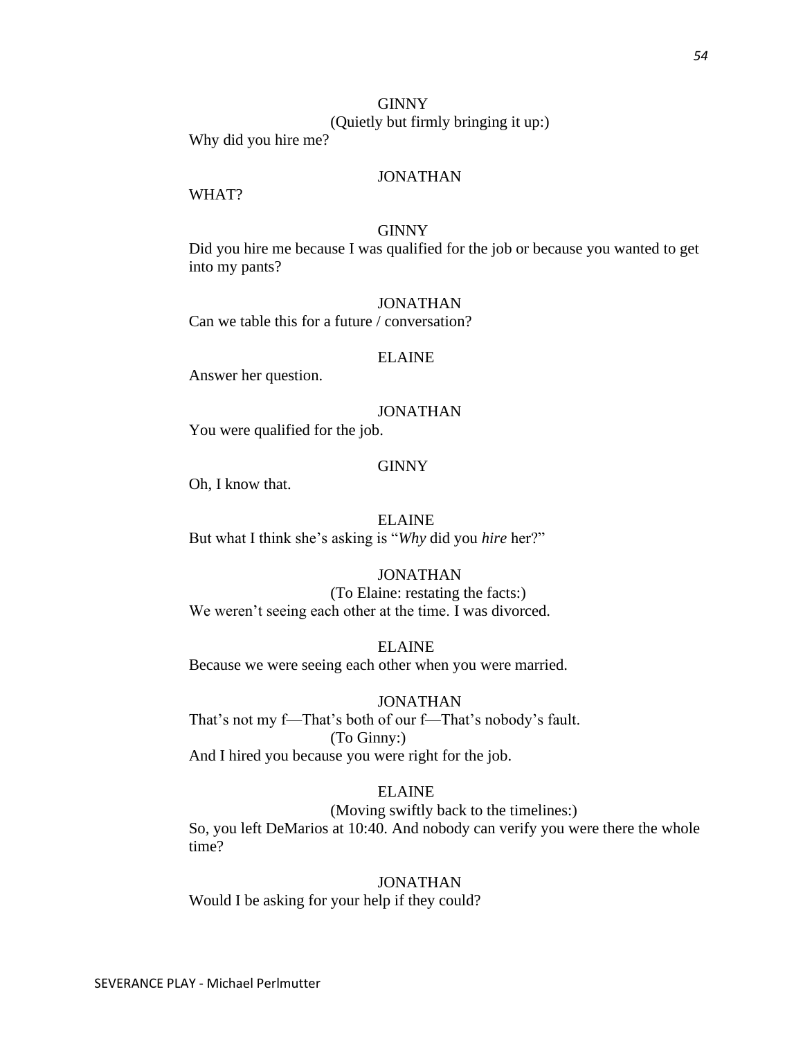GINNY
(Quietly but firmly bringing it up:)
Why did you hire me?

JONATHAN
WHAT?

GINNY
Did you hire me because I was qualified for the job or because you wanted to get into my pants?

JONATHAN
Can we table this for a future / conversation?

ELAINE
Answer her question.

JONATHAN
You were qualified for the job.

GINNY
Oh, I know that.

ELAINE
But what I think she's asking is "*Why* did you *hire* her?"

JONATHAN
(To Elaine: restating the facts:)
We weren't seeing each other at the time. I was divorced.

ELAINE
Because we were seeing each other when you were married.

JONATHAN
That's not my f—That's both of our f—That's nobody's fault.
(To Ginny:)
And I hired you because you were right for the job.

ELAINE
(Moving swiftly back to the timelines:)
So, you left DeMarios at 10:40. And nobody can verify you were there the whole time?

JONATHAN
Would I be asking for your help if they could?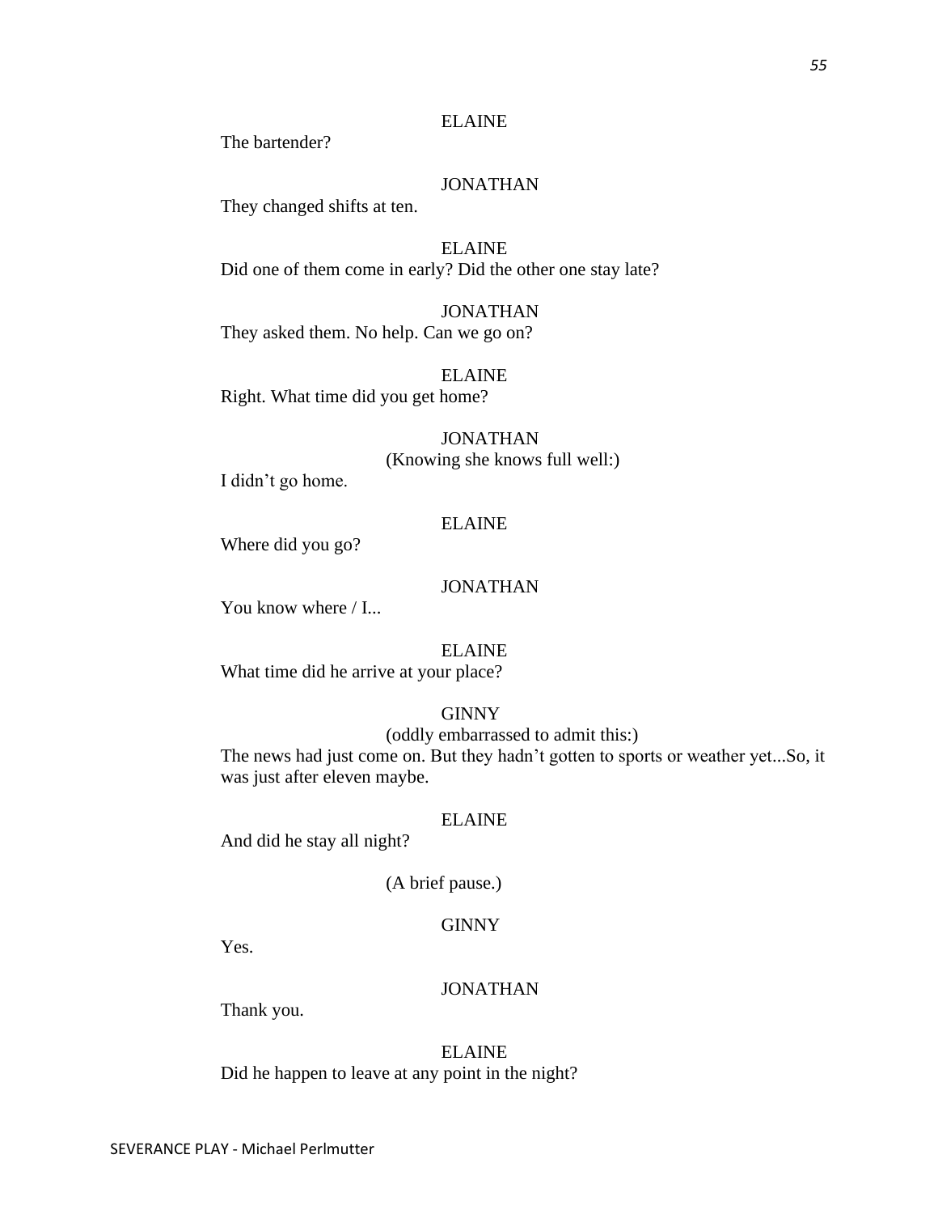ELAINE

The bartender?

JONATHAN

They changed shifts at ten.

ELAINE

Did one of them come in early? Did the other one stay late?

JONATHAN

They asked them. No help. Can we go on?

ELAINE

Right. What time did you get home?

JONATHAN

(Knowing she knows full well:)

I didn't go home.

ELAINE

Where did you go?

JONATHAN

You know where / I...

ELAINE

What time did he arrive at your place?

GINNY

(oddly embarrassed to admit this:)

The news had just come on. But they hadn't gotten to sports or weather yet...So, it was just after eleven maybe.

ELAINE

And did he stay all night?

(A brief pause.)

GINNY

Yes.

JONATHAN

Thank you.

ELAINE

Did he happen to leave at any point in the night?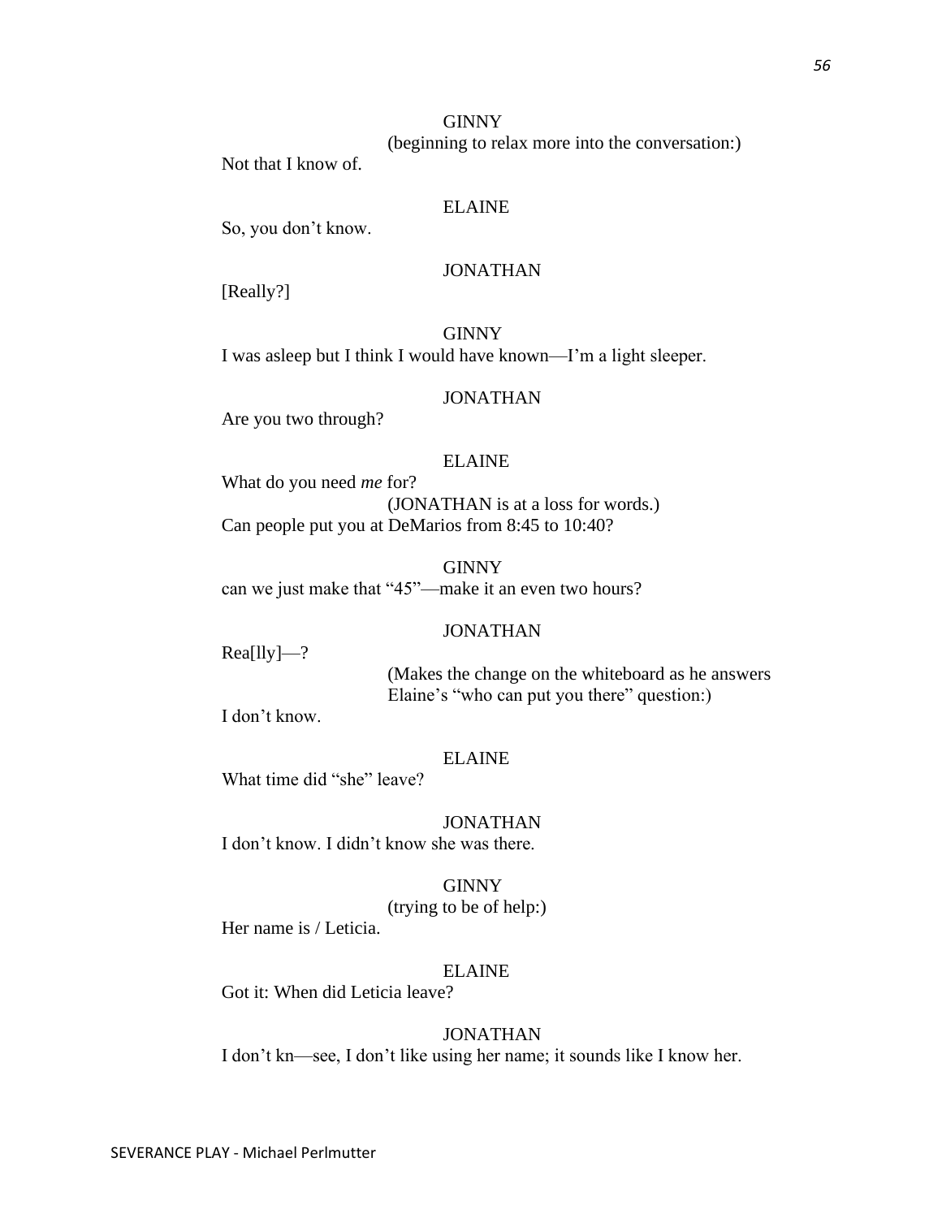GINNY

(beginning to relax more into the conversation:)

Not that I know of.

ELAINE

So, you don't know.

JONATHAN

[Really?]

GINNY

I was asleep but I think I would have known—I'm a light sleeper.

JONATHAN

Are you two through?

ELAINE

What do you need *me* for?

(JONATHAN is at a loss for words.)

Can people put you at DeMarios from 8:45 to 10:40?

GINNY

can we just make that "45"—make it an even two hours?

JONATHAN

Rea[lly]—?

(Makes the change on the whiteboard as he answers Elaine's "who can put you there" question:)

I don't know.

ELAINE

What time did "she" leave?

JONATHAN

I don't know. I didn't know she was there.

GINNY

(trying to be of help:)

Her name is / Leticia.

ELAINE

Got it: When did Leticia leave?

JONATHAN

I don't kn—see, I don't like using her name; it sounds like I know her.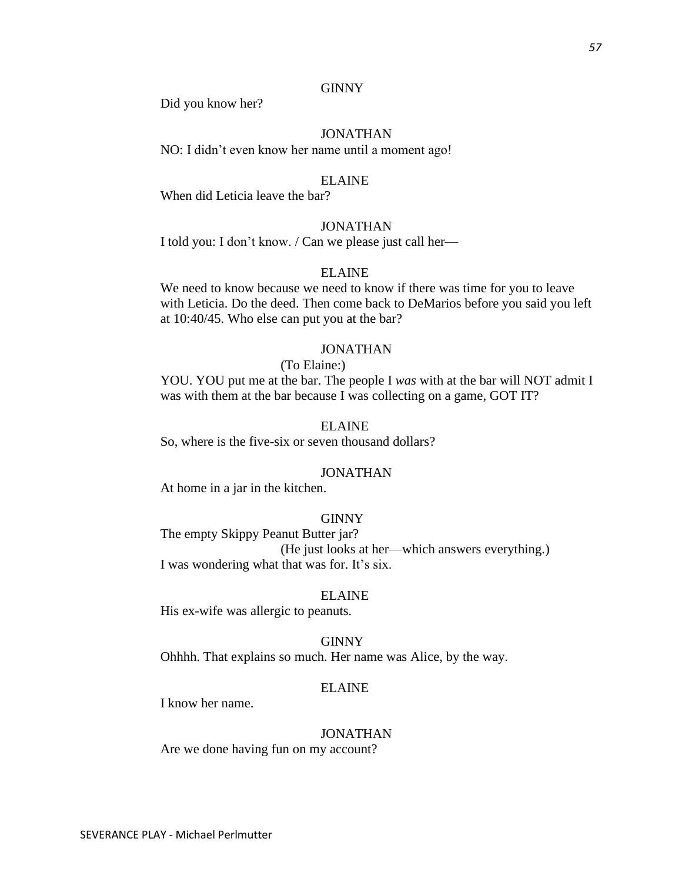GINNY

Did you know her?

JONATHAN

NO: I didn't even know her name until a moment ago!

ELAINE

When did Leticia leave the bar?

JONATHAN

I told you: I don't know. / Can we please just call her—

ELAINE

We need to know because we need to know if there was time for you to leave with Leticia. Do the deed. Then come back to DeMarios before you said you left at 10:40/45. Who else can put you at the bar?

JONATHAN

(To Elaine:)

YOU. YOU put me at the bar. The people I *was* with at the bar will NOT admit I was with them at the bar because I was collecting on a game, GOT IT?

ELAINE

So, where is the five-six or seven thousand dollars?

JONATHAN

At home in a jar in the kitchen.

GINNY

The empty Skippy Peanut Butter jar?

(He just looks at her—which answers everything.)

I was wondering what that was for. It's six.

ELAINE

His ex-wife was allergic to peanuts.

GINNY

Ohhhh. That explains so much. Her name was Alice, by the way.

ELAINE

I know her name.

JONATHAN

Are we done having fun on my account?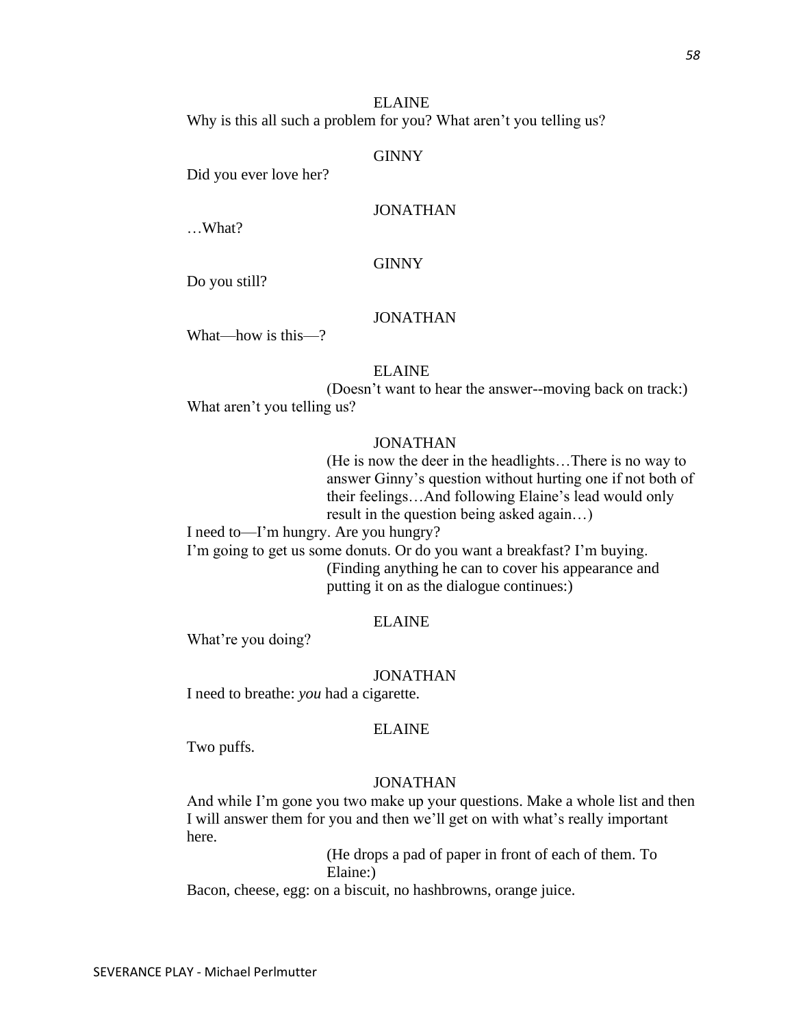ELAINE

Why is this all such a problem for you? What aren't you telling us?

GINNY

Did you ever love her?

JONATHAN

…What?

GINNY

Do you still?

JONATHAN

What—how is this—?

ELAINE

(Doesn't want to hear the answer--moving back on track:)

What aren't you telling us?

JONATHAN

(He is now the deer in the headlights…There is no way to answer Ginny's question without hurting one if not both of their feelings…And following Elaine's lead would only result in the question being asked again…)

I need to—I'm hungry. Are you hungry?
I'm going to get us some donuts. Or do you want a breakfast? I'm buying.

(Finding anything he can to cover his appearance and putting it on as the dialogue continues:)

ELAINE

What're you doing?

JONATHAN

I need to breathe: *you* had a cigarette.

ELAINE

Two puffs.

JONATHAN

And while I'm gone you two make up your questions. Make a whole list and then I will answer them for you and then we'll get on with what's really important here.

(He drops a pad of paper in front of each of them. To Elaine:)

Bacon, cheese, egg: on a biscuit, no hashbrowns, orange juice.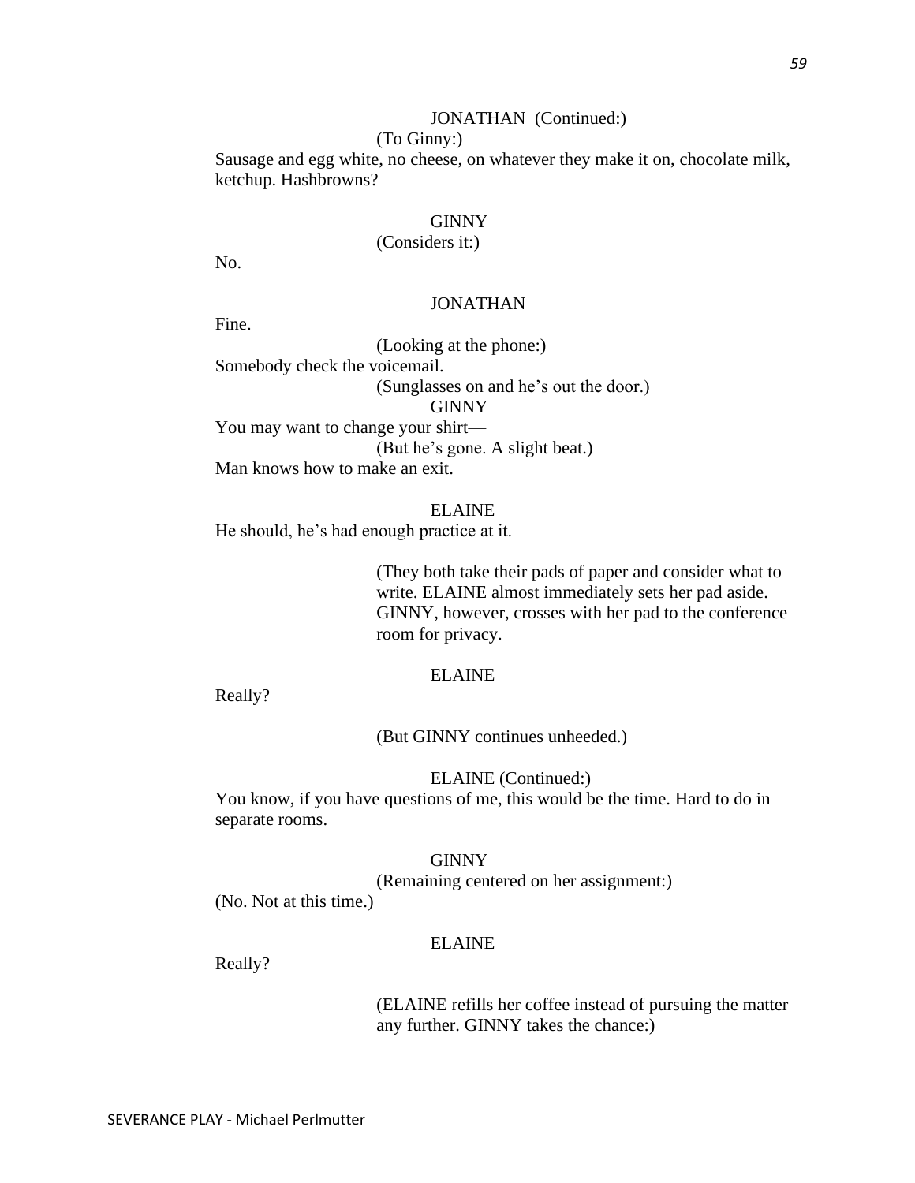JONATHAN (Continued:)

(To Ginny:)

Sausage and egg white, no cheese, on whatever they make it on, chocolate milk, ketchup. Hashbrowns?

GINNY

(Considers it:)

No.

JONATHAN

Fine.

(Looking at the phone:)

Somebody check the voicemail.

(Sunglasses on and he's out the door.)

GINNY

You may want to change your shirt—

(But he's gone. A slight beat.)

Man knows how to make an exit.

ELAINE

He should, he's had enough practice at it.

(They both take their pads of paper and consider what to write. ELAINE almost immediately sets her pad aside. GINNY, however, crosses with her pad to the conference room for privacy.

ELAINE

Really?

(But GINNY continues unheeded.)

ELAINE (Continued:)

You know, if you have questions of me, this would be the time. Hard to do in separate rooms.

GINNY

(Remaining centered on her assignment:)

(No. Not at this time.)

ELAINE

Really?

(ELAINE refills her coffee instead of pursuing the matter any further. GINNY takes the chance:)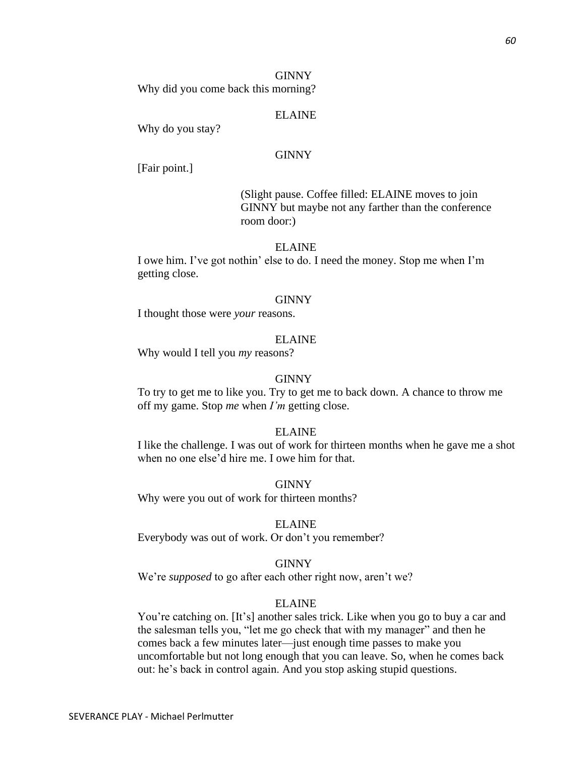GINNY

Why did you come back this morning?

ELAINE

Why do you stay?

GINNY

[Fair point.]

(Slight pause. Coffee filled: ELAINE moves to join GINNY but maybe not any farther than the conference room door:)

ELAINE

I owe him. I've got nothin' else to do. I need the money. Stop me when I'm getting close.

GINNY

I thought those were *your* reasons.

ELAINE

Why would I tell you *my* reasons?

GINNY

To try to get me to like you. Try to get me to back down. A chance to throw me off my game. Stop *me* when *I'm* getting close.

ELAINE

I like the challenge. I was out of work for thirteen months when he gave me a shot when no one else'd hire me. I owe him for that.

GINNY

Why were you out of work for thirteen months?

ELAINE

Everybody was out of work. Or don't you remember?

GINNY

We're *supposed* to go after each other right now, aren't we?

ELAINE

You're catching on. [It's] another sales trick. Like when you go to buy a car and the salesman tells you, "let me go check that with my manager" and then he comes back a few minutes later—just enough time passes to make you uncomfortable but not long enough that you can leave. So, when he comes back out: he's back in control again. And you stop asking stupid questions.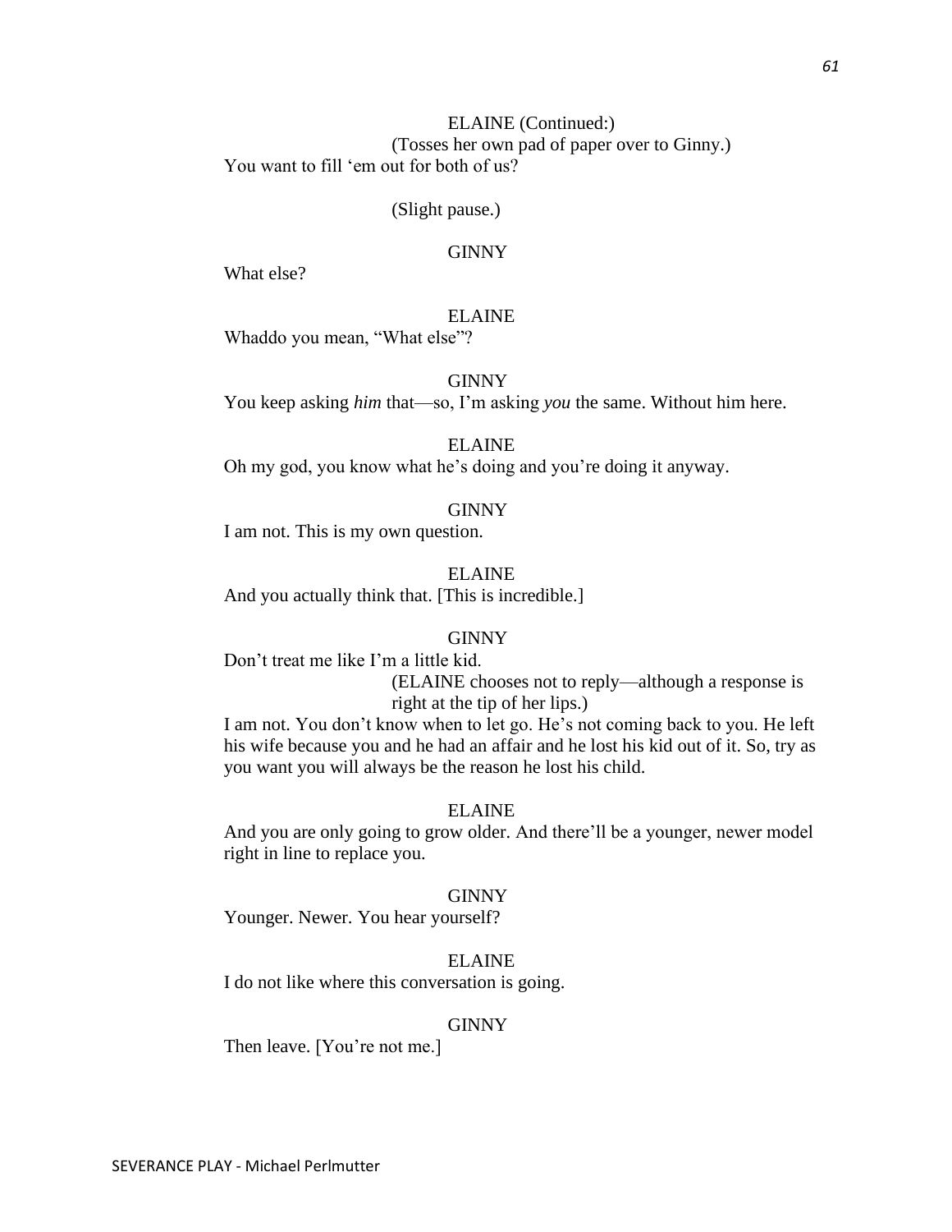ELAINE (Continued:)

(Tosses her own pad of paper over to Ginny.)

You want to fill 'em out for both of us?

(Slight pause.)

GINNY

What else?

ELAINE

Whaddo you mean, "What else"?

GINNY

You keep asking *him* that—so, I'm asking *you* the same. Without him here.

ELAINE

Oh my god, you know what he's doing and you're doing it anyway.

GINNY

I am not. This is my own question.

ELAINE

And you actually think that. [This is incredible.]

GINNY

Don't treat me like I'm a little kid.

(ELAINE chooses not to reply—although a response is right at the tip of her lips.)

I am not. You don't know when to let go. He's not coming back to you. He left his wife because you and he had an affair and he lost his kid out of it. So, try as you want you will always be the reason he lost his child.

ELAINE

And you are only going to grow older. And there'll be a younger, newer model right in line to replace you.

GINNY

Younger. Newer. You hear yourself?

ELAINE

I do not like where this conversation is going.

GINNY

Then leave. [You're not me.]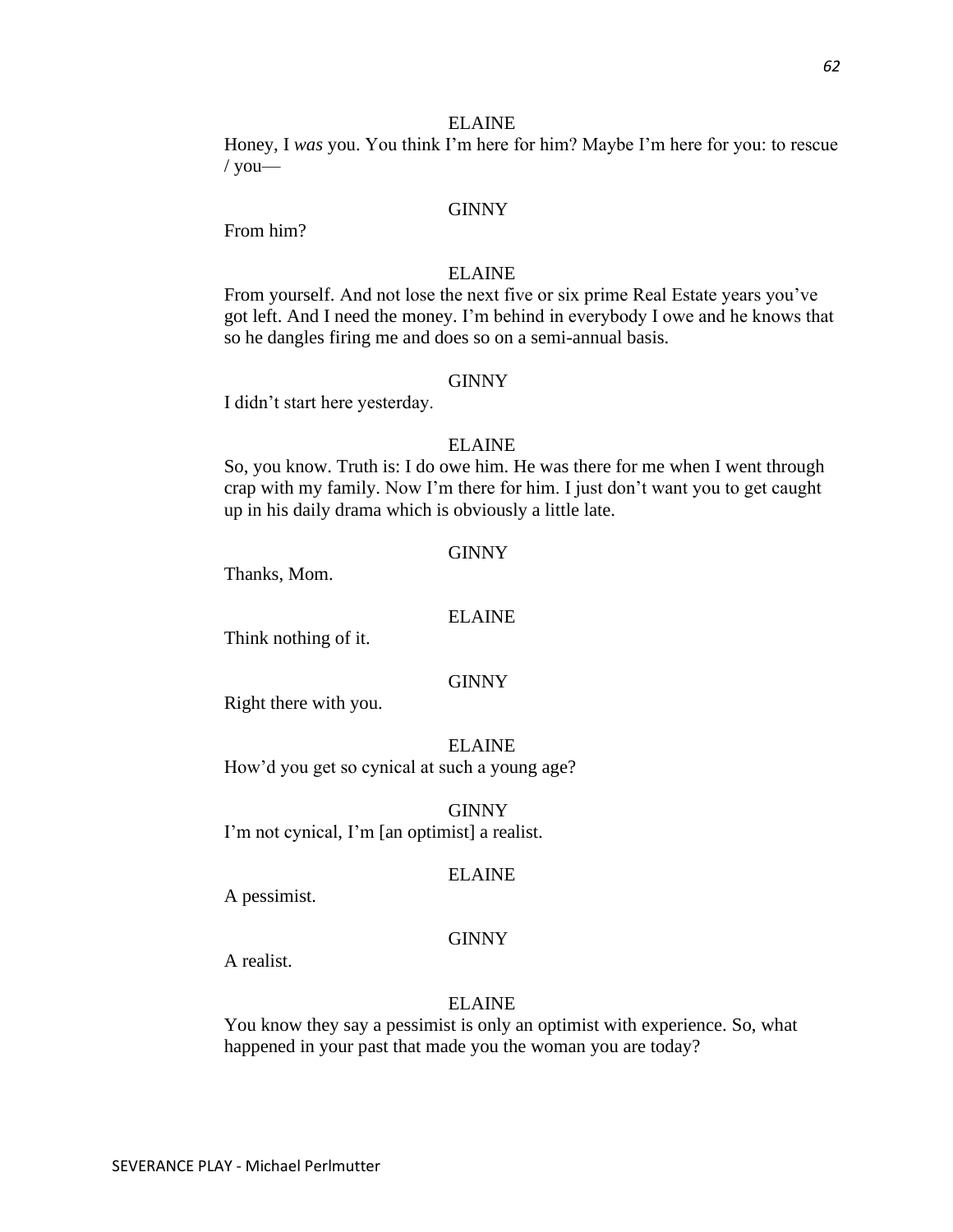ELAINE

Honey, I *was* you. You think I'm here for him? Maybe I'm here for you: to rescue / you—

GINNY

From him?

ELAINE

From yourself. And not lose the next five or six prime Real Estate years you've got left. And I need the money. I'm behind in everybody I owe and he knows that so he dangles firing me and does so on a semi-annual basis.

GINNY

I didn't start here yesterday.

ELAINE

So, you know. Truth is: I do owe him. He was there for me when I went through crap with my family. Now I'm there for him. I just don't want you to get caught up in his daily drama which is obviously a little late.

GINNY

Thanks, Mom.

ELAINE

Think nothing of it.

GINNY

Right there with you.

ELAINE

How'd you get so cynical at such a young age?

GINNY

I'm not cynical, I'm [an optimist] a realist.

ELAINE

A pessimist.

GINNY

A realist.

ELAINE

You know they say a pessimist is only an optimist with experience. So, what happened in your past that made you the woman you are today?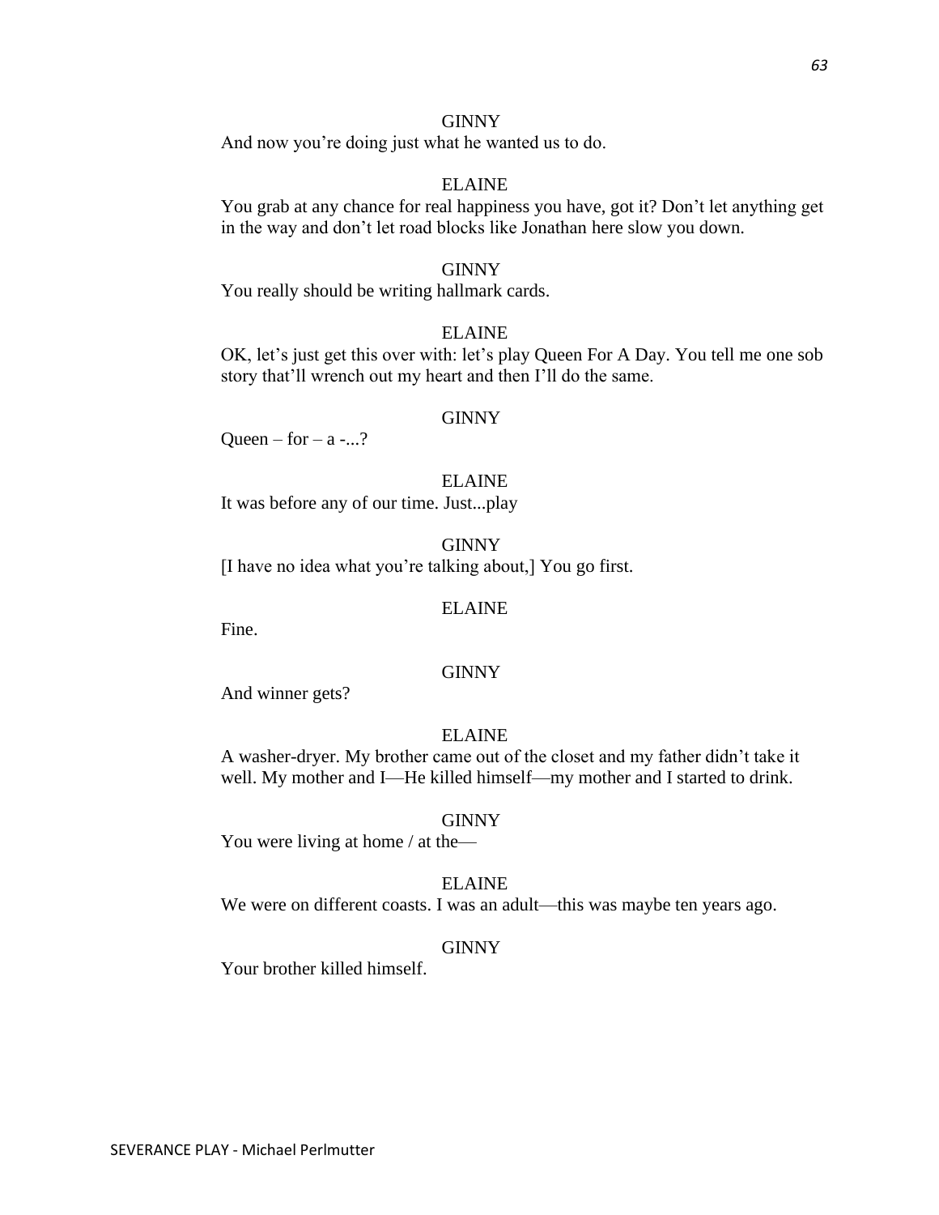GINNY

And now you're doing just what he wanted us to do.

ELAINE

You grab at any chance for real happiness you have, got it? Don't let anything get in the way and don't let road blocks like Jonathan here slow you down.

GINNY

You really should be writing hallmark cards.

ELAINE

OK, let's just get this over with: let's play Queen For A Day. You tell me one sob story that'll wrench out my heart and then I'll do the same.

GINNY

Queen – for – a -...?

ELAINE

It was before any of our time. Just...play

GINNY

[I have no idea what you're talking about,] You go first.

ELAINE

Fine.

GINNY

And winner gets?

ELAINE

A washer-dryer. My brother came out of the closet and my father didn't take it well. My mother and I—He killed himself—my mother and I started to drink.

GINNY

You were living at home / at the—

ELAINE

We were on different coasts. I was an adult—this was maybe ten years ago.

GINNY

Your brother killed himself.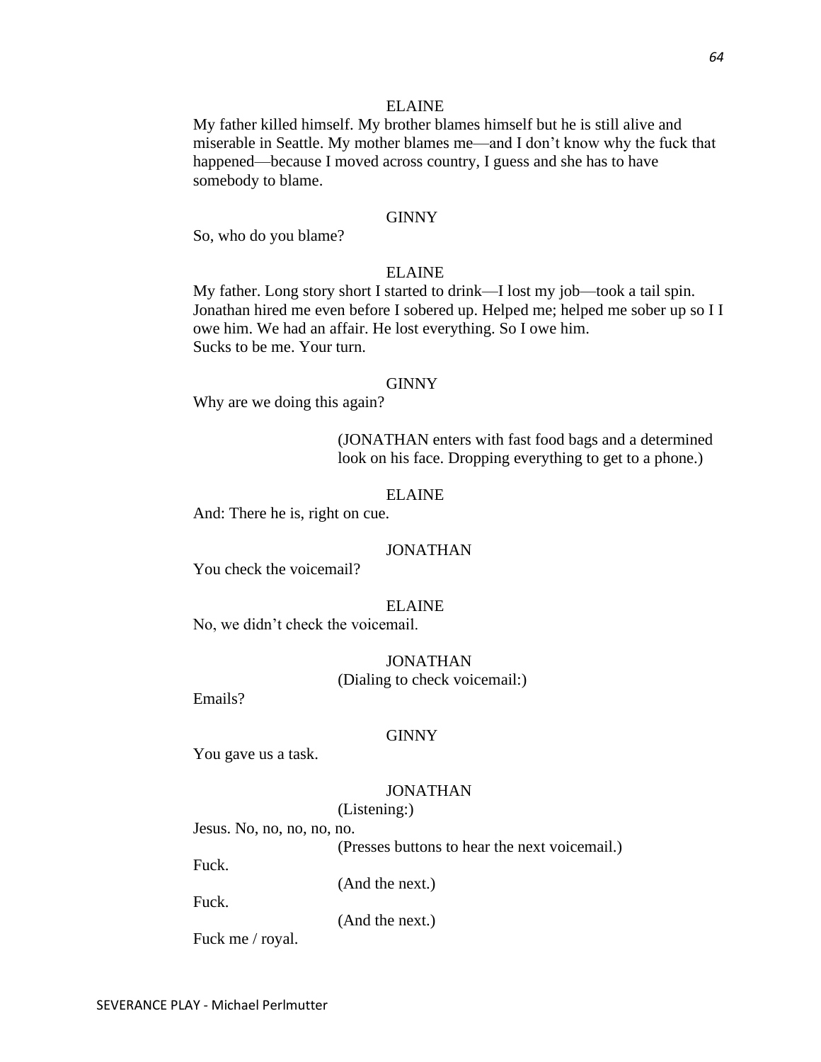ELAINE

My father killed himself. My brother blames himself but he is still alive and miserable in Seattle. My mother blames me—and I don't know why the fuck that happened—because I moved across country, I guess and she has to have somebody to blame.

GINNY

So, who do you blame?

ELAINE

My father. Long story short I started to drink—I lost my job—took a tail spin. Jonathan hired me even before I sobered up. Helped me; helped me sober up so I I owe him. We had an affair. He lost everything. So I owe him.
Sucks to be me. Your turn.

GINNY

Why are we doing this again?

(JONATHAN enters with fast food bags and a determined look on his face. Dropping everything to get to a phone.)

ELAINE

And: There he is, right on cue.

JONATHAN

You check the voicemail?

ELAINE

No, we didn't check the voicemail.

JONATHAN

(Dialing to check voicemail:)

Emails?

GINNY

You gave us a task.

JONATHAN

(Listening:)

Jesus. No, no, no, no, no.

(Presses buttons to hear the next voicemail.)

Fuck.

(And the next.)

Fuck.

(And the next.)

Fuck me / royal.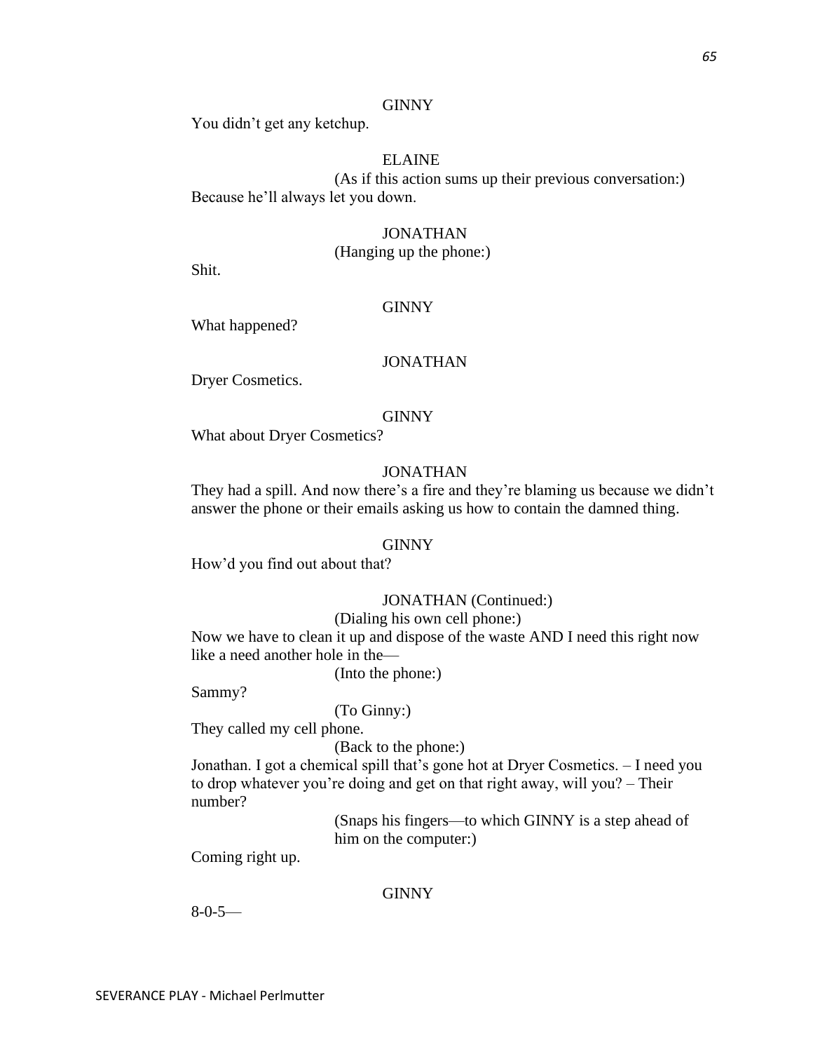GINNY

You didn't get any ketchup.

ELAINE

(As if this action sums up their previous conversation:)

Because he'll always let you down.

JONATHAN

(Hanging up the phone:)

Shit.

GINNY

What happened?

JONATHAN

Dryer Cosmetics.

GINNY

What about Dryer Cosmetics?

JONATHAN

They had a spill. And now there's a fire and they're blaming us because we didn't answer the phone or their emails asking us how to contain the damned thing.

GINNY

How'd you find out about that?

JONATHAN (Continued:)

(Dialing his own cell phone:)

Now we have to clean it up and dispose of the waste AND I need this right now like a need another hole in the—

(Into the phone:)

Sammy?

(To Ginny:)

They called my cell phone.

(Back to the phone:)

Jonathan. I got a chemical spill that's gone hot at Dryer Cosmetics. – I need you to drop whatever you're doing and get on that right away, will you? – Their number?

(Snaps his fingers—to which GINNY is a step ahead of him on the computer:)

Coming right up.

GINNY

8-0-5—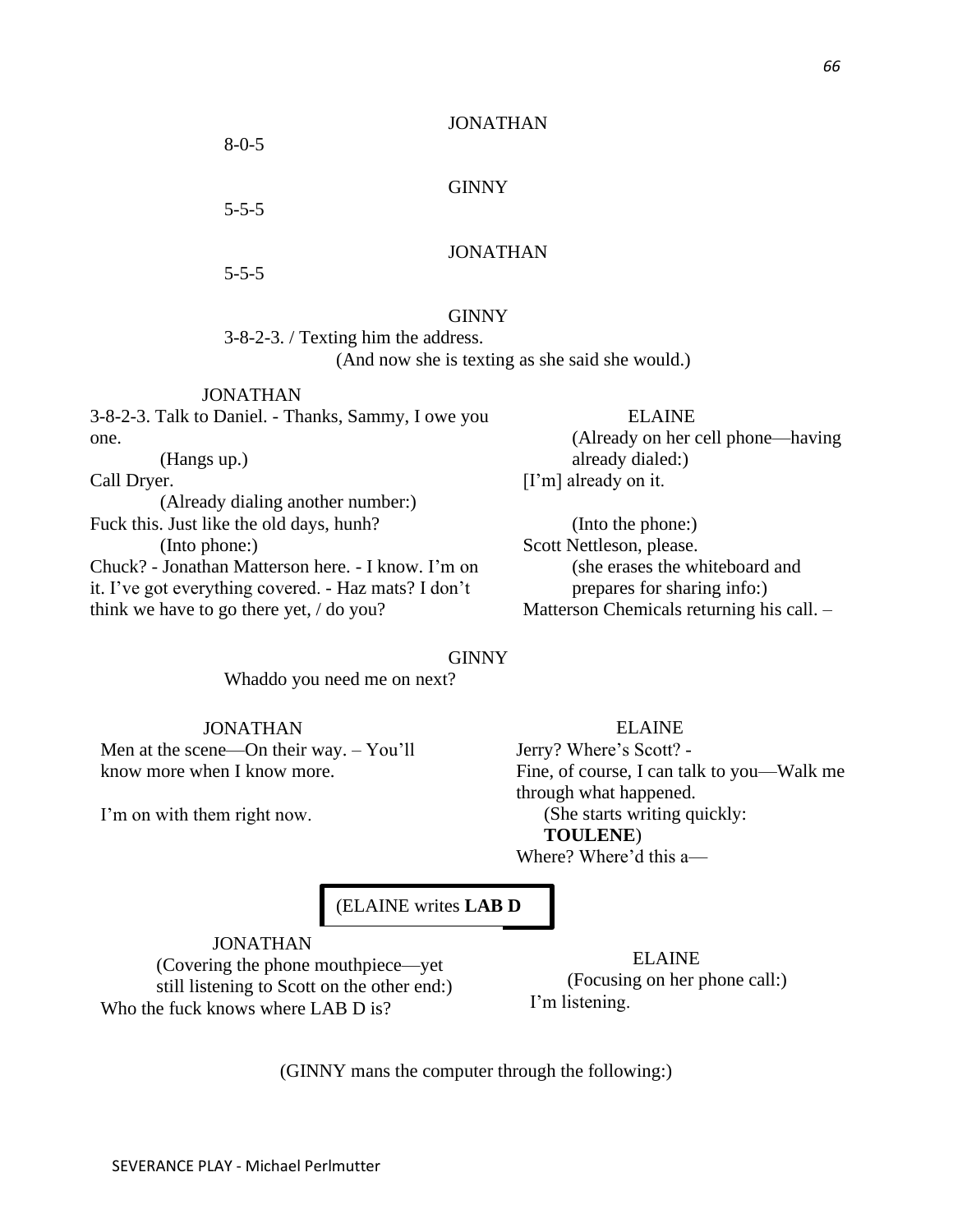JONATHAN

8-0-5

GINNY

5-5-5

JONATHAN

5-5-5

GINNY

3-8-2-3. / Texting him the address.

(And now she is texting as she said she would.)

JONATHAN

3-8-2-3. Talk to Daniel. - Thanks, Sammy, I owe you one.

(Hangs up.)

Call Dryer.

(Already dialing another number:)

Fuck this. Just like the old days, hunh?

(Into phone:)

Chuck? - Jonathan Matterson here. - I know. I'm on it. I've got everything covered. - Haz mats? I don't think we have to go there yet, / do you?

ELAINE

(Already on her cell phone—having already dialed:)

[I'm] already on it.

(Into the phone:)

Scott Nettleson, please.

(she erases the whiteboard and prepares for sharing info:)

Matterson Chemicals returning his call. –

GINNY

Whaddo you need me on next?

JONATHAN

Men at the scene—On their way. – You'll know more when I know more.

I'm on with them right now.

ELAINE

Jerry? Where's Scott? -

Fine, of course, I can talk to you—Walk me through what happened.

(She starts writing quickly: **TOULENE**)

Where? Where'd this a—

(ELAINE writes **LAB D**

JONATHAN

(Covering the phone mouthpiece—yet still listening to Scott on the other end:)

Who the fuck knows where LAB D is?

ELAINE

(Focusing on her phone call:)

I'm listening.

(GINNY mans the computer through the following:)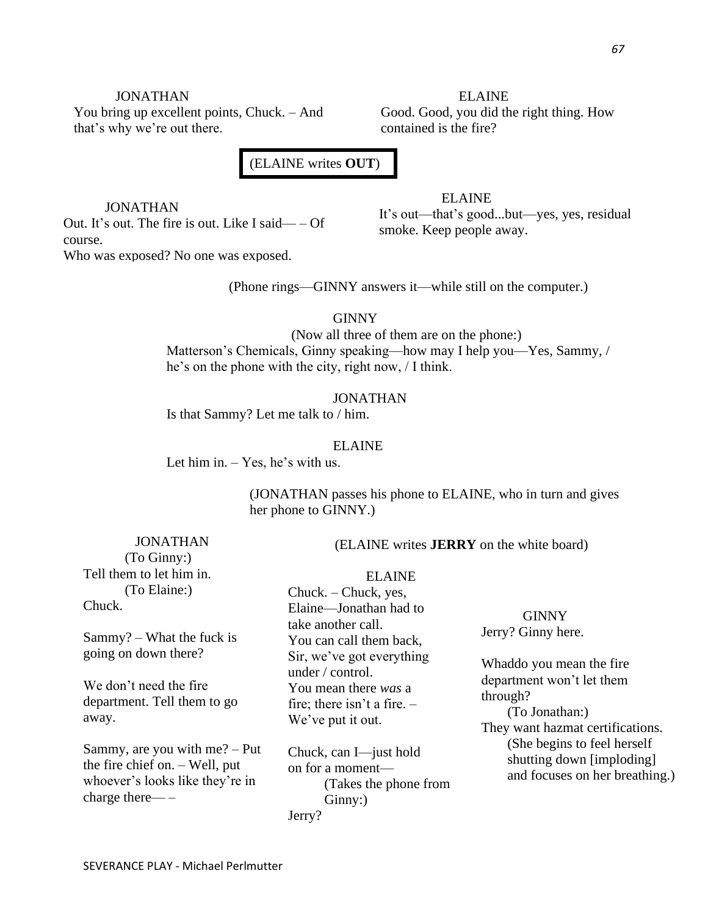JONATHAN
You bring up excellent points, Chuck. – And that's why we're out there.

ELAINE
Good. Good, you did the right thing. How contained is the fire?

(ELAINE writes **OUT**)

JONATHAN
Out. It's out. The fire is out. Like I said— – Of course.
Who was exposed? No one was exposed.

ELAINE
It's out—that's good...but—yes, yes, residual smoke. Keep people away.

(Phone rings—GINNY answers it—while still on the computer.)

GINNY
(Now all three of them are on the phone:)
Matterson's Chemicals, Ginny speaking—how may I help you—Yes, Sammy, / he's on the phone with the city, right now, / I think.

JONATHAN
Is that Sammy? Let me talk to / him.

ELAINE
Let him in. – Yes, he's with us.

(JONATHAN passes his phone to ELAINE, who in turn and gives her phone to GINNY.)

(ELAINE writes **JERRY** on the white board)

JONATHAN
(To Ginny:)
Tell them to let him in.
(To Elaine:)
Chuck.

Sammy? – What the fuck is going on down there?

We don't need the fire department. Tell them to go away.

Sammy, are you with me? – Put the fire chief on. – Well, put whoever's looks like they're in charge there— –

ELAINE
Chuck. – Chuck, yes, Elaine—Jonathan had to take another call.
You can call them back, Sir, we've got everything under / control.
You mean there *was* a fire; there isn't a fire. – We've put it out.

Chuck, can I—just hold on for a moment—
(Takes the phone from Ginny:)
Jerry?

GINNY
Jerry? Ginny here.

Whaddo you mean the fire department won't let them through?
(To Jonathan:)
They want hazmat certifications.
(She begins to feel herself shutting down [imploding] and focuses on her breathing.)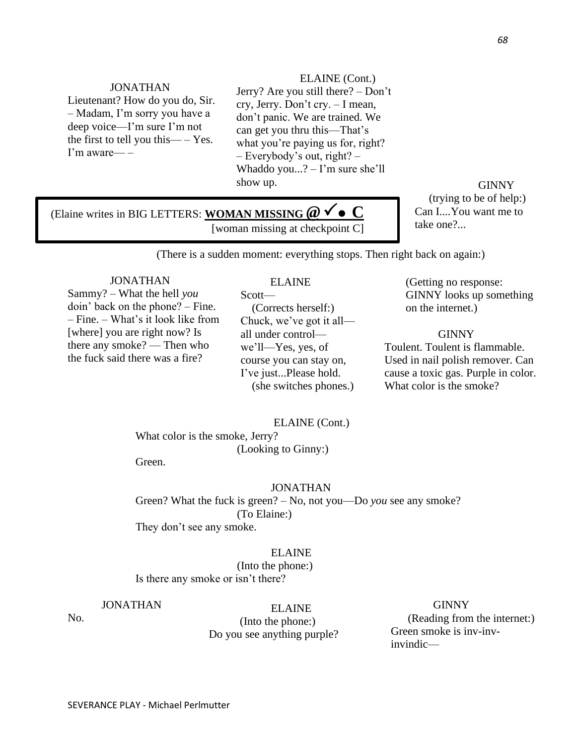JONATHAN
Lieutenant? How do you do, Sir. – Madam, I'm sorry you have a deep voice—I'm sure I'm not the first to tell you this— – Yes. I'm aware— –

ELAINE (Cont.)
Jerry? Are you still there? – Don't cry, Jerry. Don't cry. – I mean, don't panic. We are trained. We can get you thru this—That's what you're paying us for, right? – Everybody's out, right? – Whaddo you...? – I'm sure she'll show up.

GINNY
(trying to be of help:)
Can I....You want me to take one?...

> (Elaine writes in BIG LETTERS: **WOMAN MISSING @ ✓● C**
> [woman missing at checkpoint C]

(There is a sudden moment: everything stops. Then right back on again:)

JONATHAN
Sammy? – What the hell *you* doin' back on the phone? – Fine. – Fine. – What's it look like from [where] you are right now? Is there any smoke? — Then who the fuck said there was a fire?

ELAINE
Scott—
(Corrects herself:)
Chuck, we've got it all—all under control—we'll—Yes, yes, of course you can stay on, I've just...Please hold.
(she switches phones.)

(Getting no response: GINNY looks up something on the internet.)

GINNY
Toulent. Toulent is flammable. Used in nail polish remover. Can cause a toxic gas. Purple in color. What color is the smoke?

ELAINE (Cont.)
What color is the smoke, Jerry?
(Looking to Ginny:)
Green.

JONATHAN
Green? What the fuck is green? – No, not you—Do *you* see any smoke?
(To Elaine:)
They don't see any smoke.

ELAINE
(Into the phone:)
Is there any smoke or isn't there?

JONATHAN
No.

ELAINE
(Into the phone:)
Do you see anything purple?

GINNY
(Reading from the internet:)
Green smoke is inv-inv-invindic—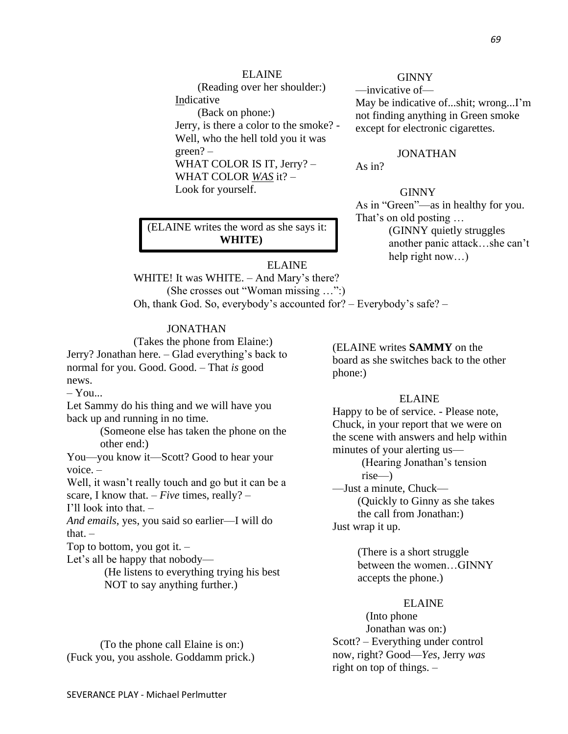ELAINE

(Reading over her shoulder:)

<u>In</u>dicative

(Back on phone:)

Jerry, is there a color to the smoke? - Well, who the hell told you it was green? –

WHAT COLOR IS IT, Jerry? –

WHAT COLOR ***<u>WAS</u>*** it? –

Look for yourself.

GINNY

—invicative of—

May be indicative of...shit; wrong...I'm not finding anything in Green smoke except for electronic cigarettes.

JONATHAN

As in?

GINNY

As in "Green"—as in healthy for you. That's on old posting …

(GINNY quietly struggles another panic attack…she can't help right now…)

(ELAINE writes the word as she says it: **WHITE)**

ELAINE

WHITE! It was WHITE. – And Mary's there?

(She crosses out "Woman missing …":)

Oh, thank God. So, everybody's accounted for? – Everybody's safe? –

JONATHAN

(Takes the phone from Elaine:)

Jerry? Jonathan here. – Glad everything's back to normal for you. Good. Good. – That *is* good news.

– You...

Let Sammy do his thing and we will have you back up and running in no time.

(Someone else has taken the phone on the other end:)

You—you know it—Scott? Good to hear your voice. –

Well, it wasn't really touch and go but it can be a scare, I know that. – *Five* times, really? –

I'll look into that. –

*And emails*, yes, you said so earlier—I will do that. –

Top to bottom, you got it. –

Let's all be happy that nobody—

(He listens to everything trying his best NOT to say anything further.)

(ELAINE writes **SAMMY** on the board as she switches back to the other phone:)

ELAINE

Happy to be of service. - Please note, Chuck, in your report that we were on the scene with answers and help within minutes of your alerting us—

(Hearing Jonathan's tension rise—)

—Just a minute, Chuck—

(Quickly to Ginny as she takes the call from Jonathan:)

Just wrap it up.

(There is a short struggle between the women…GINNY accepts the phone.)

(To the phone call Elaine is on:)

(Fuck you, you asshole. Goddamm prick.)

ELAINE

(Into phone Jonathan was on:)

Scott? – Everything under control now, right? Good—*Yes*, Jerry *was* right on top of things. –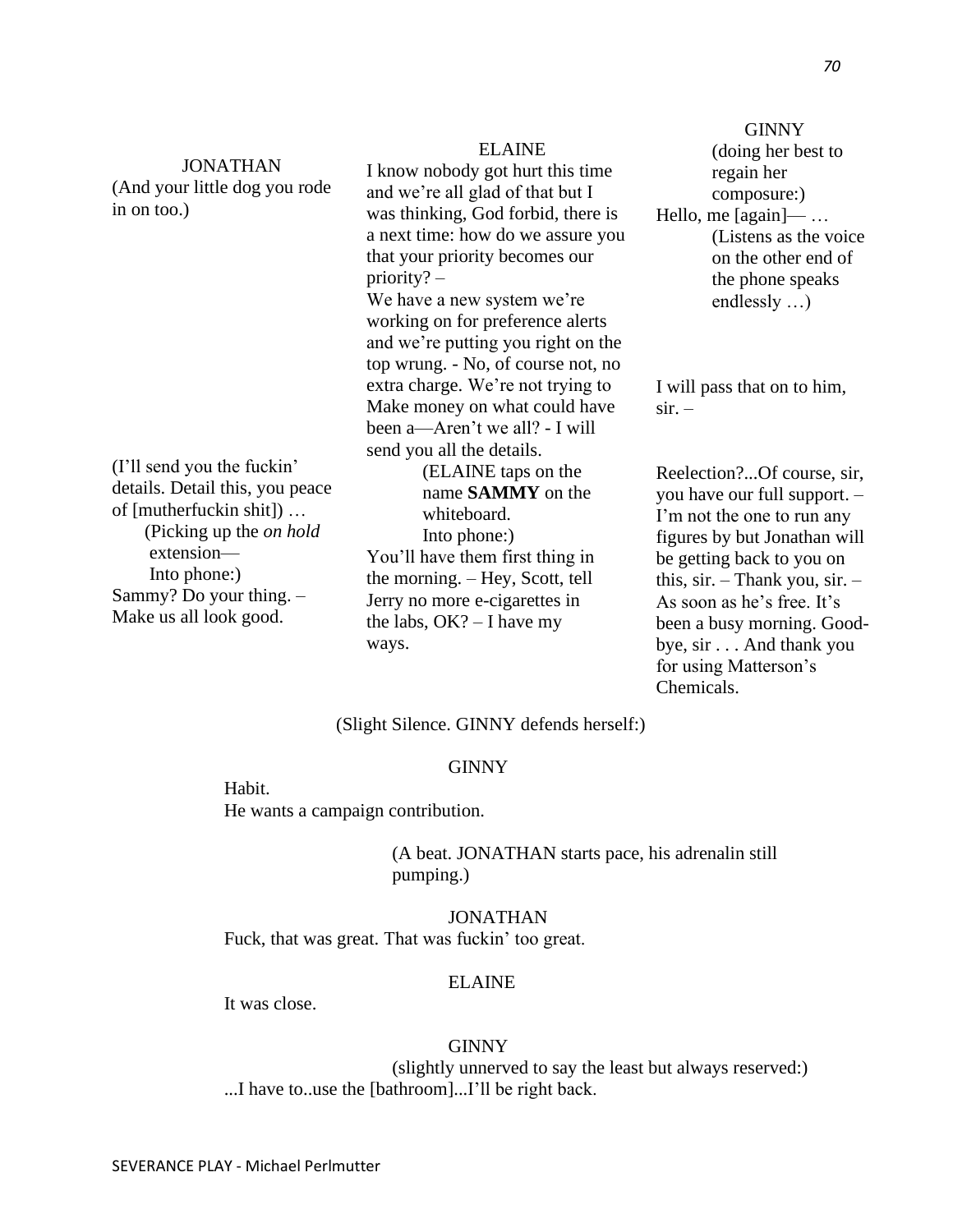JONATHAN
(And your little dog you rode in on too.)

ELAINE
I know nobody got hurt this time and we're all glad of that but I was thinking, God forbid, there is a next time: how do we assure you that your priority becomes our priority? –
We have a new system we're working on for preference alerts and we're putting you right on the top wrung. - No, of course not, no extra charge. We're not trying to Make money on what could have been a—Aren't we all? - I will send you all the details.

GINNY
(doing her best to regain her composure:)
Hello, me [again]— …
(Listens as the voice on the other end of the phone speaks endlessly …)

I will pass that on to him, sir. –

JONATHAN
(I'll send you the fuckin' details. Detail this, you peace of [mutherfuckin shit]) …
(Picking up the *on hold* extension—
Into phone:)
Sammy? Do your thing. – Make us all look good.

ELAINE
(ELAINE taps on the name **SAMMY** on the whiteboard.
Into phone:)
You'll have them first thing in the morning. – Hey, Scott, tell Jerry no more e-cigarettes in the labs, OK? – I have my ways.

GINNY
Reelection?...Of course, sir, you have our full support. – I'm not the one to run any figures by but Jonathan will be getting back to you on this, sir. – Thank you, sir. – As soon as he's free. It's been a busy morning. Good-bye, sir . . . And thank you for using Matterson's Chemicals.

(Slight Silence. GINNY defends herself:)

GINNY
Habit.
He wants a campaign contribution.

(A beat. JONATHAN starts pace, his adrenalin still pumping.)

JONATHAN
Fuck, that was great. That was fuckin' too great.

ELAINE
It was close.

GINNY
(slightly unnerved to say the least but always reserved:)
...I have to..use the [bathroom]...I'll be right back.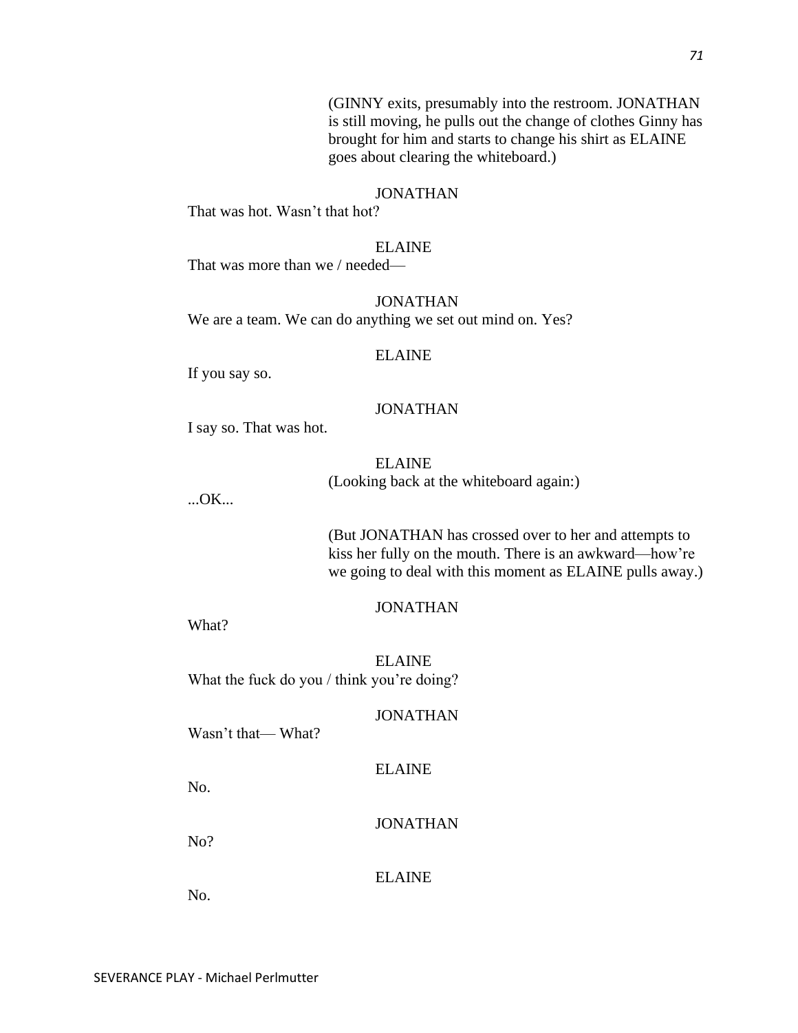(GINNY exits, presumably into the restroom. JONATHAN is still moving, he pulls out the change of clothes Ginny has brought for him and starts to change his shirt as ELAINE goes about clearing the whiteboard.)

JONATHAN

That was hot. Wasn't that hot?

ELAINE

That was more than we / needed—

JONATHAN

We are a team. We can do anything we set out mind on. Yes?

ELAINE

If you say so.

JONATHAN

I say so. That was hot.

ELAINE

(Looking back at the whiteboard again:)

...OK...

(But JONATHAN has crossed over to her and attempts to kiss her fully on the mouth. There is an awkward—how're we going to deal with this moment as ELAINE pulls away.)

JONATHAN

What?

ELAINE

What the fuck do you / think you're doing?

JONATHAN

Wasn't that— What?

ELAINE

No.

JONATHAN

No?

ELAINE

No.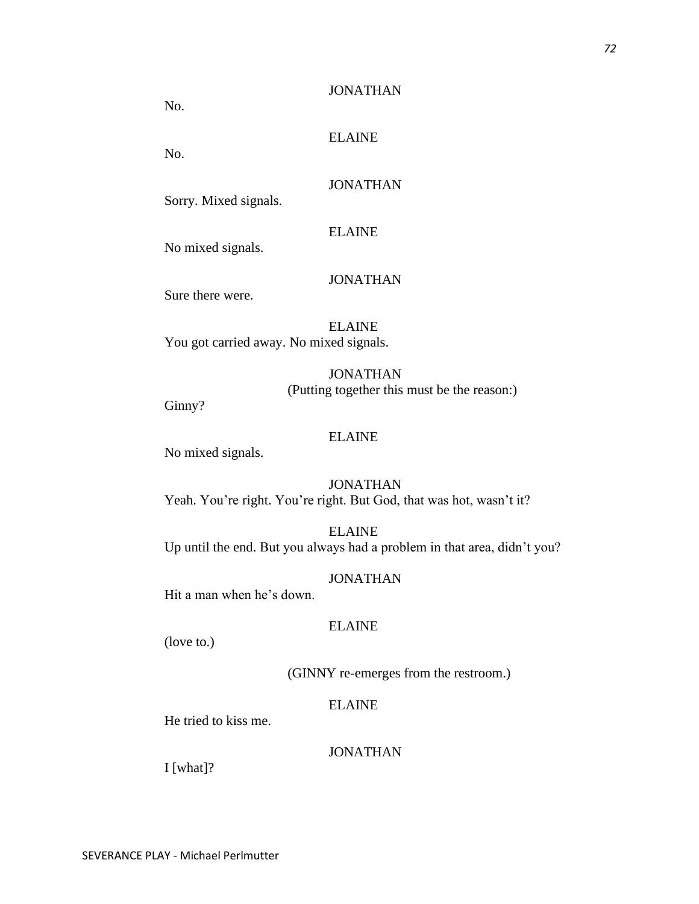JONATHAN

No.

ELAINE

No.

JONATHAN

Sorry. Mixed signals.

ELAINE

No mixed signals.

JONATHAN

Sure there were.

ELAINE

You got carried away. No mixed signals.

JONATHAN

(Putting together this must be the reason:)

Ginny?

ELAINE

No mixed signals.

JONATHAN

Yeah. You're right. You're right. But God, that was hot, wasn't it?

ELAINE

Up until the end. But you always had a problem in that area, didn't you?

JONATHAN

Hit a man when he's down.

ELAINE

(love to.)

(GINNY re-emerges from the restroom.)

ELAINE

He tried to kiss me.

JONATHAN

I [what]?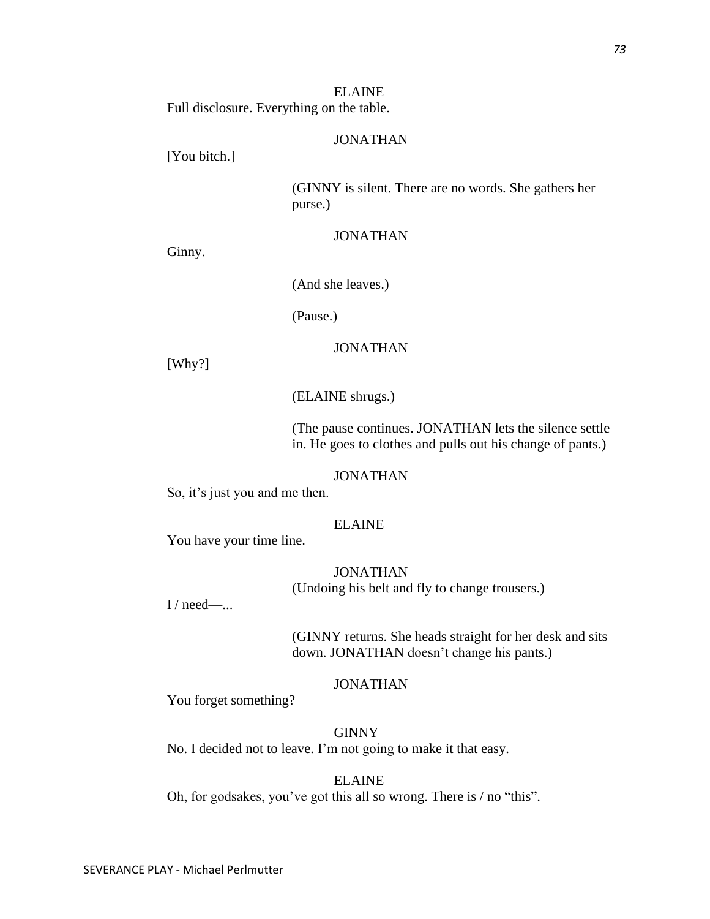ELAINE

Full disclosure. Everything on the table.

JONATHAN

[You bitch.]

(GINNY is silent. There are no words. She gathers her purse.)

JONATHAN

Ginny.

(And she leaves.)

(Pause.)

JONATHAN

[Why?]

(ELAINE shrugs.)

(The pause continues. JONATHAN lets the silence settle in. He goes to clothes and pulls out his change of pants.)

JONATHAN

So, it's just you and me then.

ELAINE

You have your time line.

JONATHAN

(Undoing his belt and fly to change trousers.)

I / need—...

(GINNY returns. She heads straight for her desk and sits down. JONATHAN doesn't change his pants.)

JONATHAN

You forget something?

GINNY

No. I decided not to leave. I'm not going to make it that easy.

ELAINE

Oh, for godsakes, you've got this all so wrong. There is / no "this".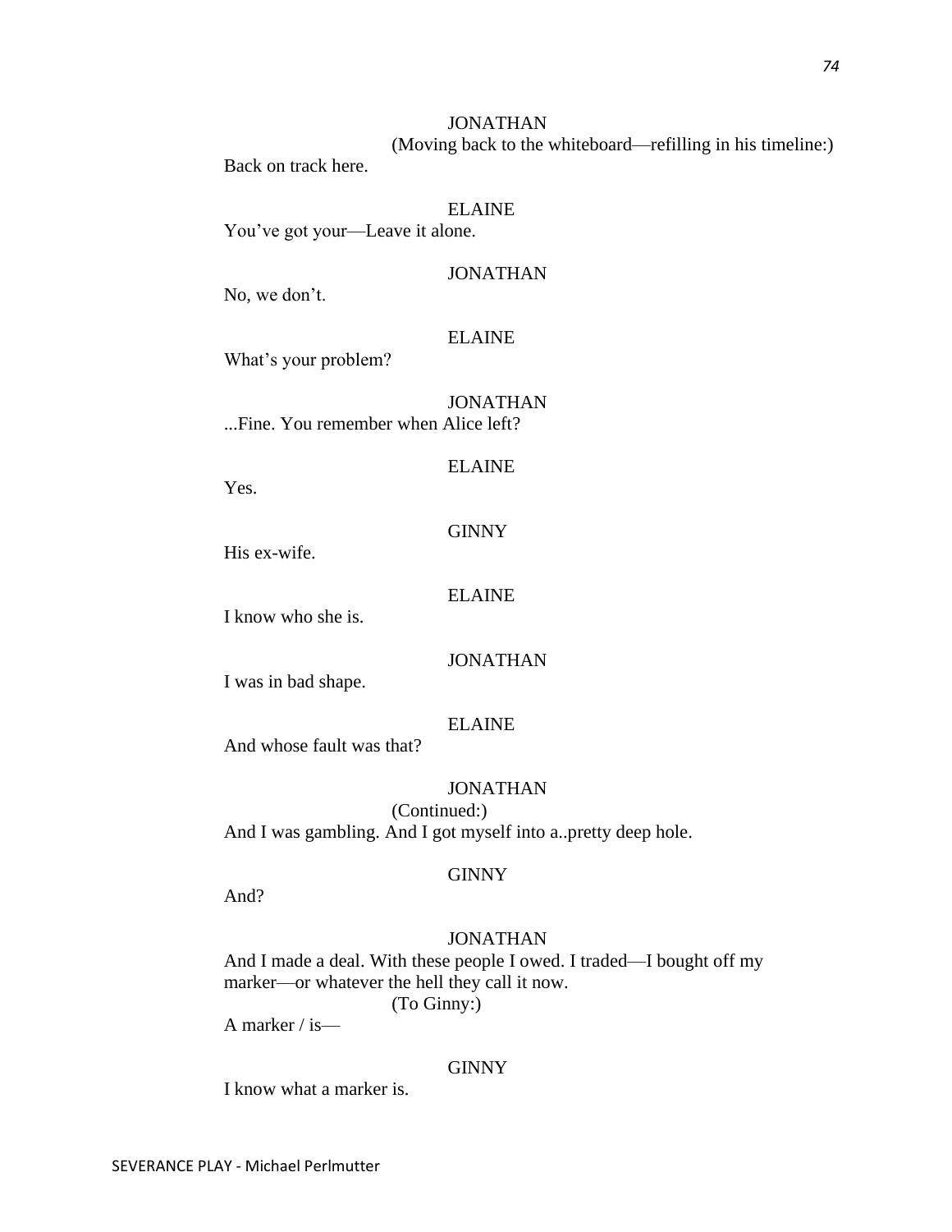JONATHAN

(Moving back to the whiteboard—refilling in his timeline:)

Back on track here.

ELAINE

You've got your—Leave it alone.

JONATHAN

No, we don't.

ELAINE

What's your problem?

JONATHAN

...Fine. You remember when Alice left?

ELAINE

Yes.

GINNY

His ex-wife.

ELAINE

I know who she is.

JONATHAN

I was in bad shape.

ELAINE

And whose fault was that?

JONATHAN

(Continued:)

And I was gambling. And I got myself into a..pretty deep hole.

GINNY

And?

JONATHAN

And I made a deal. With these people I owed. I traded—I bought off my marker—or whatever the hell they call it now.

(To Ginny:)

A marker / is—

GINNY

I know what a marker is.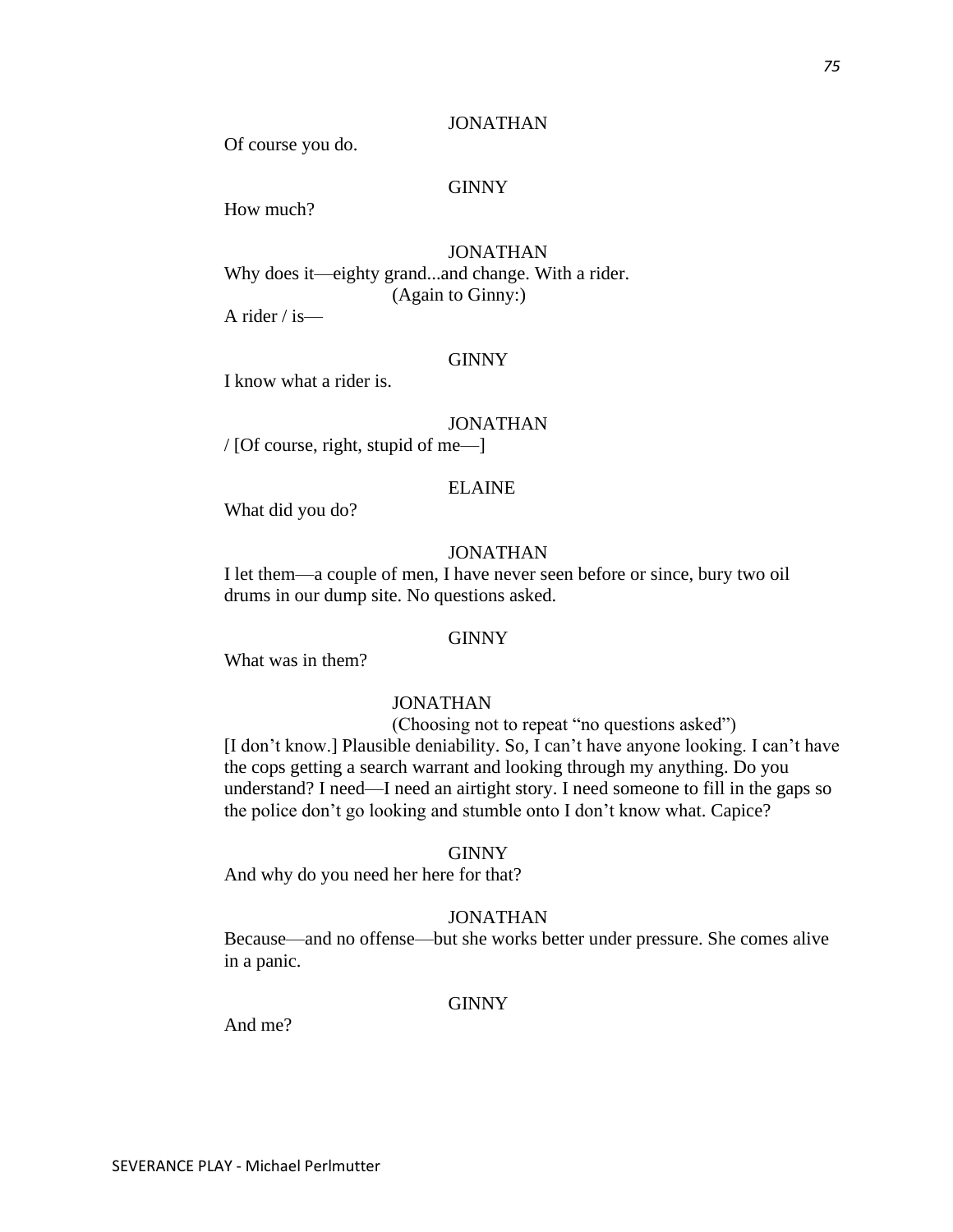JONATHAN

Of course you do.

GINNY

How much?

JONATHAN

Why does it—eighty grand...and change. With a rider.

(Again to Ginny:)

A rider / is—

GINNY

I know what a rider is.

JONATHAN

/ [Of course, right, stupid of me—]

ELAINE

What did you do?

JONATHAN

I let them—a couple of men, I have never seen before or since, bury two oil drums in our dump site. No questions asked.

GINNY

What was in them?

JONATHAN

(Choosing not to repeat "no questions asked")

[I don't know.] Plausible deniability. So, I can't have anyone looking. I can't have the cops getting a search warrant and looking through my anything. Do you understand? I need—I need an airtight story. I need someone to fill in the gaps so the police don't go looking and stumble onto I don't know what. Capice?

GINNY

And why do you need her here for that?

JONATHAN

Because—and no offense—but she works better under pressure. She comes alive in a panic.

GINNY

And me?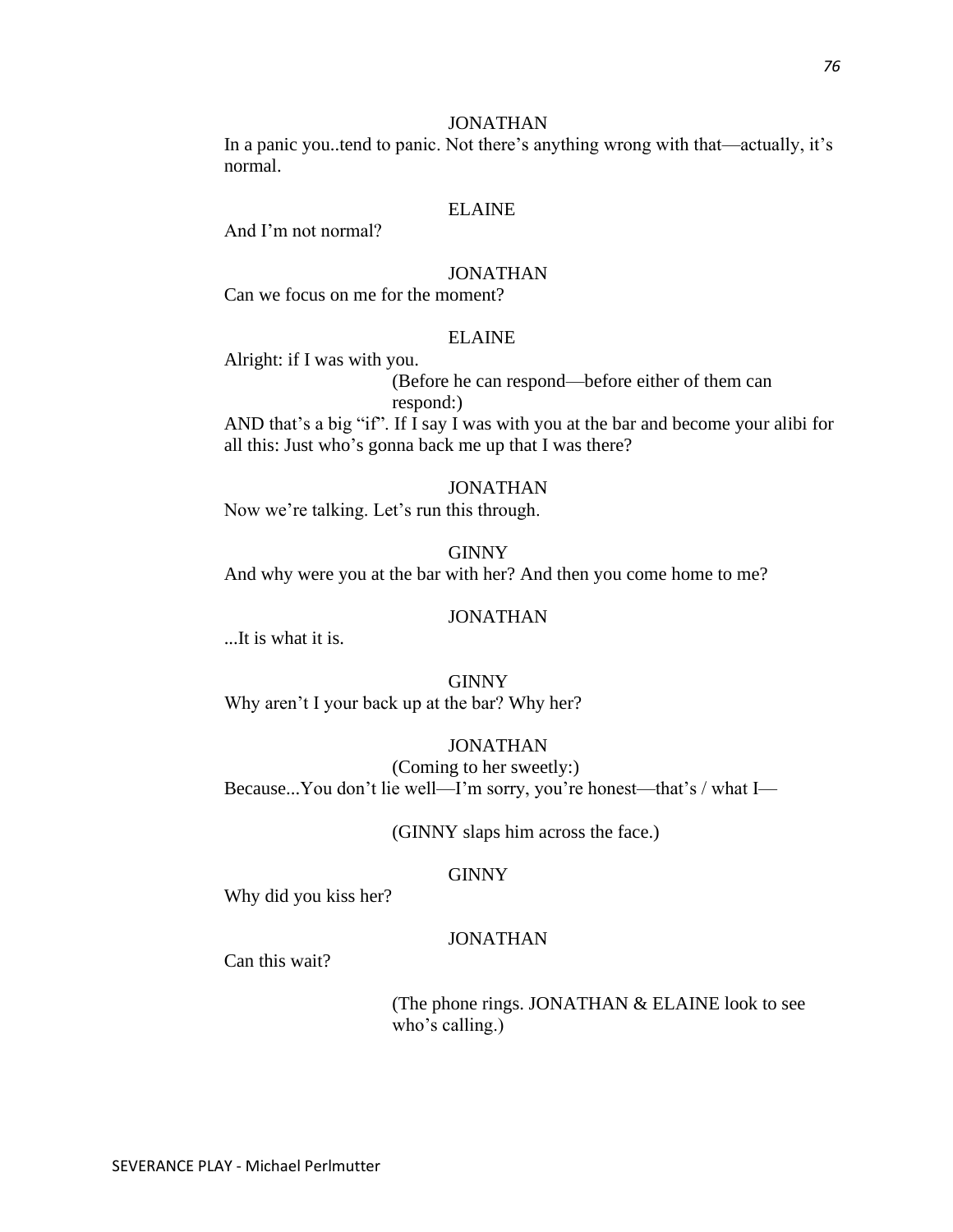JONATHAN

In a panic you..tend to panic. Not there's anything wrong with that—actually, it's normal.

ELAINE

And I'm not normal?

JONATHAN

Can we focus on me for the moment?

ELAINE

Alright: if I was with you.

(Before he can respond—before either of them can respond:)

AND that's a big "if". If I say I was with you at the bar and become your alibi for all this: Just who's gonna back me up that I was there?

JONATHAN

Now we're talking. Let's run this through.

GINNY

And why were you at the bar with her? And then you come home to me?

JONATHAN

...It is what it is.

GINNY

Why aren't I your back up at the bar? Why her?

JONATHAN

(Coming to her sweetly:)

Because...You don't lie well—I'm sorry, you're honest—that's / what I—

(GINNY slaps him across the face.)

GINNY

Why did you kiss her?

JONATHAN

Can this wait?

(The phone rings. JONATHAN & ELAINE look to see who's calling.)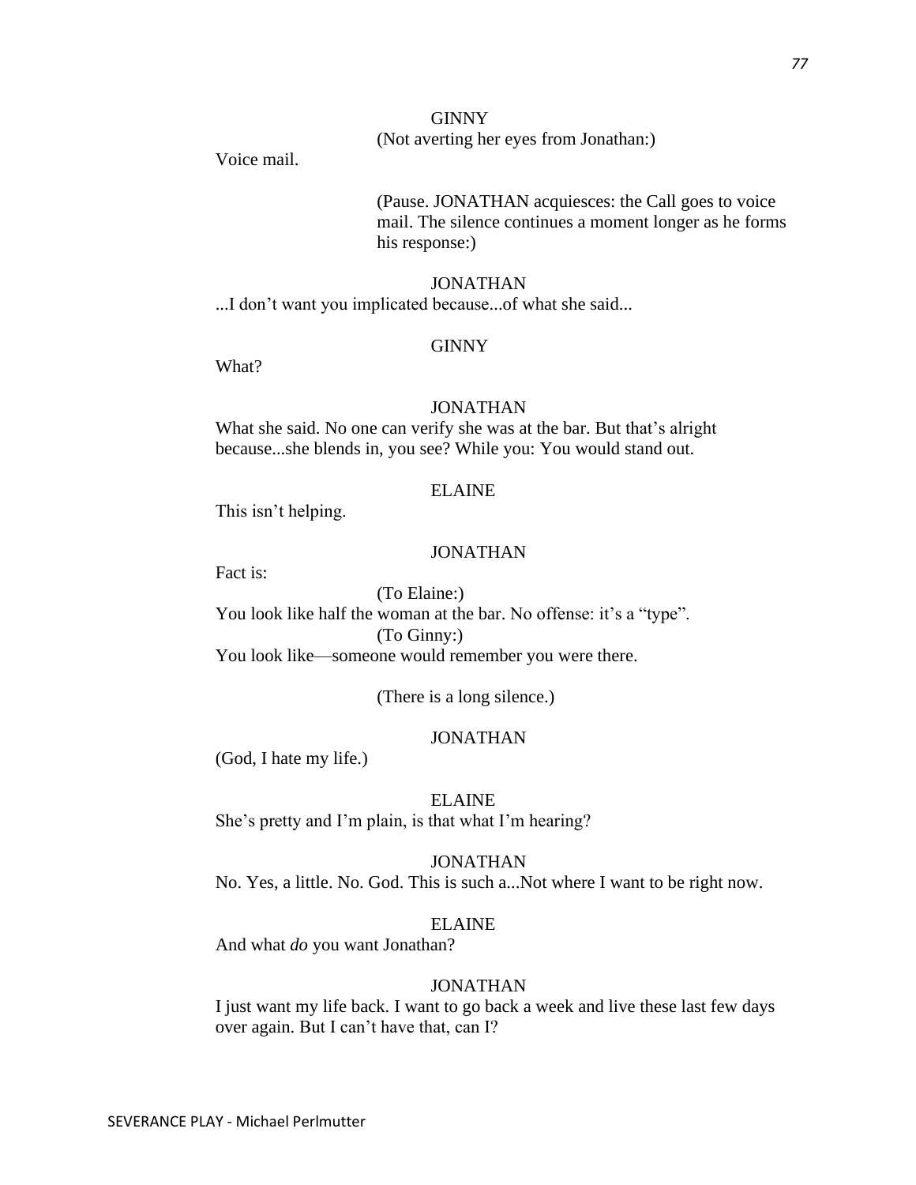GINNY

(Not averting her eyes from Jonathan:)

Voice mail.

(Pause. JONATHAN acquiesces: the Call goes to voice mail. The silence continues a moment longer as he forms his response:)

JONATHAN

...I don't want you implicated because...of what she said...

GINNY

What?

JONATHAN

What she said. No one can verify she was at the bar. But that's alright because...she blends in, you see? While you: You would stand out.

ELAINE

This isn't helping.

JONATHAN

Fact is:

(To Elaine:)

You look like half the woman at the bar. No offense: it's a "type".

(To Ginny:)

You look like—someone would remember you were there.

(There is a long silence.)

JONATHAN

(God, I hate my life.)

ELAINE

She's pretty and I'm plain, is that what I'm hearing?

JONATHAN

No. Yes, a little. No. God. This is such a...Not where I want to be right now.

ELAINE

And what *do* you want Jonathan?

JONATHAN

I just want my life back. I want to go back a week and live these last few days over again. But I can't have that, can I?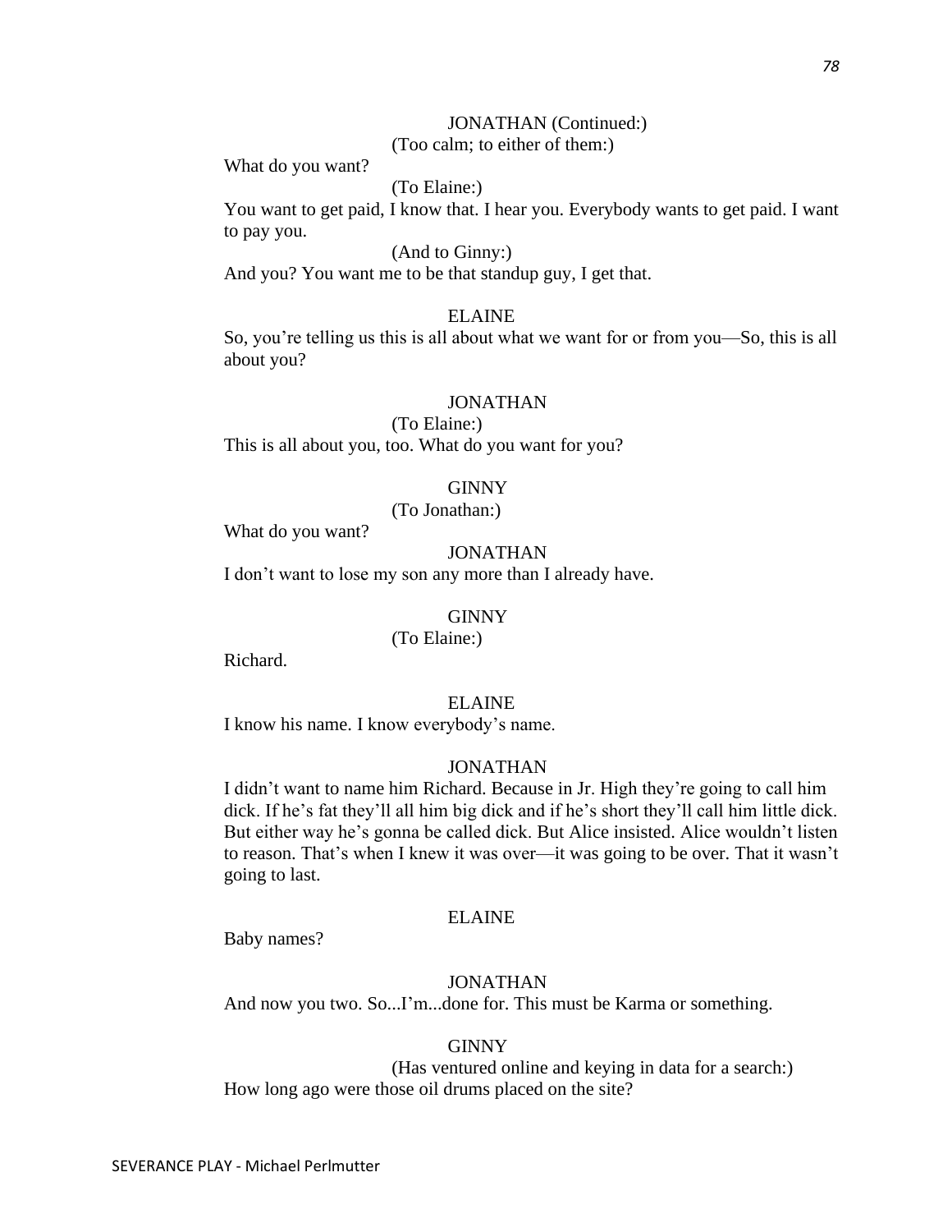JONATHAN (Continued:)

(Too calm; to either of them:)

What do you want?

(To Elaine:)

You want to get paid, I know that. I hear you. Everybody wants to get paid. I want to pay you.

(And to Ginny:)

And you? You want me to be that standup guy, I get that.

ELAINE

So, you're telling us this is all about what we want for or from you—So, this is all about you?

JONATHAN

(To Elaine:)

This is all about you, too. What do you want for you?

GINNY

(To Jonathan:)

What do you want?

JONATHAN

I don't want to lose my son any more than I already have.

GINNY

(To Elaine:)

Richard.

ELAINE

I know his name. I know everybody's name.

JONATHAN

I didn't want to name him Richard. Because in Jr. High they're going to call him dick. If he's fat they'll all him big dick and if he's short they'll call him little dick. But either way he's gonna be called dick. But Alice insisted. Alice wouldn't listen to reason. That's when I knew it was over—it was going to be over. That it wasn't going to last.

ELAINE

Baby names?

JONATHAN

And now you two. So...I'm...done for. This must be Karma or something.

GINNY

(Has ventured online and keying in data for a search:)

How long ago were those oil drums placed on the site?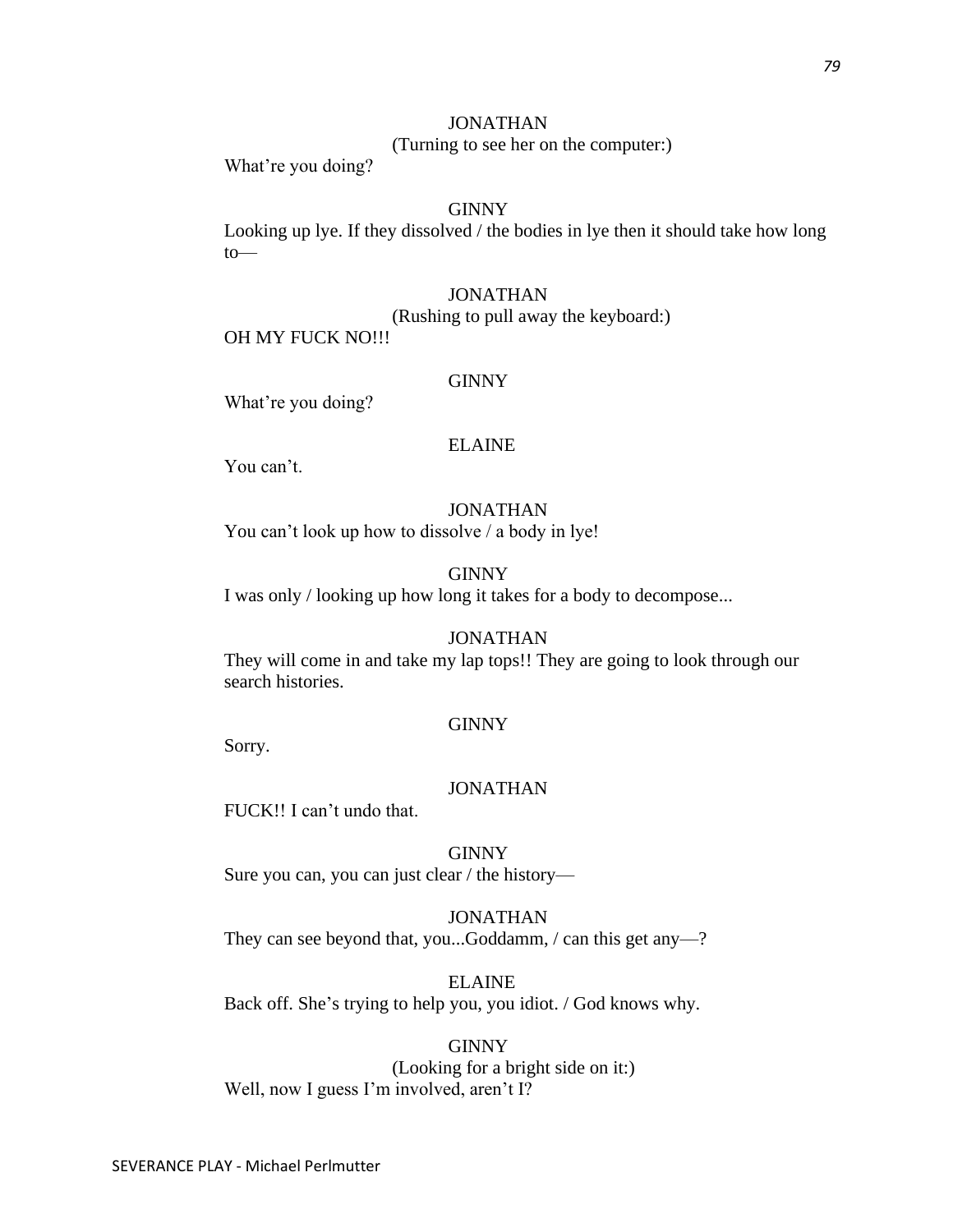JONATHAN
(Turning to see her on the computer:)
What're you doing?

GINNY
Looking up lye. If they dissolved / the bodies in lye then it should take how long to—

JONATHAN
(Rushing to pull away the keyboard:)
OH MY FUCK NO!!!

GINNY
What're you doing?

ELAINE
You can't.

JONATHAN
You can't look up how to dissolve / a body in lye!

GINNY
I was only / looking up how long it takes for a body to decompose...

JONATHAN
They will come in and take my lap tops!! They are going to look through our search histories.

GINNY
Sorry.

JONATHAN
FUCK!! I can't undo that.

GINNY
Sure you can, you can just clear / the history—

JONATHAN
They can see beyond that, you...Goddamm, / can this get any—?

ELAINE
Back off. She's trying to help you, you idiot. / God knows why.

GINNY
(Looking for a bright side on it:)
Well, now I guess I'm involved, aren't I?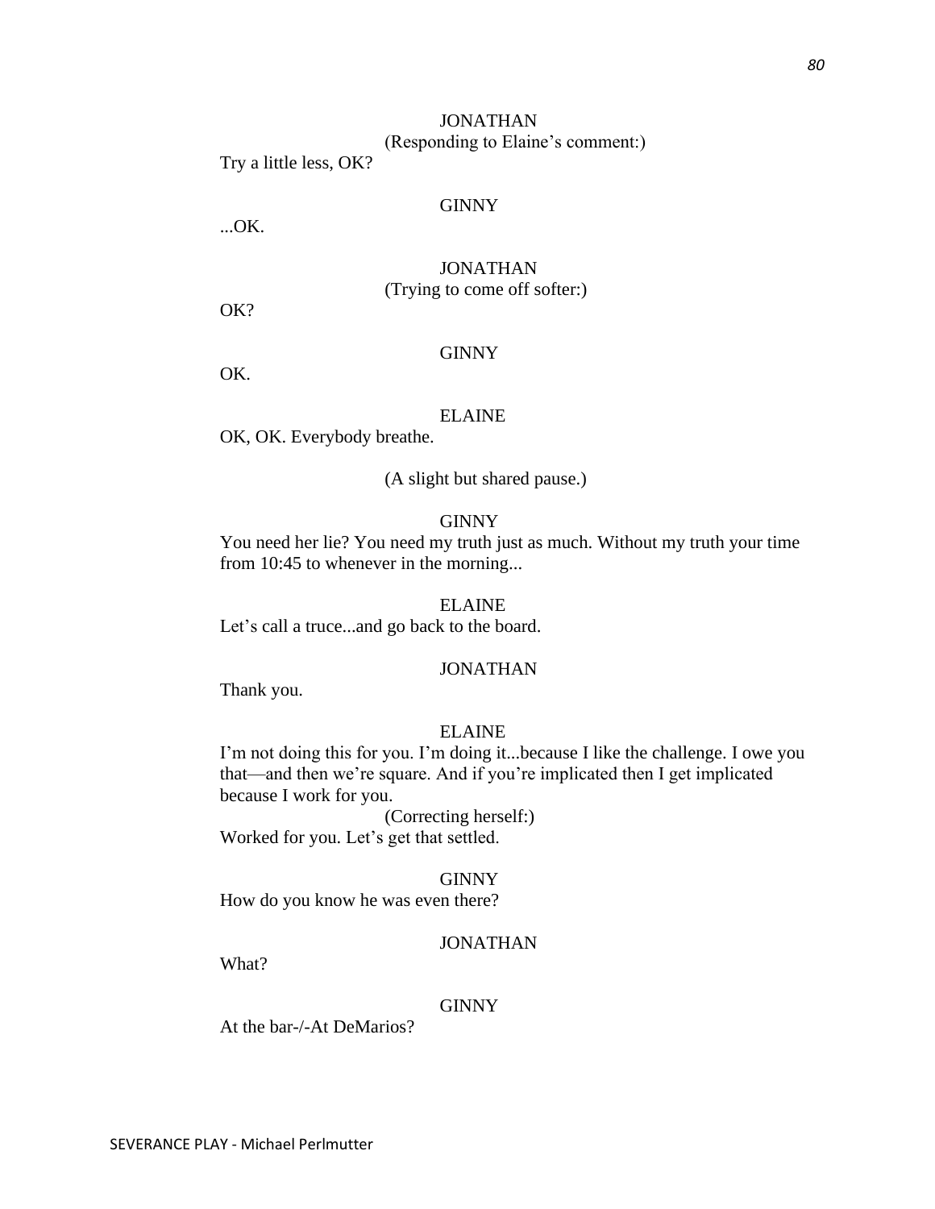JONATHAN
(Responding to Elaine's comment:)
Try a little less, OK?

GINNY
...OK.

JONATHAN
(Trying to come off softer:)
OK?

GINNY
OK.

ELAINE
OK, OK. Everybody breathe.

(A slight but shared pause.)

GINNY
You need her lie? You need my truth just as much. Without my truth your time from 10:45 to whenever in the morning...

ELAINE
Let's call a truce...and go back to the board.

JONATHAN
Thank you.

ELAINE
I'm not doing this for you. I'm doing it...because I like the challenge. I owe you that—and then we're square. And if you're implicated then I get implicated because I work for you.
(Correcting herself:)
Worked for you. Let's get that settled.

GINNY
How do you know he was even there?

JONATHAN
What?

GINNY
At the bar-/-At DeMarios?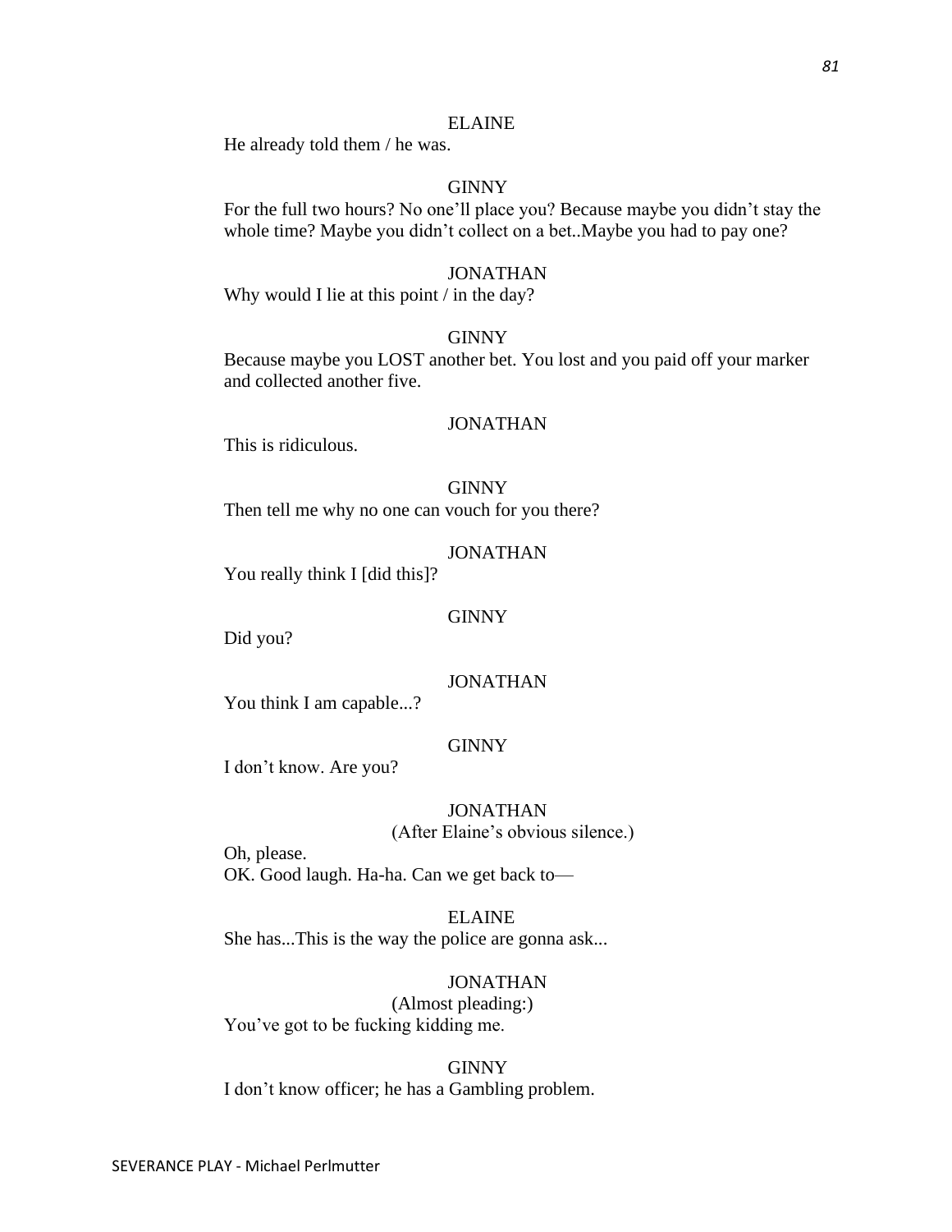ELAINE

He already told them / he was.

GINNY

For the full two hours? No one'll place you? Because maybe you didn't stay the whole time? Maybe you didn't collect on a bet..Maybe you had to pay one?

JONATHAN

Why would I lie at this point / in the day?

GINNY

Because maybe you LOST another bet. You lost and you paid off your marker and collected another five.

JONATHAN

This is ridiculous.

GINNY

Then tell me why no one can vouch for you there?

JONATHAN

You really think I [did this]?

GINNY

Did you?

JONATHAN

You think I am capable...?

GINNY

I don't know. Are you?

JONATHAN

(After Elaine's obvious silence.)

Oh, please.
OK. Good laugh. Ha-ha. Can we get back to—

ELAINE

She has...This is the way the police are gonna ask...

JONATHAN

(Almost pleading:)

You've got to be fucking kidding me.

GINNY

I don't know officer; he has a Gambling problem.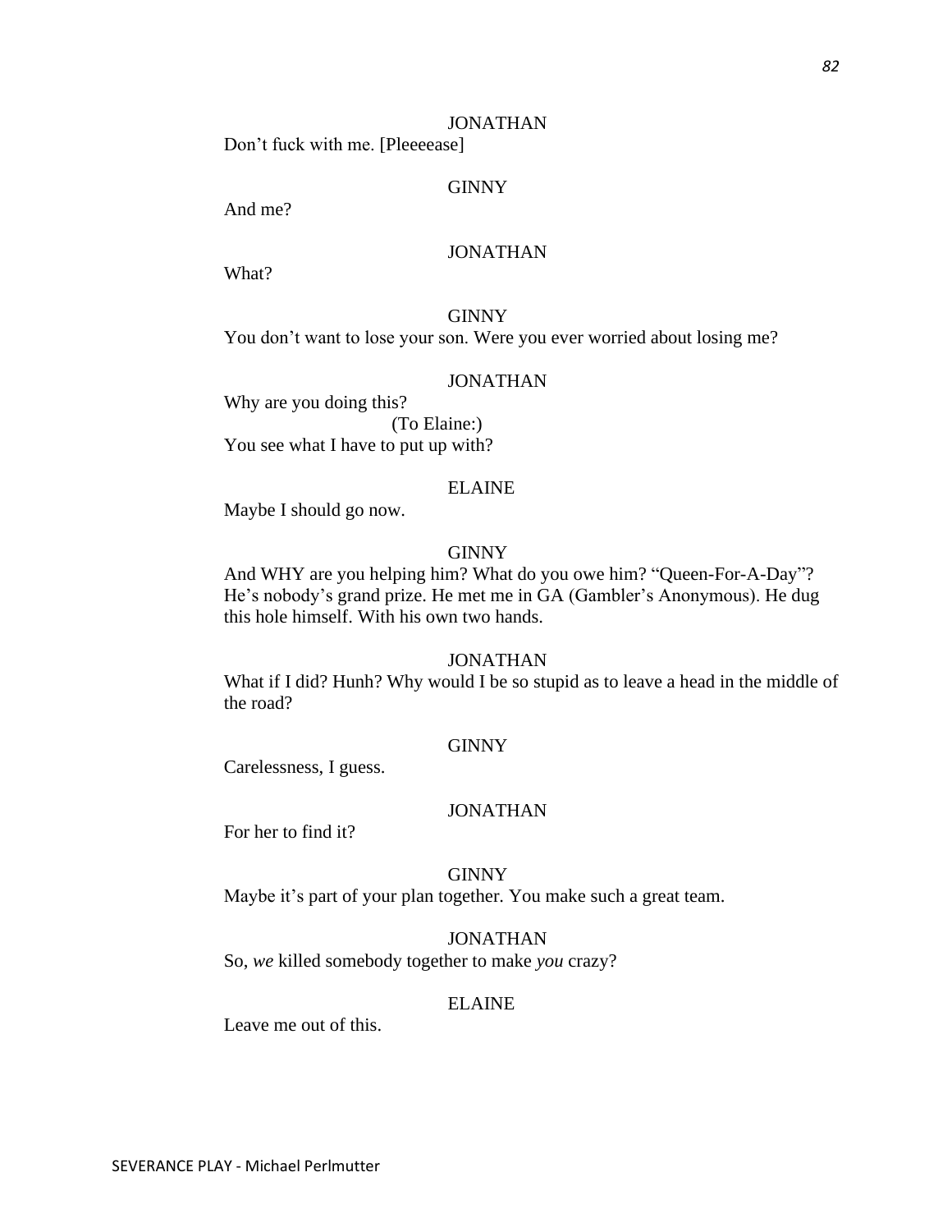JONATHAN

Don't fuck with me. [Pleeeease]

GINNY

And me?

JONATHAN

What?

GINNY

You don't want to lose your son. Were you ever worried about losing me?

JONATHAN

Why are you doing this?

(To Elaine:)

You see what I have to put up with?

ELAINE

Maybe I should go now.

GINNY

And WHY are you helping him? What do you owe him? "Queen-For-A-Day"? He's nobody's grand prize. He met me in GA (Gambler's Anonymous). He dug this hole himself. With his own two hands.

JONATHAN

What if I did? Hunh? Why would I be so stupid as to leave a head in the middle of the road?

GINNY

Carelessness, I guess.

JONATHAN

For her to find it?

GINNY

Maybe it's part of your plan together. You make such a great team.

JONATHAN

So, *we* killed somebody together to make *you* crazy?

ELAINE

Leave me out of this.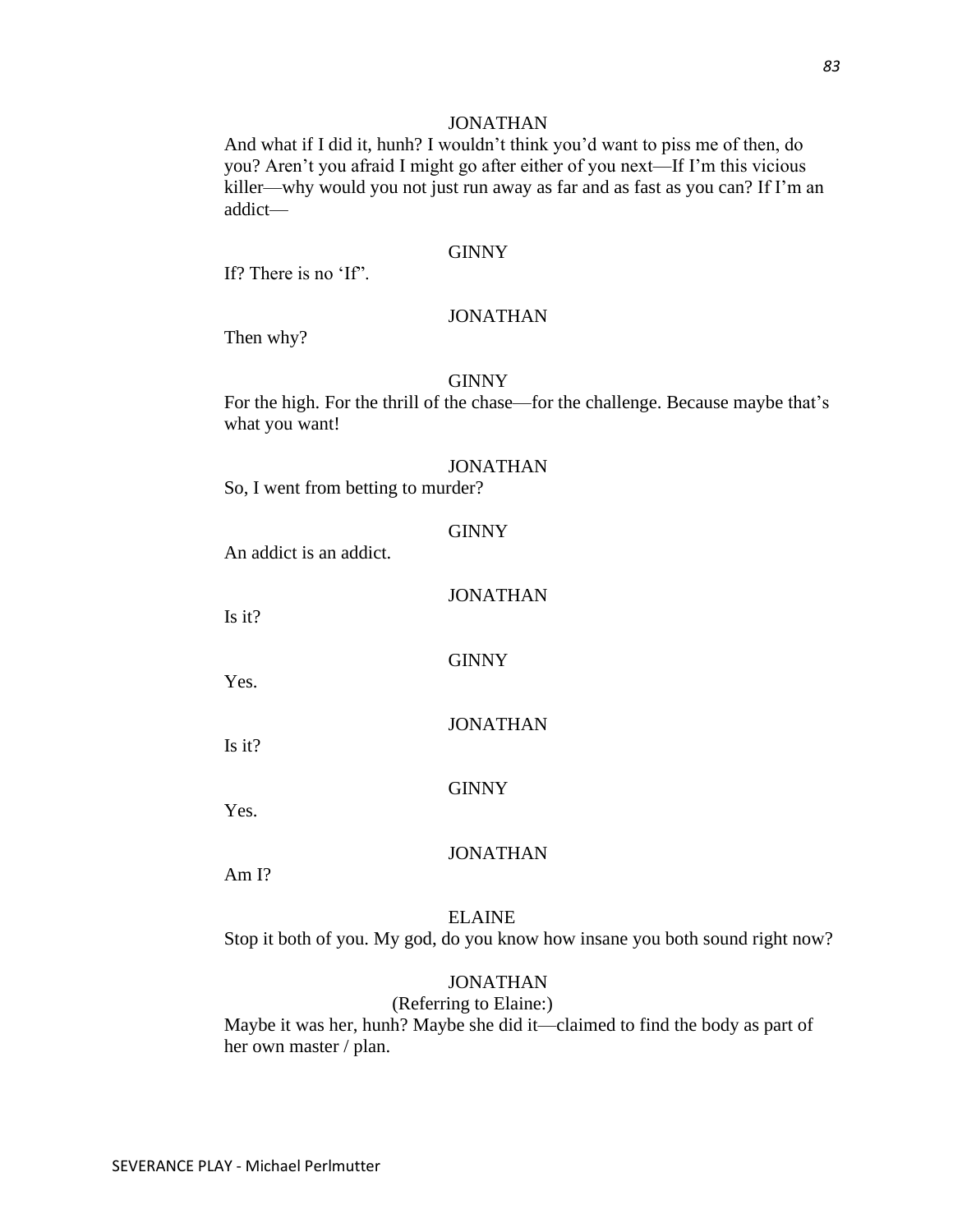JONATHAN

And what if I did it, hunh? I wouldn't think you'd want to piss me of then, do you? Aren't you afraid I might go after either of you next—If I'm this vicious killer—why would you not just run away as far and as fast as you can? If I'm an addict—

GINNY

If? There is no 'If'.

JONATHAN

Then why?

GINNY

For the high. For the thrill of the chase—for the challenge. Because maybe that's what you want!

JONATHAN

So, I went from betting to murder?

GINNY

An addict is an addict.

JONATHAN

Is it?

GINNY

Yes.

JONATHAN

Is it?

GINNY

Yes.

JONATHAN

Am I?

ELAINE

Stop it both of you. My god, do you know how insane you both sound right now?

JONATHAN

(Referring to Elaine:)

Maybe it was her, hunh? Maybe she did it—claimed to find the body as part of her own master / plan.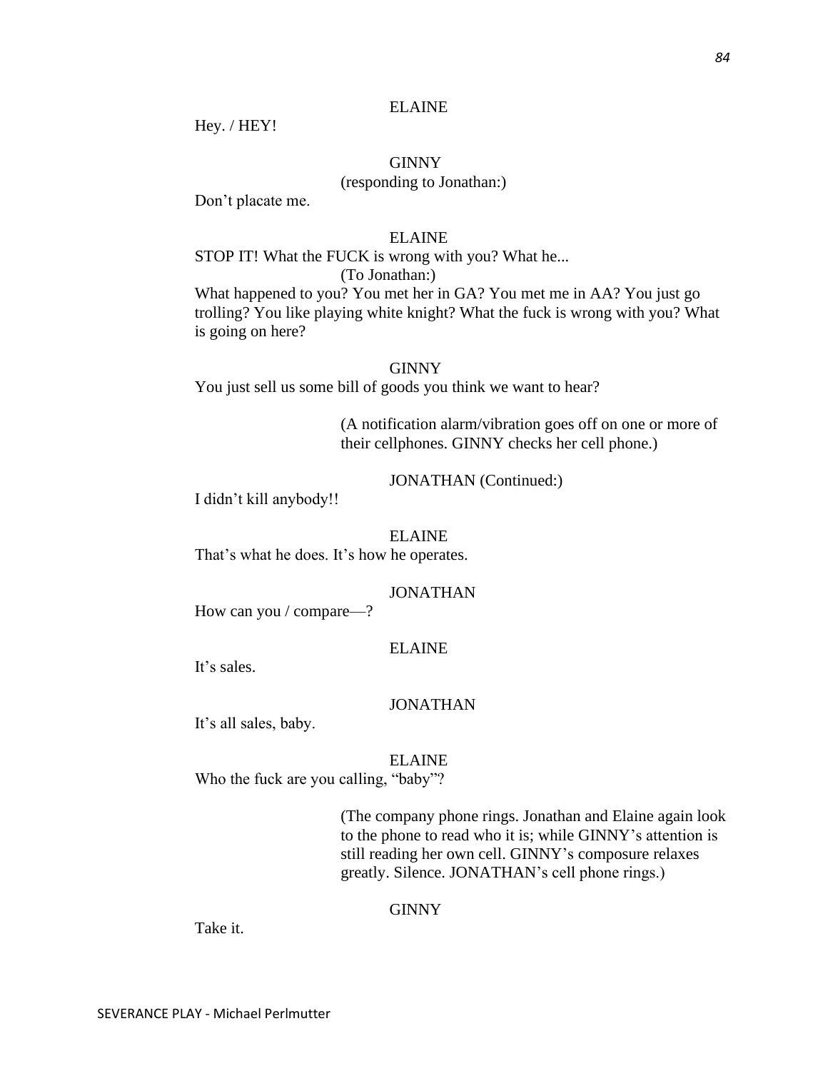ELAINE

Hey. / HEY!

GINNY
(responding to Jonathan:)

Don't placate me.

ELAINE

STOP IT! What the FUCK is wrong with you? What he...
(To Jonathan:)
What happened to you? You met her in GA? You met me in AA? You just go trolling? You like playing white knight? What the fuck is wrong with you? What is going on here?

GINNY

You just sell us some bill of goods you think we want to hear?

(A notification alarm/vibration goes off on one or more of their cellphones. GINNY checks her cell phone.)

JONATHAN (Continued:)

I didn't kill anybody!!

ELAINE

That's what he does. It's how he operates.

JONATHAN

How can you / compare—?

ELAINE

It's sales.

JONATHAN

It's all sales, baby.

ELAINE

Who the fuck are you calling, "baby"?

(The company phone rings. Jonathan and Elaine again look to the phone to read who it is; while GINNY's attention is still reading her own cell. GINNY's composure relaxes greatly. Silence. JONATHAN's cell phone rings.)

GINNY

Take it.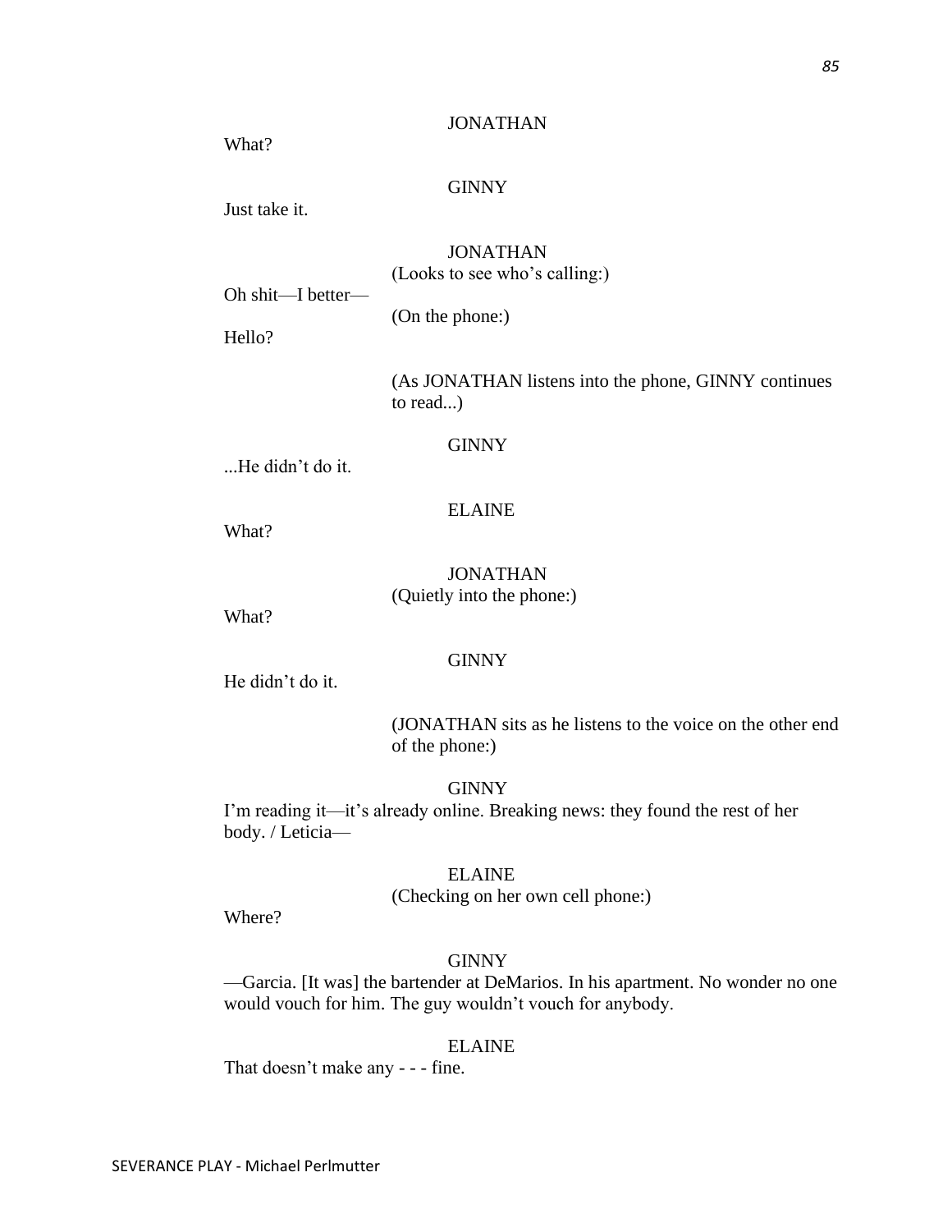JONATHAN

What?

GINNY

Just take it.

JONATHAN

(Looks to see who's calling:)

Oh shit—I better—

(On the phone:)

Hello?

(As JONATHAN listens into the phone, GINNY continues to read...)

GINNY

...He didn't do it.

ELAINE

What?

JONATHAN

(Quietly into the phone:)

What?

GINNY

He didn't do it.

(JONATHAN sits as he listens to the voice on the other end of the phone:)

GINNY

I'm reading it—it's already online. Breaking news: they found the rest of her body. / Leticia—

ELAINE

(Checking on her own cell phone:)

Where?

GINNY

—Garcia. [It was] the bartender at DeMarios. In his apartment. No wonder no one would vouch for him. The guy wouldn't vouch for anybody.

ELAINE

That doesn't make any - - - fine.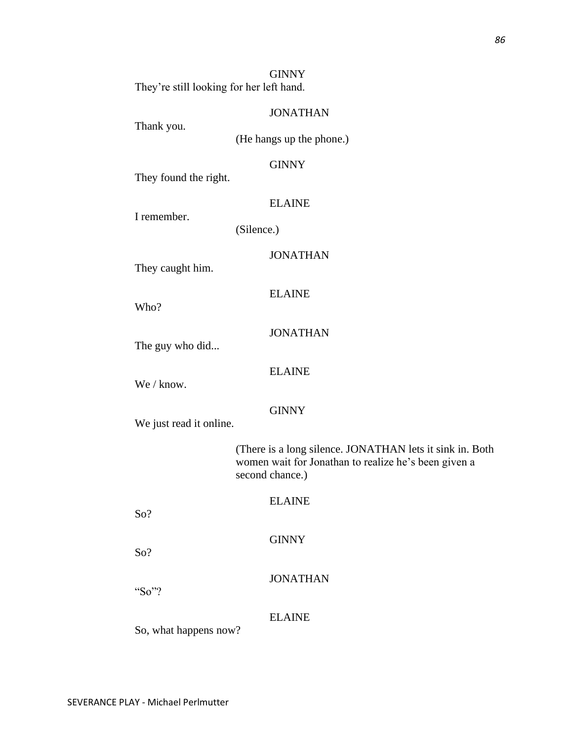GINNY

They're still looking for her left hand.

JONATHAN

Thank you.

(He hangs up the phone.)

GINNY

They found the right.

ELAINE

I remember.

(Silence.)

JONATHAN

They caught him.

ELAINE

Who?

JONATHAN

The guy who did...

ELAINE

We / know.

GINNY

We just read it online.

(There is a long silence. JONATHAN lets it sink in. Both women wait for Jonathan to realize he's been given a second chance.)

ELAINE

So?

GINNY

So?

JONATHAN

"So"?

ELAINE

So, what happens now?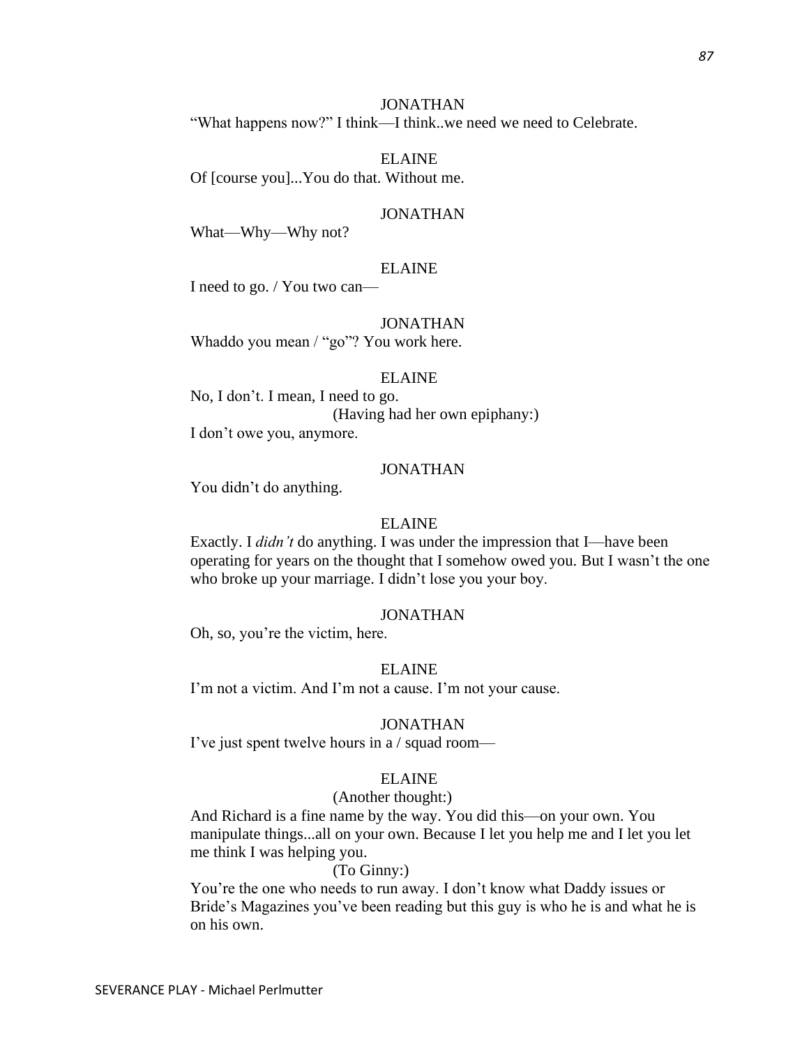JONATHAN

"What happens now?" I think—I think..we need we need to Celebrate.

ELAINE

Of [course you]...You do that. Without me.

JONATHAN

What—Why—Why not?

ELAINE

I need to go. / You two can—

JONATHAN

Whaddo you mean / "go"? You work here.

ELAINE

No, I don't. I mean, I need to go.

(Having had her own epiphany:)

I don't owe you, anymore.

JONATHAN

You didn't do anything.

ELAINE

Exactly. I *didn't* do anything. I was under the impression that I—have been operating for years on the thought that I somehow owed you. But I wasn't the one who broke up your marriage. I didn't lose you your boy.

JONATHAN

Oh, so, you're the victim, here.

ELAINE

I'm not a victim. And I'm not a cause. I'm not your cause.

JONATHAN

I've just spent twelve hours in a / squad room—

ELAINE

(Another thought:)

And Richard is a fine name by the way. You did this—on your own. You manipulate things...all on your own. Because I let you help me and I let you let me think I was helping you.

(To Ginny:)

You're the one who needs to run away. I don't know what Daddy issues or Bride's Magazines you've been reading but this guy is who he is and what he is on his own.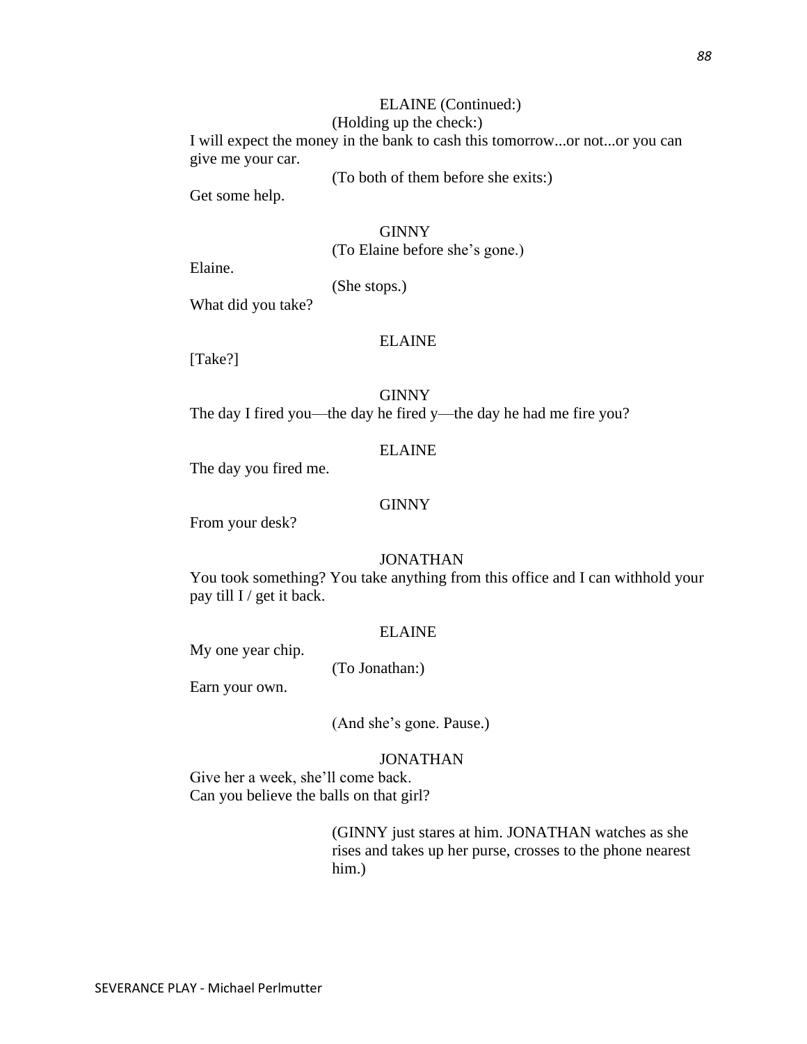ELAINE (Continued:)

(Holding up the check:)

I will expect the money in the bank to cash this tomorrow...or not...or you can give me your car.

(To both of them before she exits:)

Get some help.

GINNY

(To Elaine before she's gone.)

Elaine.

(She stops.)

What did you take?

ELAINE

[Take?]

GINNY

The day I fired you—the day he fired y—the day he had me fire you?

ELAINE

The day you fired me.

GINNY

From your desk?

JONATHAN

You took something? You take anything from this office and I can withhold your pay till I / get it back.

ELAINE

My one year chip.

(To Jonathan:)

Earn your own.

(And she's gone. Pause.)

JONATHAN

Give her a week, she'll come back.
Can you believe the balls on that girl?

(GINNY just stares at him. JONATHAN watches as she rises and takes up her purse, crosses to the phone nearest him.)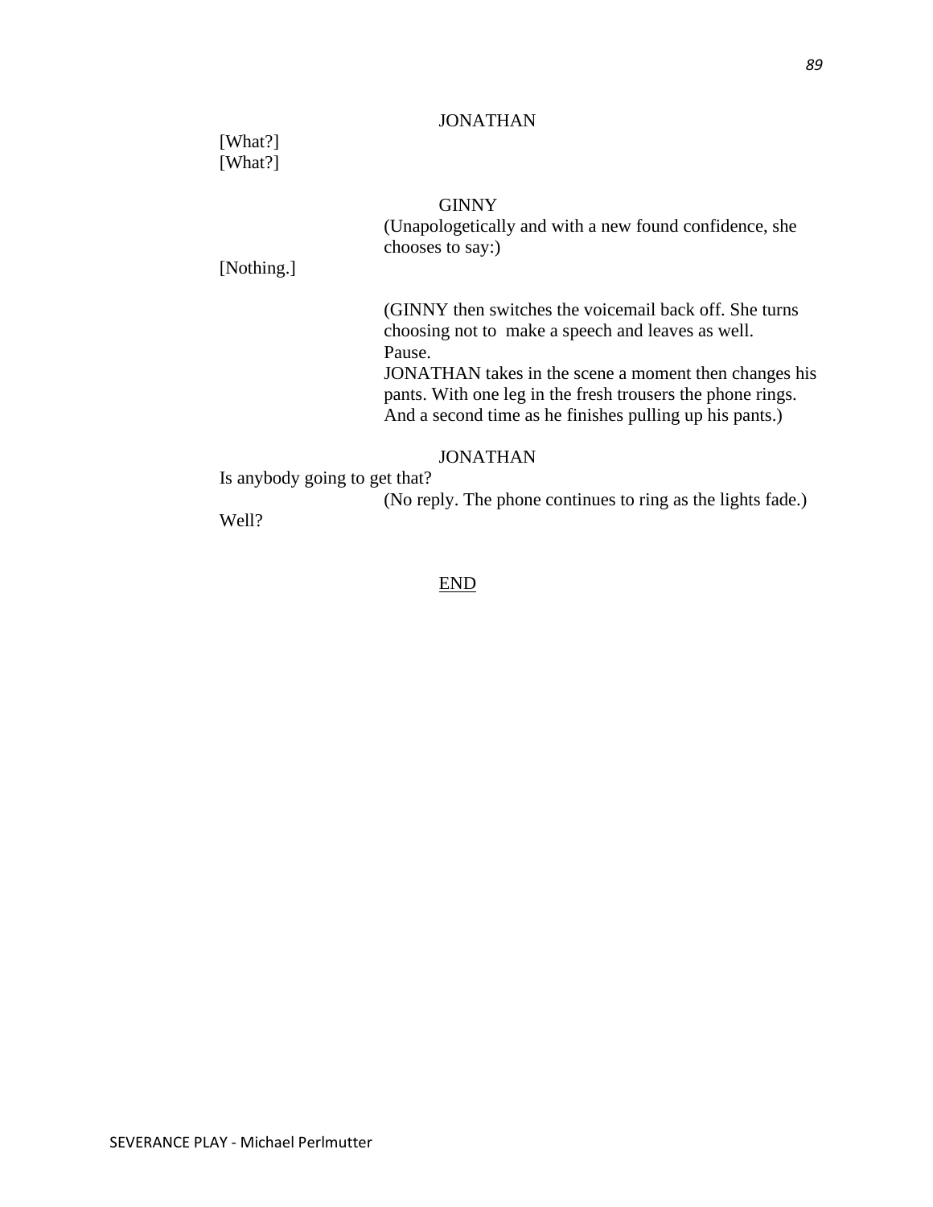JONATHAN

[What?]
[What?]

GINNY

(Unapologetically and with a new found confidence, she chooses to say:)

[Nothing.]

(GINNY then switches the voicemail back off. She turns choosing not to  make a speech and leaves as well.
Pause.
JONATHAN takes in the scene a moment then changes his pants. With one leg in the fresh trousers the phone rings. And a second time as he finishes pulling up his pants.)

JONATHAN

Is anybody going to get that?

(No reply. The phone continues to ring as the lights fade.)

Well?

<u>END</u>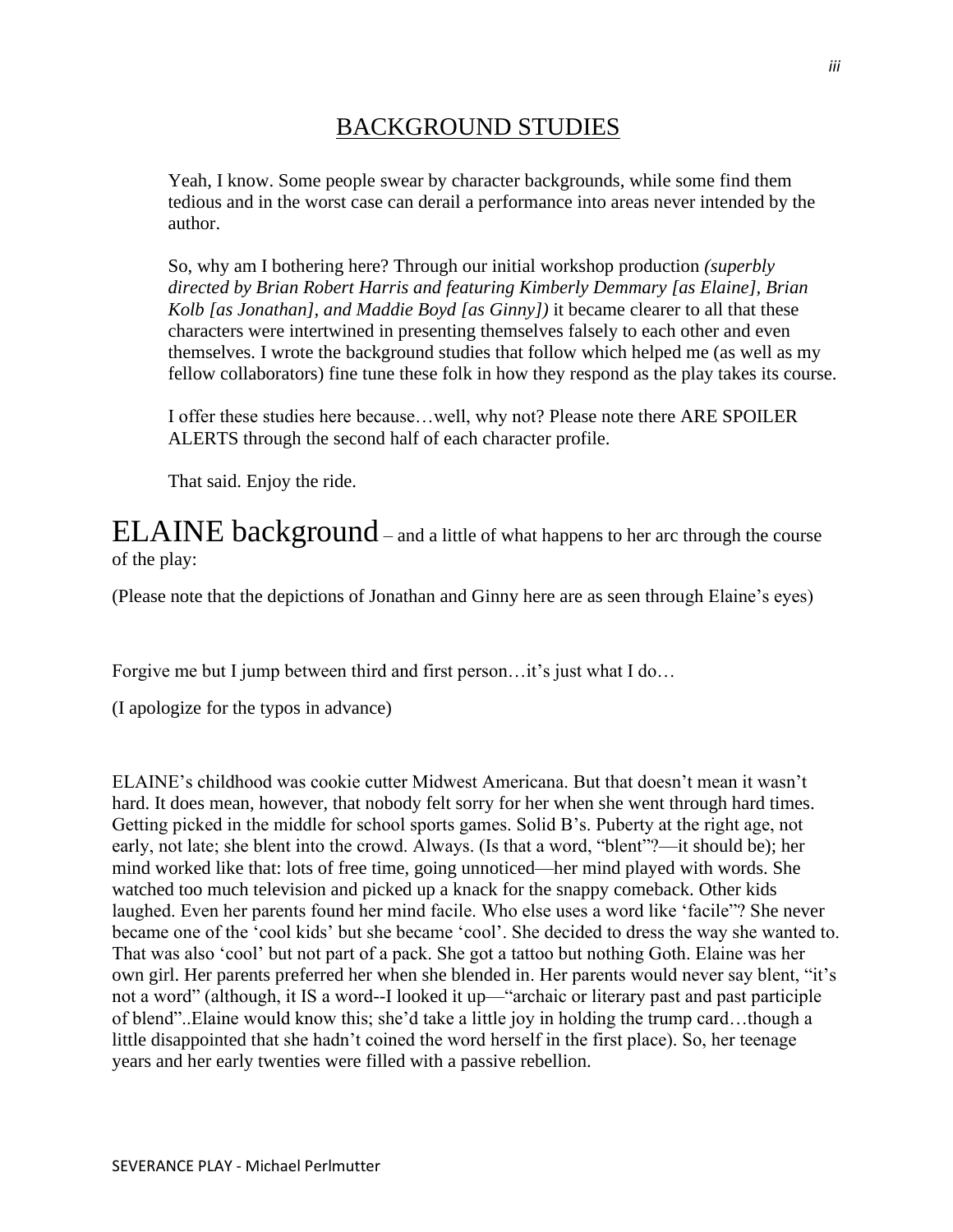# BACKGROUND STUDIES

> Yeah, I know. Some people swear by character backgrounds, while some find them tedious and in the worst case can derail a performance into areas never intended by the author.
>
> So, why am I bothering here? Through our initial workshop production *(superbly directed by Brian Robert Harris and featuring Kimberly Demmary [as Elaine], Brian Kolb [as Jonathan], and Maddie Boyd [as Ginny])* it became clearer to all that these characters were intertwined in presenting themselves falsely to each other and even themselves. I wrote the background studies that follow which helped me (as well as my fellow collaborators) fine tune these folk in how they respond as the play takes its course.
>
> I offer these studies here because…well, why not? Please note there ARE SPOILER ALERTS through the second half of each character profile.
>
> That said. Enjoy the ride.

## ELAINE background – and a little of what happens to her arc through the course of the play:

(Please note that the depictions of Jonathan and Ginny here are as seen through Elaine's eyes)

Forgive me but I jump between third and first person…it's just what I do…

(I apologize for the typos in advance)

ELAINE's childhood was cookie cutter Midwest Americana. But that doesn't mean it wasn't hard. It does mean, however, that nobody felt sorry for her when she went through hard times. Getting picked in the middle for school sports games. Solid B's. Puberty at the right age, not early, not late; she blent into the crowd. Always. (Is that a word, "blent"?—it should be); her mind worked like that: lots of free time, going unnoticed—her mind played with words. She watched too much television and picked up a knack for the snappy comeback. Other kids laughed. Even her parents found her mind facile. Who else uses a word like 'facile"? She never became one of the 'cool kids' but she became 'cool'. She decided to dress the way she wanted to. That was also 'cool' but not part of a pack. She got a tattoo but nothing Goth. Elaine was her own girl. Her parents preferred her when she blended in. Her parents would never say blent, "it's not a word" (although, it IS a word--I looked it up—"archaic or literary past and past participle of blend"..Elaine would know this; she'd take a little joy in holding the trump card…though a little disappointed that she hadn't coined the word herself in the first place). So, her teenage years and her early twenties were filled with a passive rebellion.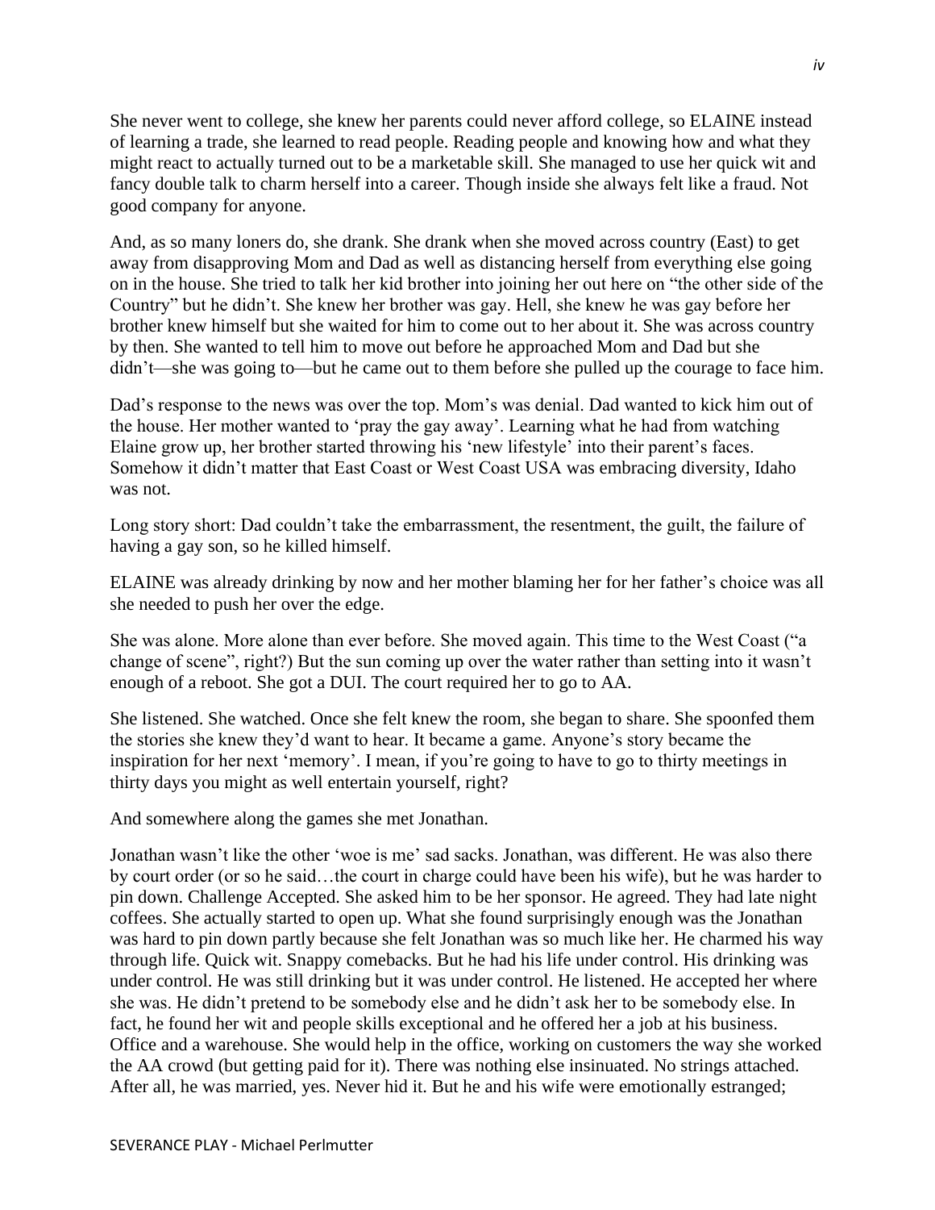She never went to college, she knew her parents could never afford college, so ELAINE instead of learning a trade, she learned to read people. Reading people and knowing how and what they might react to actually turned out to be a marketable skill. She managed to use her quick wit and fancy double talk to charm herself into a career. Though inside she always felt like a fraud. Not good company for anyone.

And, as so many loners do, she drank. She drank when she moved across country (East) to get away from disapproving Mom and Dad as well as distancing herself from everything else going on in the house. She tried to talk her kid brother into joining her out here on "the other side of the Country" but he didn't. She knew her brother was gay. Hell, she knew he was gay before her brother knew himself but she waited for him to come out to her about it. She was across country by then. She wanted to tell him to move out before he approached Mom and Dad but she didn't—she was going to—but he came out to them before she pulled up the courage to face him.

Dad's response to the news was over the top. Mom's was denial. Dad wanted to kick him out of the house. Her mother wanted to 'pray the gay away'. Learning what he had from watching Elaine grow up, her brother started throwing his 'new lifestyle' into their parent's faces. Somehow it didn't matter that East Coast or West Coast USA was embracing diversity, Idaho was not.

Long story short: Dad couldn't take the embarrassment, the resentment, the guilt, the failure of having a gay son, so he killed himself.

ELAINE was already drinking by now and her mother blaming her for her father's choice was all she needed to push her over the edge.

She was alone. More alone than ever before. She moved again. This time to the West Coast ("a change of scene", right?) But the sun coming up over the water rather than setting into it wasn't enough of a reboot. She got a DUI. The court required her to go to AA.

She listened. She watched. Once she felt knew the room, she began to share. She spoonfed them the stories she knew they'd want to hear. It became a game. Anyone's story became the inspiration for her next 'memory'. I mean, if you're going to have to go to thirty meetings in thirty days you might as well entertain yourself, right?

And somewhere along the games she met Jonathan.

Jonathan wasn't like the other 'woe is me' sad sacks. Jonathan, was different. He was also there by court order (or so he said…the court in charge could have been his wife), but he was harder to pin down. Challenge Accepted. She asked him to be her sponsor. He agreed. They had late night coffees. She actually started to open up. What she found surprisingly enough was the Jonathan was hard to pin down partly because she felt Jonathan was so much like her. He charmed his way through life. Quick wit. Snappy comebacks. But he had his life under control. His drinking was under control. He was still drinking but it was under control. He listened. He accepted her where she was. He didn't pretend to be somebody else and he didn't ask her to be somebody else. In fact, he found her wit and people skills exceptional and he offered her a job at his business. Office and a warehouse. She would help in the office, working on customers the way she worked the AA crowd (but getting paid for it). There was nothing else insinuated. No strings attached. After all, he was married, yes. Never hid it. But he and his wife were emotionally estranged;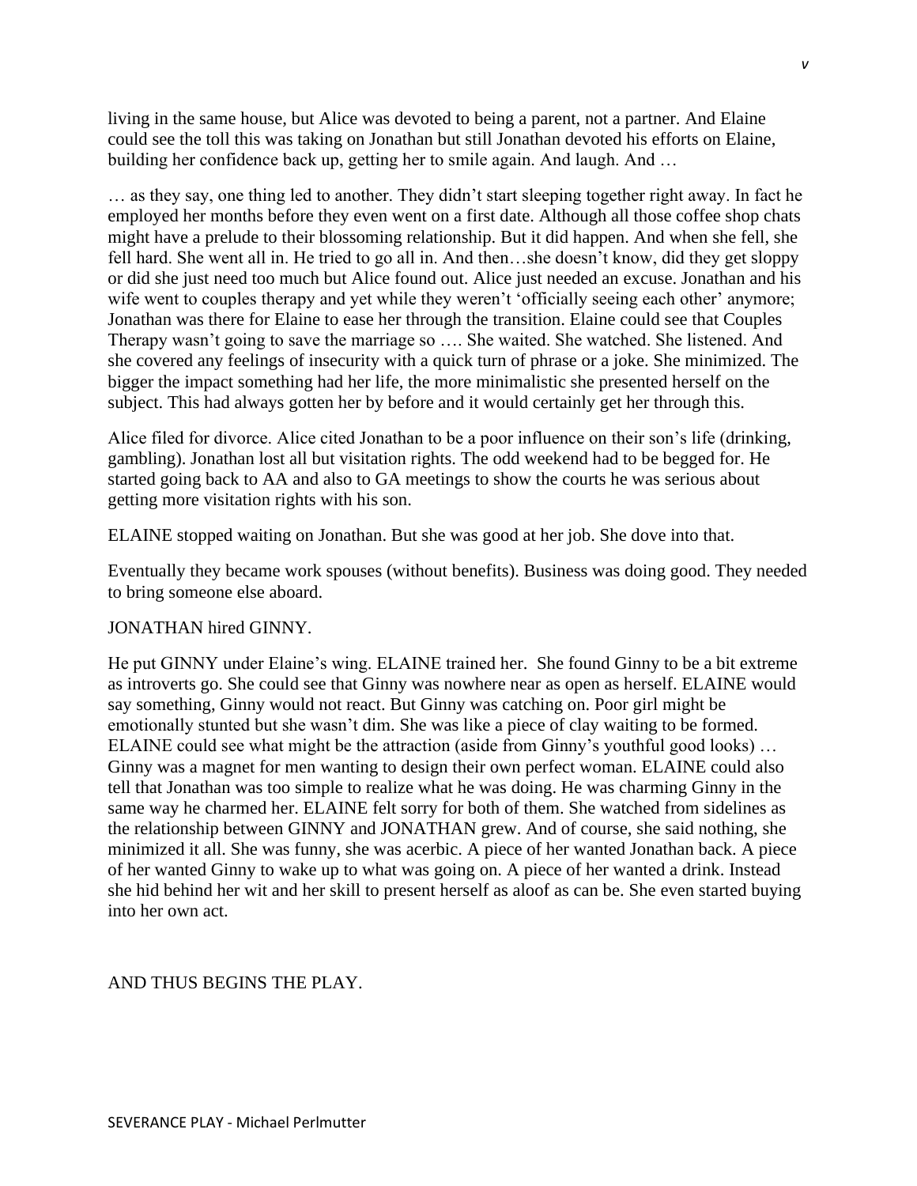living in the same house, but Alice was devoted to being a parent, not a partner. And Elaine could see the toll this was taking on Jonathan but still Jonathan devoted his efforts on Elaine, building her confidence back up, getting her to smile again. And laugh. And …

… as they say, one thing led to another. They didn't start sleeping together right away. In fact he employed her months before they even went on a first date. Although all those coffee shop chats might have a prelude to their blossoming relationship. But it did happen. And when she fell, she fell hard. She went all in. He tried to go all in. And then…she doesn't know, did they get sloppy or did she just need too much but Alice found out. Alice just needed an excuse. Jonathan and his wife went to couples therapy and yet while they weren't 'officially seeing each other' anymore; Jonathan was there for Elaine to ease her through the transition. Elaine could see that Couples Therapy wasn't going to save the marriage so …. She waited. She watched. She listened. And she covered any feelings of insecurity with a quick turn of phrase or a joke. She minimized. The bigger the impact something had her life, the more minimalistic she presented herself on the subject. This had always gotten her by before and it would certainly get her through this.

Alice filed for divorce. Alice cited Jonathan to be a poor influence on their son's life (drinking, gambling). Jonathan lost all but visitation rights. The odd weekend had to be begged for. He started going back to AA and also to GA meetings to show the courts he was serious about getting more visitation rights with his son.

ELAINE stopped waiting on Jonathan. But she was good at her job. She dove into that.

Eventually they became work spouses (without benefits). Business was doing good. They needed to bring someone else aboard.

JONATHAN hired GINNY.

He put GINNY under Elaine's wing. ELAINE trained her. She found Ginny to be a bit extreme as introverts go. She could see that Ginny was nowhere near as open as herself. ELAINE would say something, Ginny would not react. But Ginny was catching on. Poor girl might be emotionally stunted but she wasn't dim. She was like a piece of clay waiting to be formed. ELAINE could see what might be the attraction (aside from Ginny's youthful good looks) … Ginny was a magnet for men wanting to design their own perfect woman. ELAINE could also tell that Jonathan was too simple to realize what he was doing. He was charming Ginny in the same way he charmed her. ELAINE felt sorry for both of them. She watched from sidelines as the relationship between GINNY and JONATHAN grew. And of course, she said nothing, she minimized it all. She was funny, she was acerbic. A piece of her wanted Jonathan back. A piece of her wanted Ginny to wake up to what was going on. A piece of her wanted a drink. Instead she hid behind her wit and her skill to present herself as aloof as can be. She even started buying into her own act.

AND THUS BEGINS THE PLAY.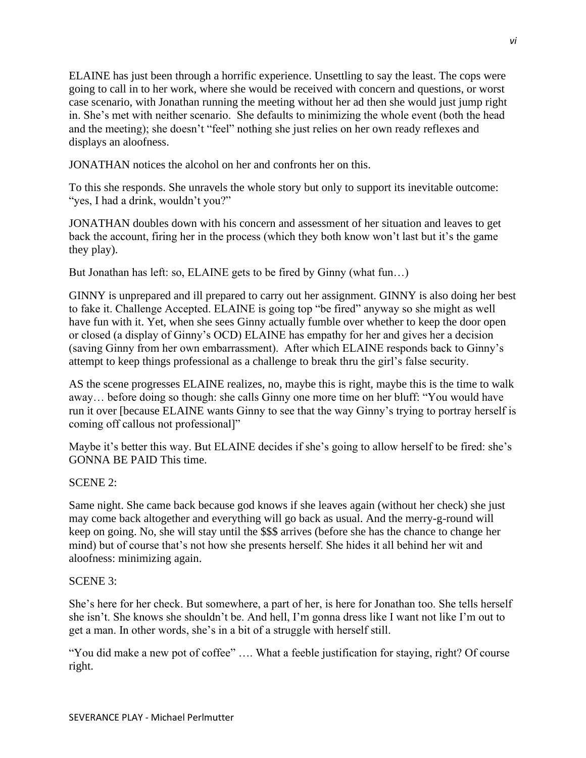ELAINE has just been through a horrific experience. Unsettling to say the least. The cops were going to call in to her work, where she would be received with concern and questions, or worst case scenario, with Jonathan running the meeting without her ad then she would just jump right in. She's met with neither scenario. She defaults to minimizing the whole event (both the head and the meeting); she doesn't "feel" nothing she just relies on her own ready reflexes and displays an aloofness.

JONATHAN notices the alcohol on her and confronts her on this.

To this she responds. She unravels the whole story but only to support its inevitable outcome: "yes, I had a drink, wouldn't you?"

JONATHAN doubles down with his concern and assessment of her situation and leaves to get back the account, firing her in the process (which they both know won't last but it's the game they play).

But Jonathan has left: so, ELAINE gets to be fired by Ginny (what fun…)

GINNY is unprepared and ill prepared to carry out her assignment. GINNY is also doing her best to fake it. Challenge Accepted. ELAINE is going top "be fired" anyway so she might as well have fun with it. Yet, when she sees Ginny actually fumble over whether to keep the door open or closed (a display of Ginny's OCD) ELAINE has empathy for her and gives her a decision (saving Ginny from her own embarrassment). After which ELAINE responds back to Ginny's attempt to keep things professional as a challenge to break thru the girl's false security.

AS the scene progresses ELAINE realizes, no, maybe this is right, maybe this is the time to walk away… before doing so though: she calls Ginny one more time on her bluff: "You would have run it over [because ELAINE wants Ginny to see that the way Ginny's trying to portray herself is coming off callous not professional]"

Maybe it's better this way. But ELAINE decides if she's going to allow herself to be fired: she's GONNA BE PAID This time.

SCENE 2:

Same night. She came back because god knows if she leaves again (without her check) she just may come back altogether and everything will go back as usual. And the merry-g-round will keep on going. No, she will stay until the $$$ arrives (before she has the chance to change her mind) but of course that's not how she presents herself. She hides it all behind her wit and aloofness: minimizing again.

SCENE 3:

She's here for her check. But somewhere, a part of her, is here for Jonathan too. She tells herself she isn't. She knows she shouldn't be. And hell, I'm gonna dress like I want not like I'm out to get a man. In other words, she's in a bit of a struggle with herself still.

"You did make a new pot of coffee" …. What a feeble justification for staying, right? Of course right.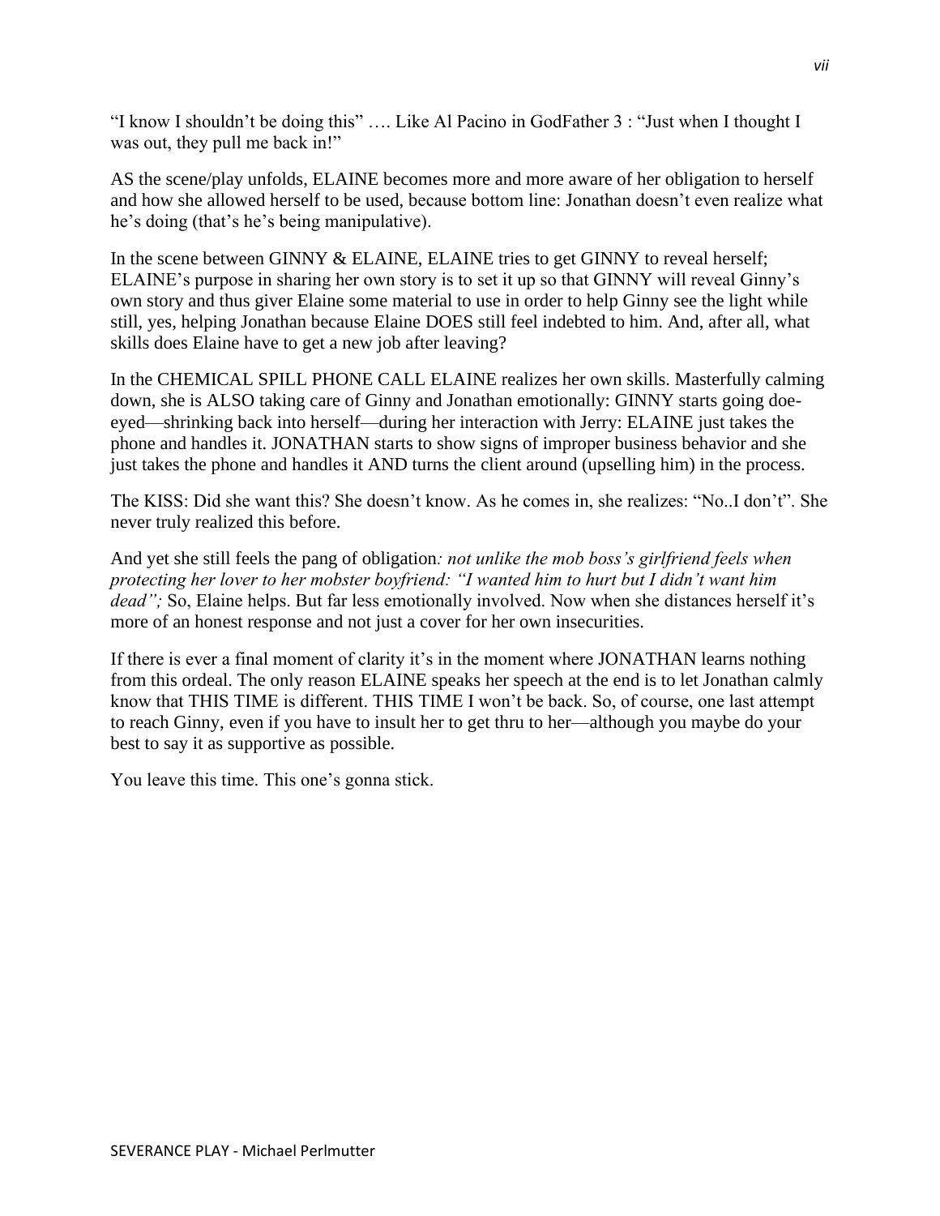"I know I shouldn't be doing this" …. Like Al Pacino in GodFather 3 : "Just when I thought I was out, they pull me back in!"

AS the scene/play unfolds, ELAINE becomes more and more aware of her obligation to herself and how she allowed herself to be used, because bottom line: Jonathan doesn't even realize what he's doing (that's he's being manipulative).

In the scene between GINNY & ELAINE, ELAINE tries to get GINNY to reveal herself; ELAINE's purpose in sharing her own story is to set it up so that GINNY will reveal Ginny's own story and thus giver Elaine some material to use in order to help Ginny see the light while still, yes, helping Jonathan because Elaine DOES still feel indebted to him. And, after all, what skills does Elaine have to get a new job after leaving?

In the CHEMICAL SPILL PHONE CALL ELAINE realizes her own skills. Masterfully calming down, she is ALSO taking care of Ginny and Jonathan emotionally: GINNY starts going doe-eyed—shrinking back into herself—during her interaction with Jerry: ELAINE just takes the phone and handles it. JONATHAN starts to show signs of improper business behavior and she just takes the phone and handles it AND turns the client around (upselling him) in the process.

The KISS: Did she want this? She doesn't know. As he comes in, she realizes: "No..I don't". She never truly realized this before.

And yet she still feels the pang of obligation*: not unlike the mob boss's girlfriend feels when protecting her lover to her mobster boyfriend: "I wanted him to hurt but I didn't want him dead";* So, Elaine helps. But far less emotionally involved. Now when she distances herself it's more of an honest response and not just a cover for her own insecurities.

If there is ever a final moment of clarity it's in the moment where JONATHAN learns nothing from this ordeal. The only reason ELAINE speaks her speech at the end is to let Jonathan calmly know that THIS TIME is different. THIS TIME I won't be back. So, of course, one last attempt to reach Ginny, even if you have to insult her to get thru to her—although you maybe do your best to say it as supportive as possible.

You leave this time. This one's gonna stick.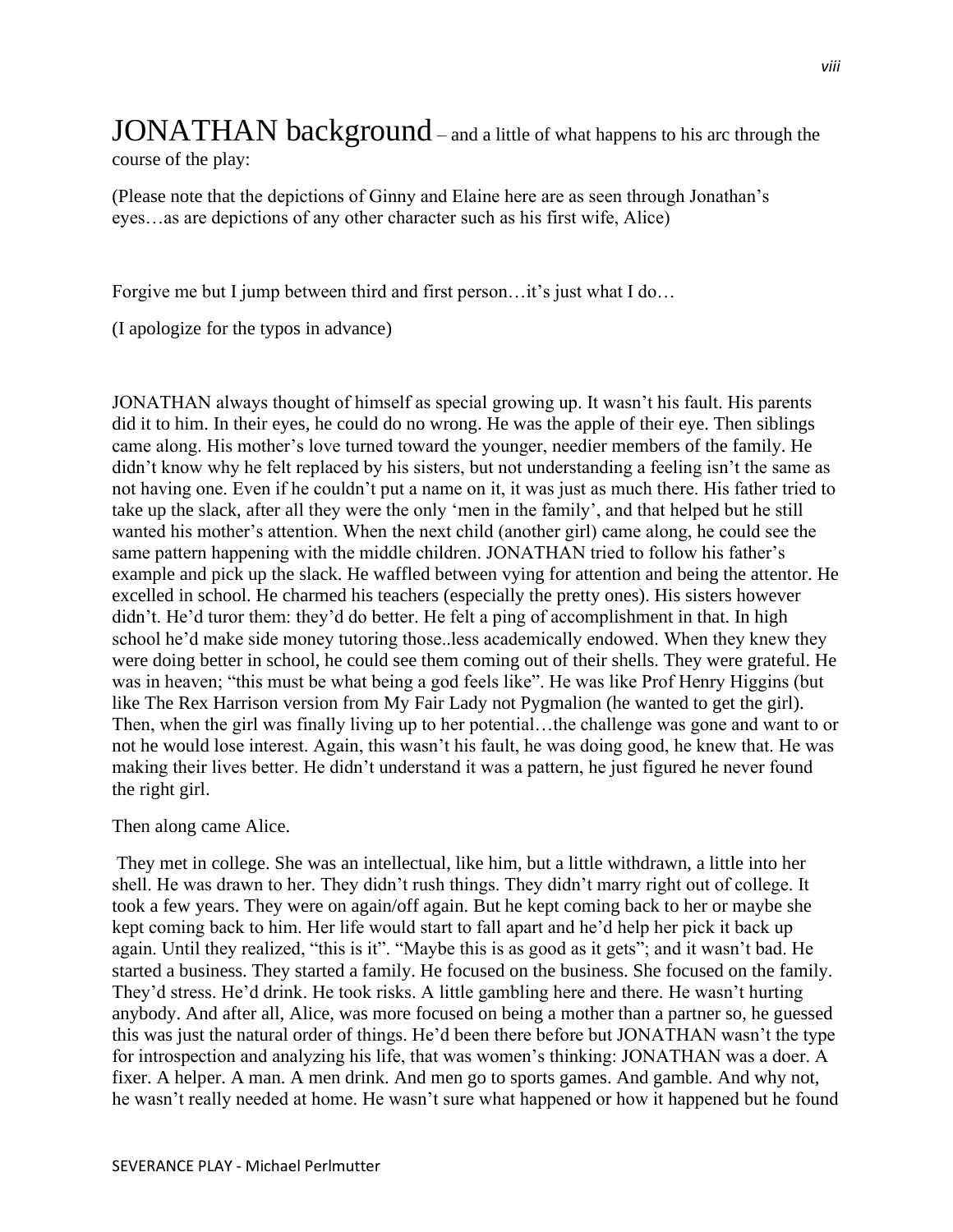# JONATHAN background – and a little of what happens to his arc through the course of the play:

(Please note that the depictions of Ginny and Elaine here are as seen through Jonathan's eyes…as are depictions of any other character such as his first wife, Alice)

Forgive me but I jump between third and first person…it's just what I do…

(I apologize for the typos in advance)

JONATHAN always thought of himself as special growing up. It wasn't his fault. His parents did it to him. In their eyes, he could do no wrong. He was the apple of their eye. Then siblings came along. His mother's love turned toward the younger, needier members of the family. He didn't know why he felt replaced by his sisters, but not understanding a feeling isn't the same as not having one. Even if he couldn't put a name on it, it was just as much there. His father tried to take up the slack, after all they were the only 'men in the family', and that helped but he still wanted his mother's attention. When the next child (another girl) came along, he could see the same pattern happening with the middle children. JONATHAN tried to follow his father's example and pick up the slack. He waffled between vying for attention and being the attentor. He excelled in school. He charmed his teachers (especially the pretty ones). His sisters however didn't. He'd turor them: they'd do better. He felt a ping of accomplishment in that. In high school he'd make side money tutoring those..less academically endowed. When they knew they were doing better in school, he could see them coming out of their shells. They were grateful. He was in heaven; "this must be what being a god feels like". He was like Prof Henry Higgins (but like The Rex Harrison version from My Fair Lady not Pygmalion (he wanted to get the girl). Then, when the girl was finally living up to her potential…the challenge was gone and want to or not he would lose interest. Again, this wasn't his fault, he was doing good, he knew that. He was making their lives better. He didn't understand it was a pattern, he just figured he never found the right girl.

Then along came Alice.

They met in college. She was an intellectual, like him, but a little withdrawn, a little into her shell. He was drawn to her. They didn't rush things. They didn't marry right out of college. It took a few years. They were on again/off again. But he kept coming back to her or maybe she kept coming back to him. Her life would start to fall apart and he'd help her pick it back up again. Until they realized, "this is it". "Maybe this is as good as it gets"; and it wasn't bad. He started a business. They started a family. He focused on the business. She focused on the family. They'd stress. He'd drink. He took risks. A little gambling here and there. He wasn't hurting anybody. And after all, Alice, was more focused on being a mother than a partner so, he guessed this was just the natural order of things. He'd been there before but JONATHAN wasn't the type for introspection and analyzing his life, that was women's thinking: JONATHAN was a doer. A fixer. A helper. A man. A men drink. And men go to sports games. And gamble. And why not, he wasn't really needed at home. He wasn't sure what happened or how it happened but he found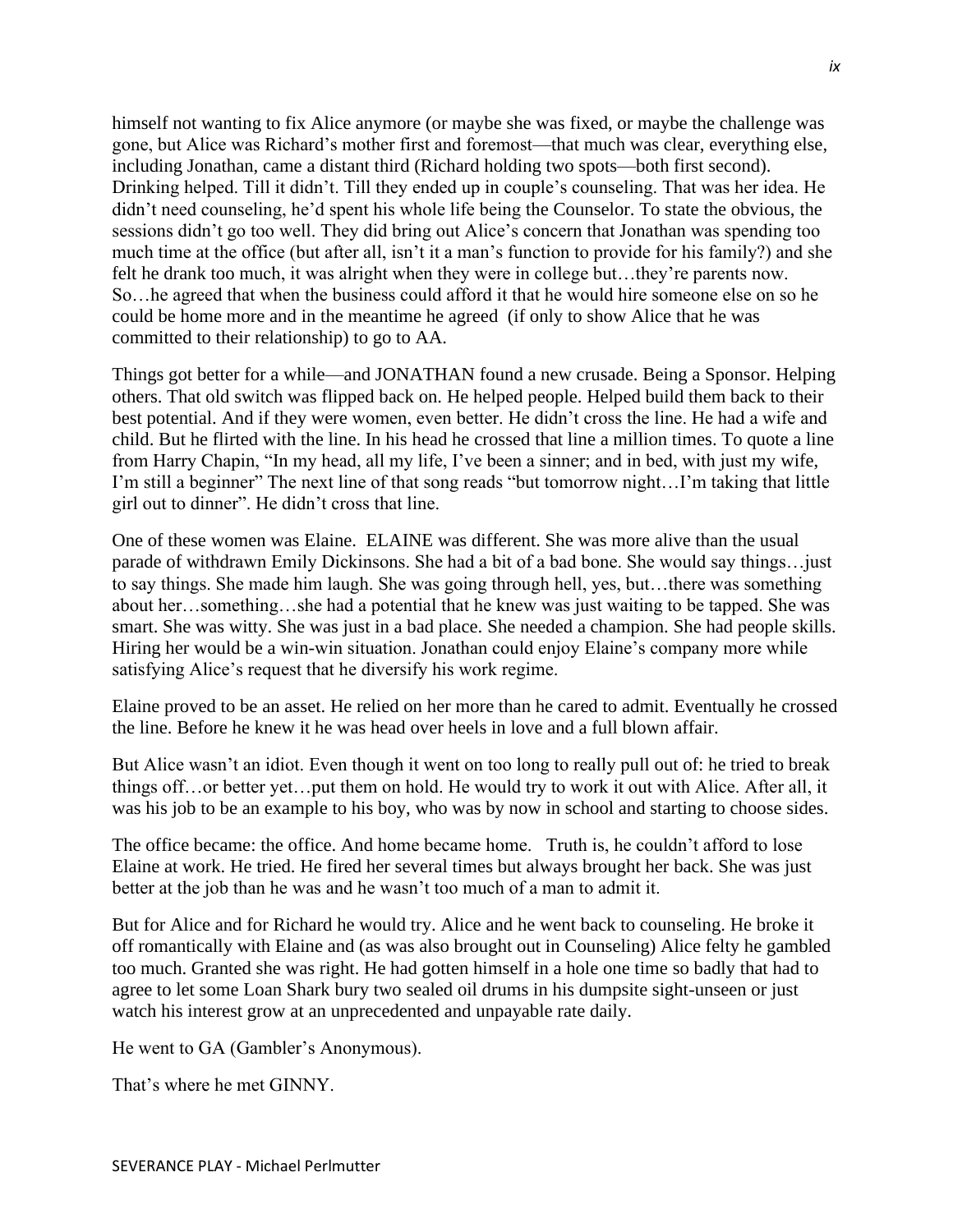himself not wanting to fix Alice anymore (or maybe she was fixed, or maybe the challenge was gone, but Alice was Richard's mother first and foremost—that much was clear, everything else, including Jonathan, came a distant third (Richard holding two spots—both first second). Drinking helped. Till it didn't. Till they ended up in couple's counseling. That was her idea. He didn't need counseling, he'd spent his whole life being the Counselor. To state the obvious, the sessions didn't go too well. They did bring out Alice's concern that Jonathan was spending too much time at the office (but after all, isn't it a man's function to provide for his family?) and she felt he drank too much, it was alright when they were in college but…they're parents now. So…he agreed that when the business could afford it that he would hire someone else on so he could be home more and in the meantime he agreed (if only to show Alice that he was committed to their relationship) to go to AA.

Things got better for a while—and JONATHAN found a new crusade. Being a Sponsor. Helping others. That old switch was flipped back on. He helped people. Helped build them back to their best potential. And if they were women, even better. He didn't cross the line. He had a wife and child. But he flirted with the line. In his head he crossed that line a million times. To quote a line from Harry Chapin, "In my head, all my life, I've been a sinner; and in bed, with just my wife, I'm still a beginner" The next line of that song reads "but tomorrow night…I'm taking that little girl out to dinner". He didn't cross that line.

One of these women was Elaine. ELAINE was different. She was more alive than the usual parade of withdrawn Emily Dickinsons. She had a bit of a bad bone. She would say things…just to say things. She made him laugh. She was going through hell, yes, but…there was something about her…something…she had a potential that he knew was just waiting to be tapped. She was smart. She was witty. She was just in a bad place. She needed a champion. She had people skills. Hiring her would be a win-win situation. Jonathan could enjoy Elaine's company more while satisfying Alice's request that he diversify his work regime.

Elaine proved to be an asset. He relied on her more than he cared to admit. Eventually he crossed the line. Before he knew it he was head over heels in love and a full blown affair.

But Alice wasn't an idiot. Even though it went on too long to really pull out of: he tried to break things off…or better yet…put them on hold. He would try to work it out with Alice. After all, it was his job to be an example to his boy, who was by now in school and starting to choose sides.

The office became: the office. And home became home. Truth is, he couldn't afford to lose Elaine at work. He tried. He fired her several times but always brought her back. She was just better at the job than he was and he wasn't too much of a man to admit it.

But for Alice and for Richard he would try. Alice and he went back to counseling. He broke it off romantically with Elaine and (as was also brought out in Counseling) Alice felty he gambled too much. Granted she was right. He had gotten himself in a hole one time so badly that had to agree to let some Loan Shark bury two sealed oil drums in his dumpsite sight-unseen or just watch his interest grow at an unprecedented and unpayable rate daily.

He went to GA (Gambler's Anonymous).

That's where he met GINNY.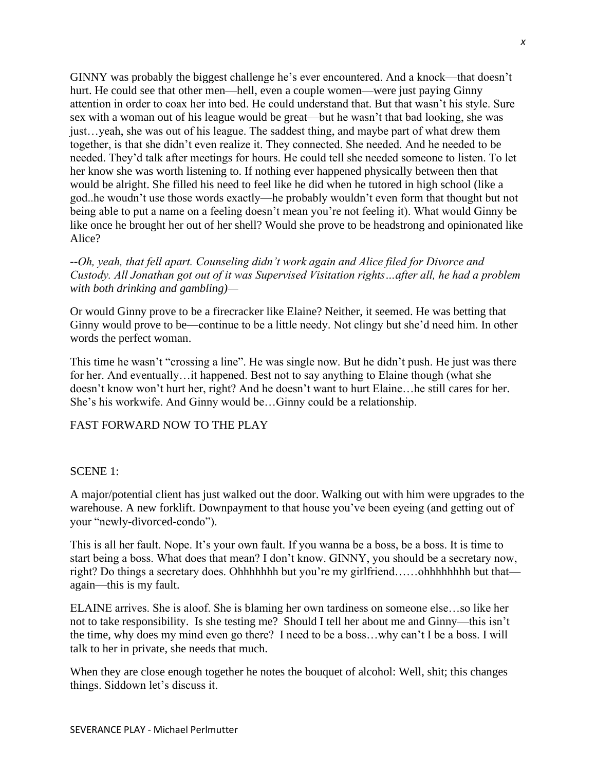GINNY was probably the biggest challenge he's ever encountered. And a knock—that doesn't hurt. He could see that other men—hell, even a couple women—were just paying Ginny attention in order to coax her into bed. He could understand that. But that wasn't his style. Sure sex with a woman out of his league would be great—but he wasn't that bad looking, she was just…yeah, she was out of his league. The saddest thing, and maybe part of what drew them together, is that she didn't even realize it. They connected. She needed. And he needed to be needed. They'd talk after meetings for hours. He could tell she needed someone to listen. To let her know she was worth listening to. If nothing ever happened physically between then that would be alright. She filled his need to feel like he did when he tutored in high school (like a god..he woudn't use those words exactly—he probably wouldn't even form that thought but not being able to put a name on a feeling doesn't mean you're not feeling it). What would Ginny be like once he brought her out of her shell? Would she prove to be headstrong and opinionated like Alice?

--*Oh, yeah, that fell apart. Counseling didn't work again and Alice filed for Divorce and Custody. All Jonathan got out of it was Supervised Visitation rights…after all, he had a problem with both drinking and gambling)—*

Or would Ginny prove to be a firecracker like Elaine? Neither, it seemed. He was betting that Ginny would prove to be—continue to be a little needy. Not clingy but she'd need him. In other words the perfect woman.

This time he wasn't "crossing a line". He was single now. But he didn't push. He just was there for her. And eventually…it happened. Best not to say anything to Elaine though (what she doesn't know won't hurt her, right? And he doesn't want to hurt Elaine…he still cares for her. She's his workwife. And Ginny would be…Ginny could be a relationship.

FAST FORWARD NOW TO THE PLAY

SCENE 1:

A major/potential client has just walked out the door. Walking out with him were upgrades to the warehouse. A new forklift. Downpayment to that house you've been eyeing (and getting out of your "newly-divorced-condo").

This is all her fault. Nope. It's your own fault. If you wanna be a boss, be a boss. It is time to start being a boss. What does that mean? I don't know. GINNY, you should be a secretary now, right? Do things a secretary does. Ohhhhhhh but you're my girlfriend……ohhhhhhhh but that—again—this is my fault.

ELAINE arrives. She is aloof. She is blaming her own tardiness on someone else…so like her not to take responsibility. Is she testing me? Should I tell her about me and Ginny—this isn't the time, why does my mind even go there? I need to be a boss…why can't I be a boss. I will talk to her in private, she needs that much.

When they are close enough together he notes the bouquet of alcohol: Well, shit; this changes things. Siddown let's discuss it.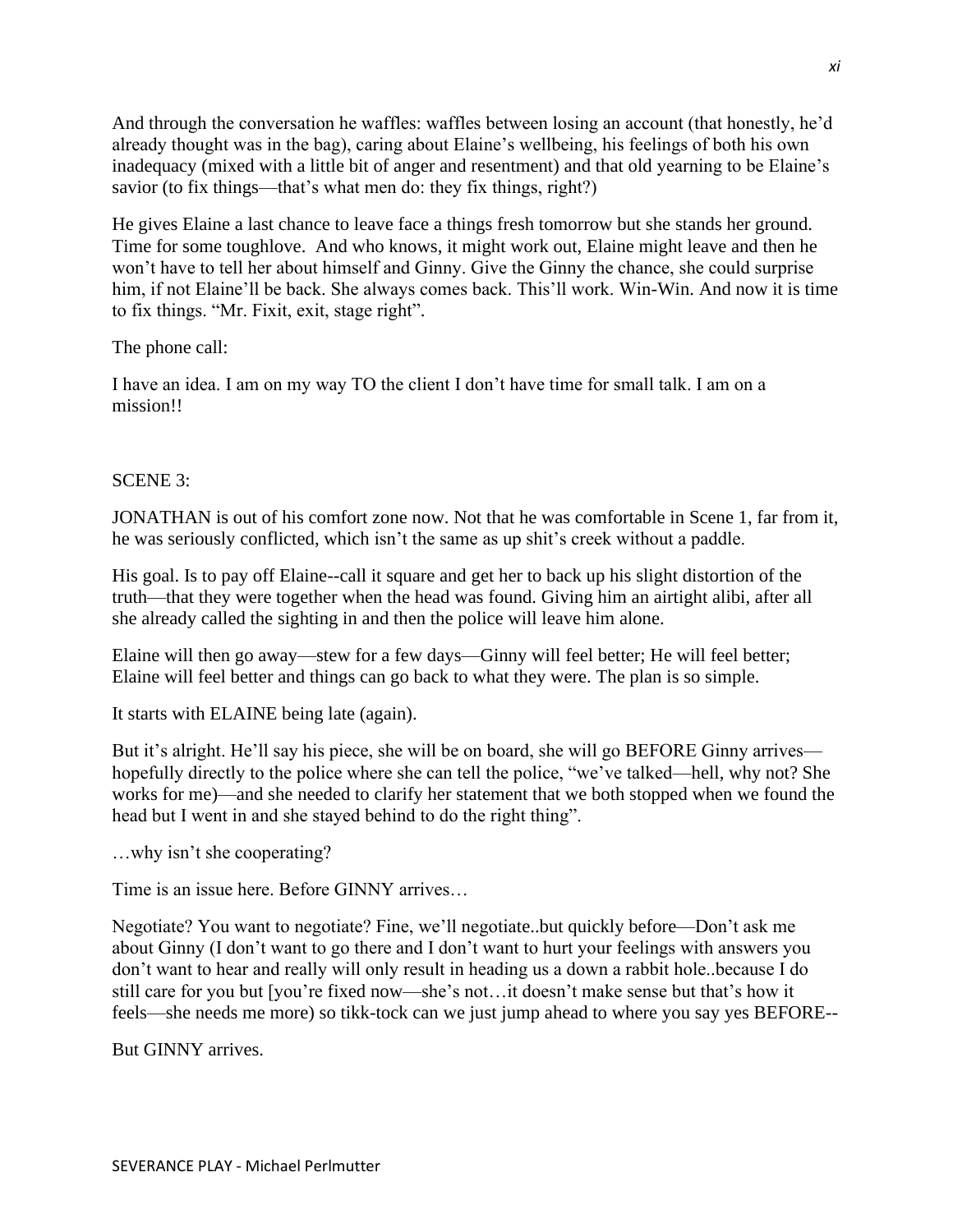And through the conversation he waffles: waffles between losing an account (that honestly, he'd already thought was in the bag), caring about Elaine's wellbeing, his feelings of both his own inadequacy (mixed with a little bit of anger and resentment) and that old yearning to be Elaine's savior (to fix things—that's what men do: they fix things, right?)

He gives Elaine a last chance to leave face a things fresh tomorrow but she stands her ground. Time for some toughlove. And who knows, it might work out, Elaine might leave and then he won't have to tell her about himself and Ginny. Give the Ginny the chance, she could surprise him, if not Elaine'll be back. She always comes back. This'll work. Win-Win. And now it is time to fix things. "Mr. Fixit, exit, stage right".

The phone call:

I have an idea. I am on my way TO the client I don't have time for small talk. I am on a mission!!

SCENE 3:

JONATHAN is out of his comfort zone now. Not that he was comfortable in Scene 1, far from it, he was seriously conflicted, which isn't the same as up shit's creek without a paddle.

His goal. Is to pay off Elaine--call it square and get her to back up his slight distortion of the truth—that they were together when the head was found. Giving him an airtight alibi, after all she already called the sighting in and then the police will leave him alone.

Elaine will then go away—stew for a few days—Ginny will feel better; He will feel better; Elaine will feel better and things can go back to what they were. The plan is so simple.

It starts with ELAINE being late (again).

But it's alright. He'll say his piece, she will be on board, she will go BEFORE Ginny arrives—hopefully directly to the police where she can tell the police, "we've talked—hell, why not? She works for me)—and she needed to clarify her statement that we both stopped when we found the head but I went in and she stayed behind to do the right thing".

…why isn't she cooperating?

Time is an issue here. Before GINNY arrives…

Negotiate? You want to negotiate? Fine, we'll negotiate..but quickly before—Don't ask me about Ginny (I don't want to go there and I don't want to hurt your feelings with answers you don't want to hear and really will only result in heading us a down a rabbit hole..because I do still care for you but [you're fixed now—she's not…it doesn't make sense but that's how it feels—she needs me more) so tikk-tock can we just jump ahead to where you say yes BEFORE--

But GINNY arrives.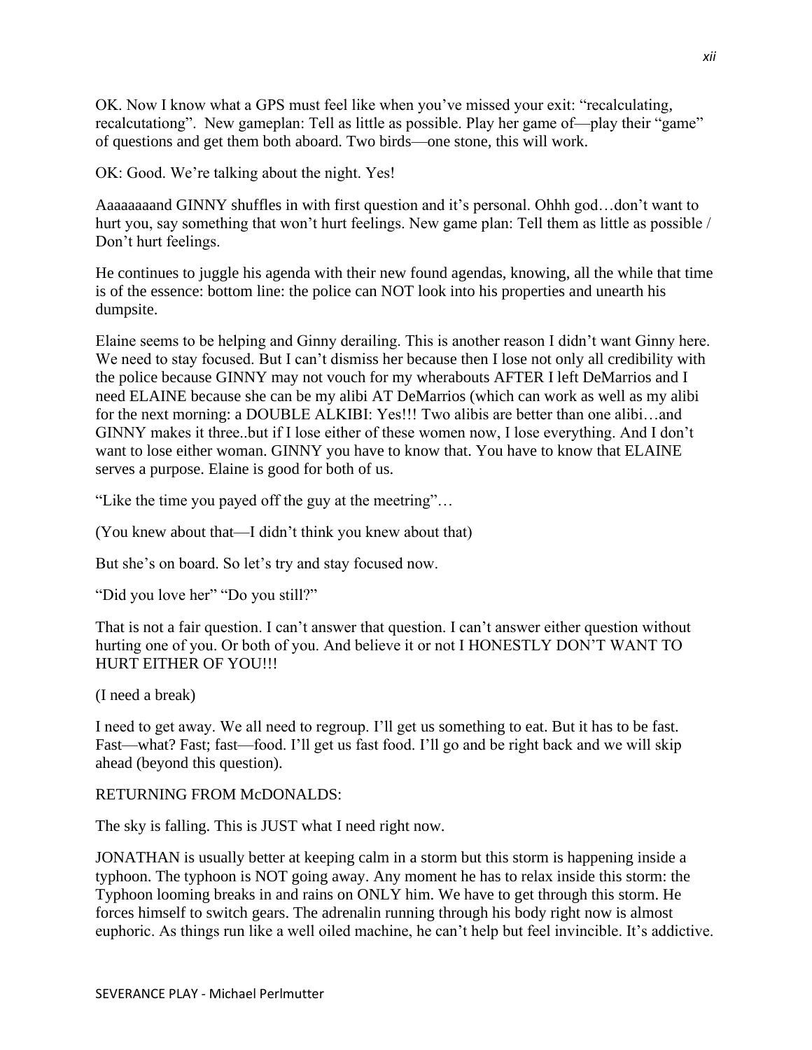OK. Now I know what a GPS must feel like when you've missed your exit: "recalculating, recalcutationg". New gameplan: Tell as little as possible. Play her game of—play their "game" of questions and get them both aboard. Two birds—one stone, this will work.

OK: Good. We're talking about the night. Yes!

Aaaaaaaand GINNY shuffles in with first question and it's personal. Ohhh god…don't want to hurt you, say something that won't hurt feelings. New game plan: Tell them as little as possible / Don't hurt feelings.

He continues to juggle his agenda with their new found agendas, knowing, all the while that time is of the essence: bottom line: the police can NOT look into his properties and unearth his dumpsite.

Elaine seems to be helping and Ginny derailing. This is another reason I didn't want Ginny here. We need to stay focused. But I can't dismiss her because then I lose not only all credibility with the police because GINNY may not vouch for my wherabouts AFTER I left DeMarrios and I need ELAINE because she can be my alibi AT DeMarrios (which can work as well as my alibi for the next morning: a DOUBLE ALKIBI: Yes!!! Two alibis are better than one alibi…and GINNY makes it three..but if I lose either of these women now, I lose everything. And I don't want to lose either woman. GINNY you have to know that. You have to know that ELAINE serves a purpose. Elaine is good for both of us.

"Like the time you payed off the guy at the meetring"…

(You knew about that—I didn't think you knew about that)

But she's on board. So let's try and stay focused now.

"Did you love her" "Do you still?"

That is not a fair question. I can't answer that question. I can't answer either question without hurting one of you. Or both of you. And believe it or not I HONESTLY DON'T WANT TO HURT EITHER OF YOU!!!

(I need a break)

I need to get away. We all need to regroup. I'll get us something to eat. But it has to be fast. Fast—what? Fast; fast—food. I'll get us fast food. I'll go and be right back and we will skip ahead (beyond this question).

RETURNING FROM McDONALDS:

The sky is falling. This is JUST what I need right now.

JONATHAN is usually better at keeping calm in a storm but this storm is happening inside a typhoon. The typhoon is NOT going away. Any moment he has to relax inside this storm: the Typhoon looming breaks in and rains on ONLY him. We have to get through this storm. He forces himself to switch gears. The adrenalin running through his body right now is almost euphoric. As things run like a well oiled machine, he can't help but feel invincible. It's addictive.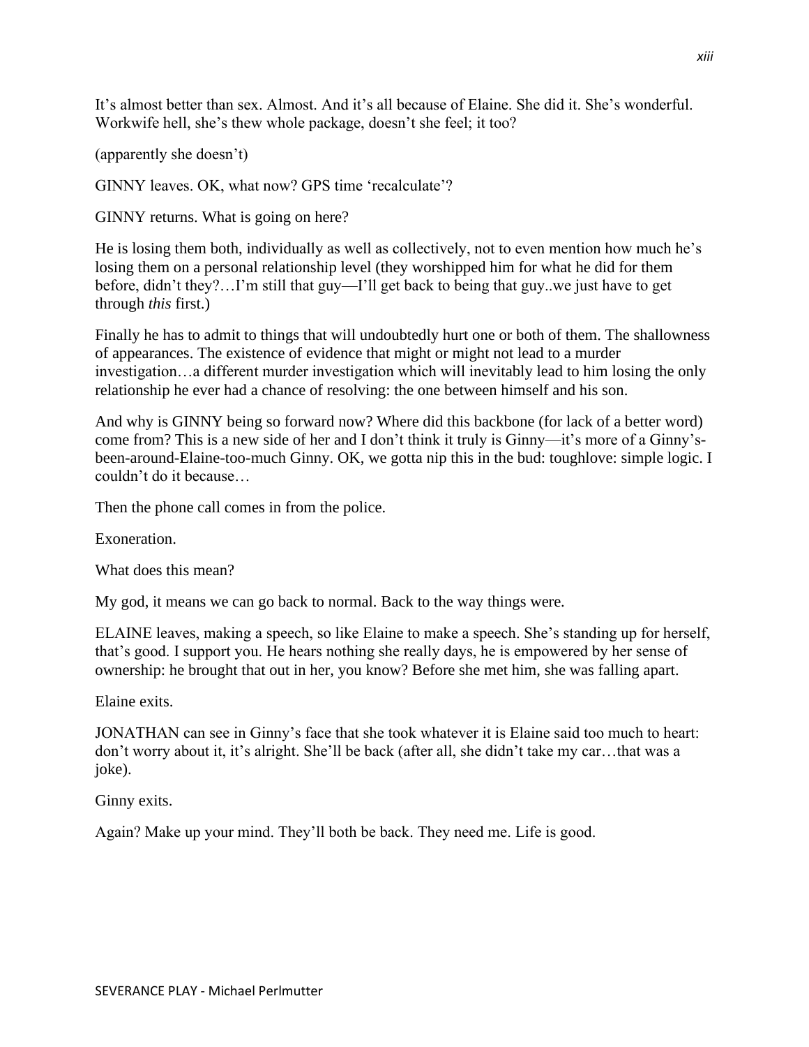It's almost better than sex. Almost. And it's all because of Elaine. She did it. She's wonderful. Workwife hell, she's thew whole package, doesn't she feel; it too?

(apparently she doesn't)

GINNY leaves. OK, what now? GPS time 'recalculate'?

GINNY returns. What is going on here?

He is losing them both, individually as well as collectively, not to even mention how much he's losing them on a personal relationship level (they worshipped him for what he did for them before, didn't they?…I'm still that guy—I'll get back to being that guy..we just have to get through *this* first.)

Finally he has to admit to things that will undoubtedly hurt one or both of them. The shallowness of appearances. The existence of evidence that might or might not lead to a murder investigation…a different murder investigation which will inevitably lead to him losing the only relationship he ever had a chance of resolving: the one between himself and his son.

And why is GINNY being so forward now? Where did this backbone (for lack of a better word) come from? This is a new side of her and I don't think it truly is Ginny—it's more of a Ginny's-been-around-Elaine-too-much Ginny. OK, we gotta nip this in the bud: toughlove: simple logic. I couldn't do it because…

Then the phone call comes in from the police.

Exoneration.

What does this mean?

My god, it means we can go back to normal. Back to the way things were.

ELAINE leaves, making a speech, so like Elaine to make a speech. She's standing up for herself, that's good. I support you. He hears nothing she really days, he is empowered by her sense of ownership: he brought that out in her, you know? Before she met him, she was falling apart.

Elaine exits.

JONATHAN can see in Ginny's face that she took whatever it is Elaine said too much to heart: don't worry about it, it's alright. She'll be back (after all, she didn't take my car…that was a joke).

Ginny exits.

Again? Make up your mind. They'll both be back. They need me. Life is good.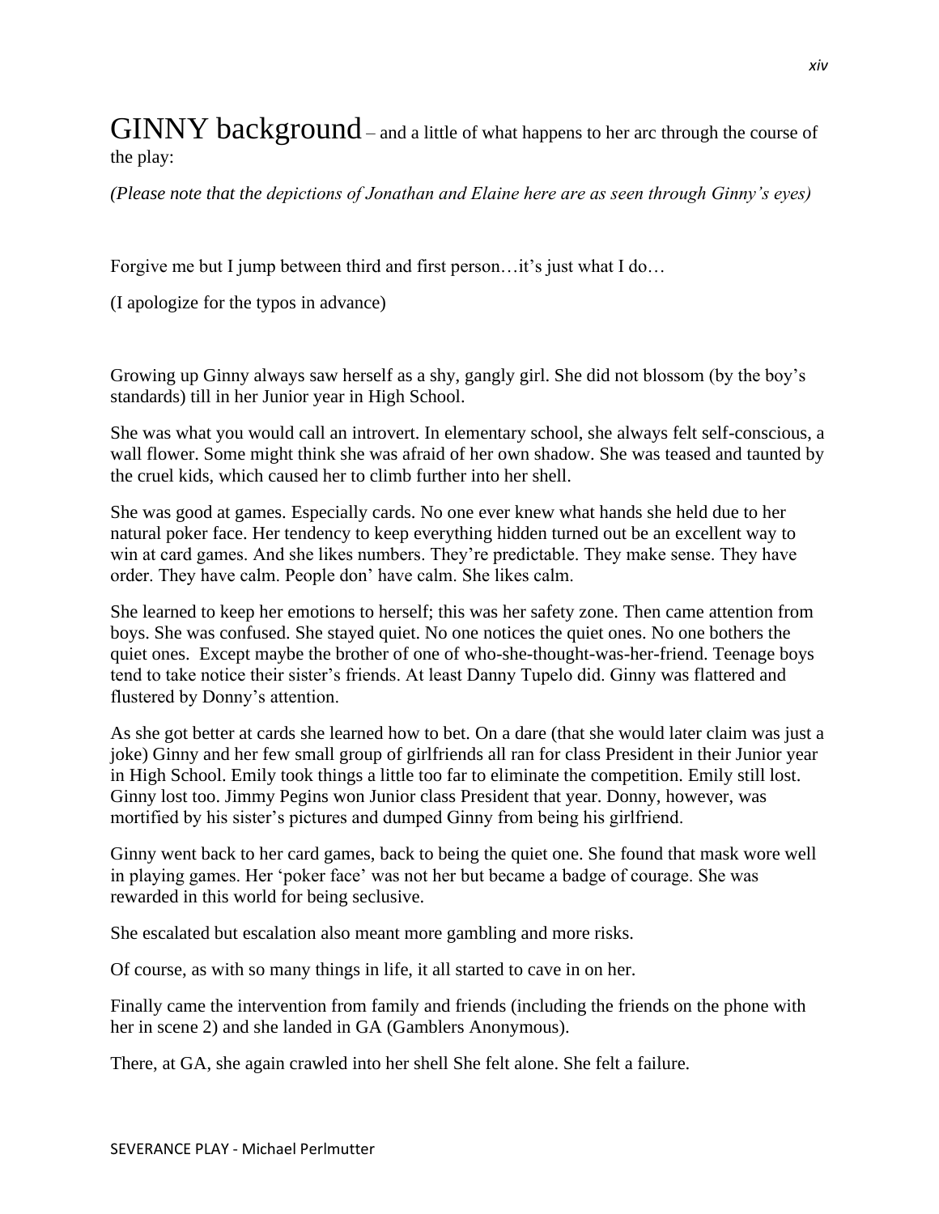# GINNY background – and a little of what happens to her arc through the course of the play:

*(Please note that the depictions of Jonathan and Elaine here are as seen through Ginny's eyes)*

Forgive me but I jump between third and first person…it's just what I do…

(I apologize for the typos in advance)

Growing up Ginny always saw herself as a shy, gangly girl. She did not blossom (by the boy's standards) till in her Junior year in High School.

She was what you would call an introvert. In elementary school, she always felt self-conscious, a wall flower. Some might think she was afraid of her own shadow. She was teased and taunted by the cruel kids, which caused her to climb further into her shell.

She was good at games. Especially cards. No one ever knew what hands she held due to her natural poker face. Her tendency to keep everything hidden turned out be an excellent way to win at card games. And she likes numbers. They're predictable. They make sense. They have order. They have calm. People don' have calm. She likes calm.

She learned to keep her emotions to herself; this was her safety zone. Then came attention from boys. She was confused. She stayed quiet. No one notices the quiet ones. No one bothers the quiet ones. Except maybe the brother of one of who-she-thought-was-her-friend. Teenage boys tend to take notice their sister's friends. At least Danny Tupelo did. Ginny was flattered and flustered by Donny's attention.

As she got better at cards she learned how to bet. On a dare (that she would later claim was just a joke) Ginny and her few small group of girlfriends all ran for class President in their Junior year in High School. Emily took things a little too far to eliminate the competition. Emily still lost. Ginny lost too. Jimmy Pegins won Junior class President that year. Donny, however, was mortified by his sister's pictures and dumped Ginny from being his girlfriend.

Ginny went back to her card games, back to being the quiet one. She found that mask wore well in playing games. Her 'poker face' was not her but became a badge of courage. She was rewarded in this world for being seclusive.

She escalated but escalation also meant more gambling and more risks.

Of course, as with so many things in life, it all started to cave in on her.

Finally came the intervention from family and friends (including the friends on the phone with her in scene 2) and she landed in GA (Gamblers Anonymous).

There, at GA, she again crawled into her shell She felt alone. She felt a failure.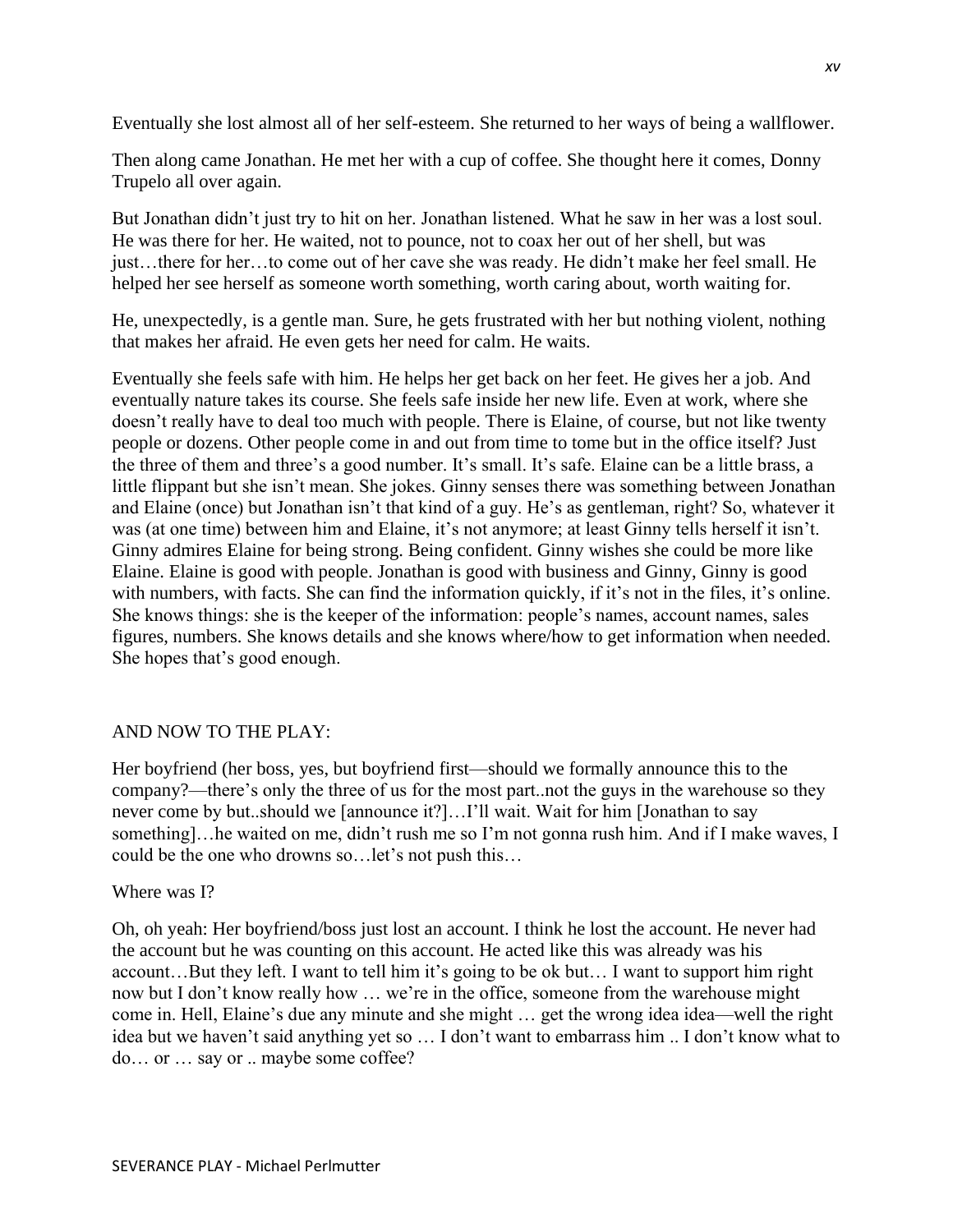Eventually she lost almost all of her self-esteem. She returned to her ways of being a wallflower.

Then along came Jonathan. He met her with a cup of coffee. She thought here it comes, Donny Trupelo all over again.

But Jonathan didn't just try to hit on her. Jonathan listened. What he saw in her was a lost soul. He was there for her. He waited, not to pounce, not to coax her out of her shell, but was just…there for her…to come out of her cave she was ready. He didn't make her feel small. He helped her see herself as someone worth something, worth caring about, worth waiting for.

He, unexpectedly, is a gentle man. Sure, he gets frustrated with her but nothing violent, nothing that makes her afraid. He even gets her need for calm. He waits.

Eventually she feels safe with him. He helps her get back on her feet. He gives her a job. And eventually nature takes its course. She feels safe inside her new life. Even at work, where she doesn't really have to deal too much with people. There is Elaine, of course, but not like twenty people or dozens. Other people come in and out from time to tome but in the office itself? Just the three of them and three's a good number. It's small. It's safe. Elaine can be a little brass, a little flippant but she isn't mean. She jokes. Ginny senses there was something between Jonathan and Elaine (once) but Jonathan isn't that kind of a guy. He's as gentleman, right? So, whatever it was (at one time) between him and Elaine, it's not anymore; at least Ginny tells herself it isn't. Ginny admires Elaine for being strong. Being confident. Ginny wishes she could be more like Elaine. Elaine is good with people. Jonathan is good with business and Ginny, Ginny is good with numbers, with facts. She can find the information quickly, if it's not in the files, it's online. She knows things: she is the keeper of the information: people's names, account names, sales figures, numbers. She knows details and she knows where/how to get information when needed. She hopes that's good enough.

AND NOW TO THE PLAY:

Her boyfriend (her boss, yes, but boyfriend first—should we formally announce this to the company?—there's only the three of us for the most part..not the guys in the warehouse so they never come by but..should we [announce it?]…I'll wait. Wait for him [Jonathan to say something]…he waited on me, didn't rush me so I'm not gonna rush him. And if I make waves, I could be the one who drowns so…let's not push this…

Where was I?

Oh, oh yeah: Her boyfriend/boss just lost an account. I think he lost the account. He never had the account but he was counting on this account. He acted like this was already was his account…But they left. I want to tell him it's going to be ok but… I want to support him right now but I don't know really how … we're in the office, someone from the warehouse might come in. Hell, Elaine's due any minute and she might … get the wrong idea idea—well the right idea but we haven't said anything yet so … I don't want to embarrass him .. I don't know what to do… or … say or .. maybe some coffee?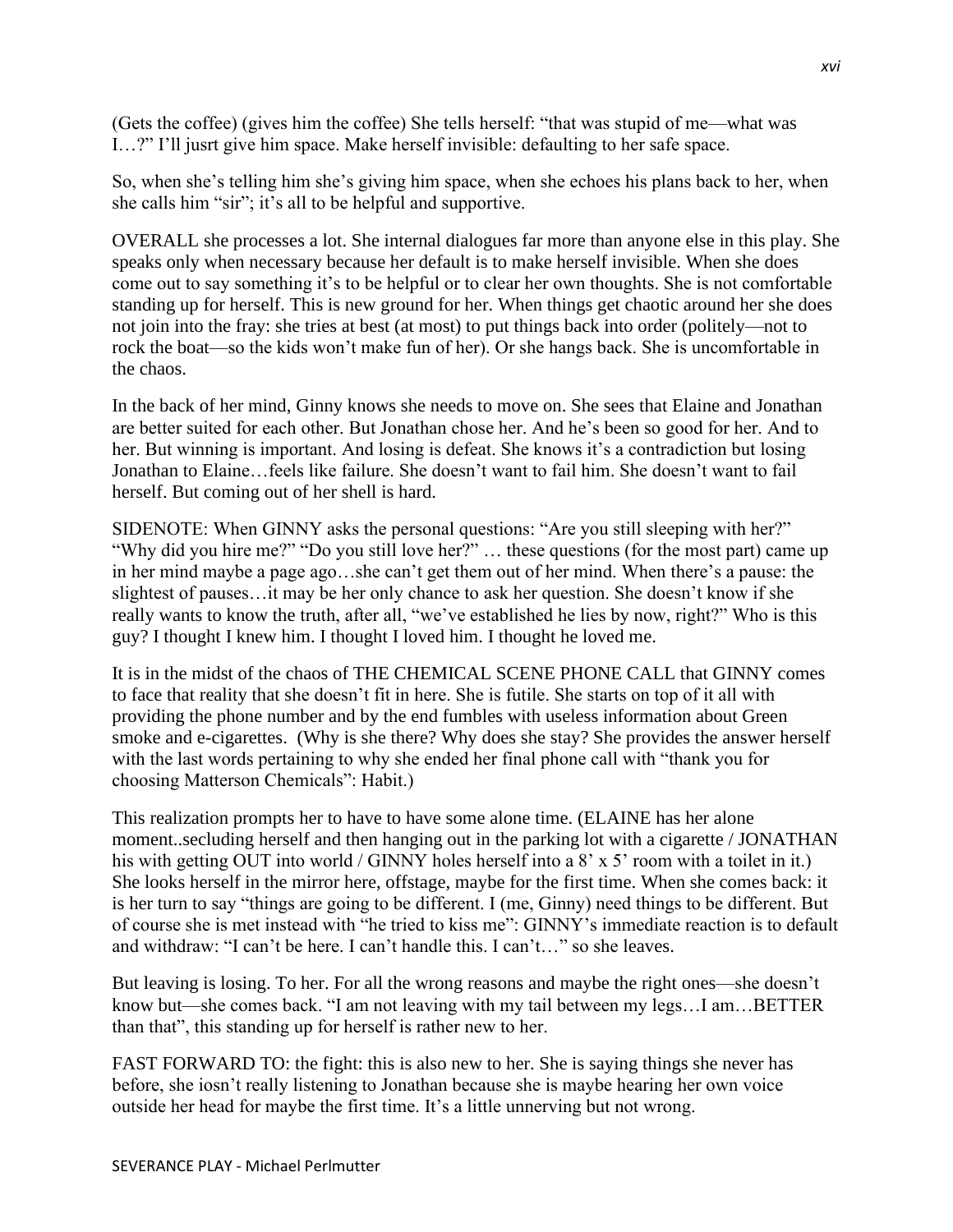(Gets the coffee) (gives him the coffee) She tells herself: "that was stupid of me—what was I…?" I'll jusrt give him space. Make herself invisible: defaulting to her safe space.

So, when she's telling him she's giving him space, when she echoes his plans back to her, when she calls him "sir"; it's all to be helpful and supportive.

OVERALL she processes a lot. She internal dialogues far more than anyone else in this play. She speaks only when necessary because her default is to make herself invisible. When she does come out to say something it's to be helpful or to clear her own thoughts. She is not comfortable standing up for herself. This is new ground for her. When things get chaotic around her she does not join into the fray: she tries at best (at most) to put things back into order (politely—not to rock the boat—so the kids won't make fun of her). Or she hangs back. She is uncomfortable in the chaos.

In the back of her mind, Ginny knows she needs to move on. She sees that Elaine and Jonathan are better suited for each other. But Jonathan chose her. And he's been so good for her. And to her. But winning is important. And losing is defeat. She knows it's a contradiction but losing Jonathan to Elaine…feels like failure. She doesn't want to fail him. She doesn't want to fail herself. But coming out of her shell is hard.

SIDENOTE: When GINNY asks the personal questions: "Are you still sleeping with her?" "Why did you hire me?" "Do you still love her?" … these questions (for the most part) came up in her mind maybe a page ago…she can't get them out of her mind. When there's a pause: the slightest of pauses…it may be her only chance to ask her question. She doesn't know if she really wants to know the truth, after all, "we've established he lies by now, right?" Who is this guy? I thought I knew him. I thought I loved him. I thought he loved me.

It is in the midst of the chaos of THE CHEMICAL SCENE PHONE CALL that GINNY comes to face that reality that she doesn't fit in here. She is futile. She starts on top of it all with providing the phone number and by the end fumbles with useless information about Green smoke and e-cigarettes. (Why is she there? Why does she stay? She provides the answer herself with the last words pertaining to why she ended her final phone call with "thank you for choosing Matterson Chemicals": Habit.)

This realization prompts her to have to have some alone time. (ELAINE has her alone moment..secluding herself and then hanging out in the parking lot with a cigarette / JONATHAN his with getting OUT into world / GINNY holes herself into a 8' x 5' room with a toilet in it.) She looks herself in the mirror here, offstage, maybe for the first time. When she comes back: it is her turn to say "things are going to be different. I (me, Ginny) need things to be different. But of course she is met instead with "he tried to kiss me": GINNY's immediate reaction is to default and withdraw: "I can't be here. I can't handle this. I can't…" so she leaves.

But leaving is losing. To her. For all the wrong reasons and maybe the right ones—she doesn't know but—she comes back. "I am not leaving with my tail between my legs…I am…BETTER than that", this standing up for herself is rather new to her.

FAST FORWARD TO: the fight: this is also new to her. She is saying things she never has before, she iosn't really listening to Jonathan because she is maybe hearing her own voice outside her head for maybe the first time. It's a little unnerving but not wrong.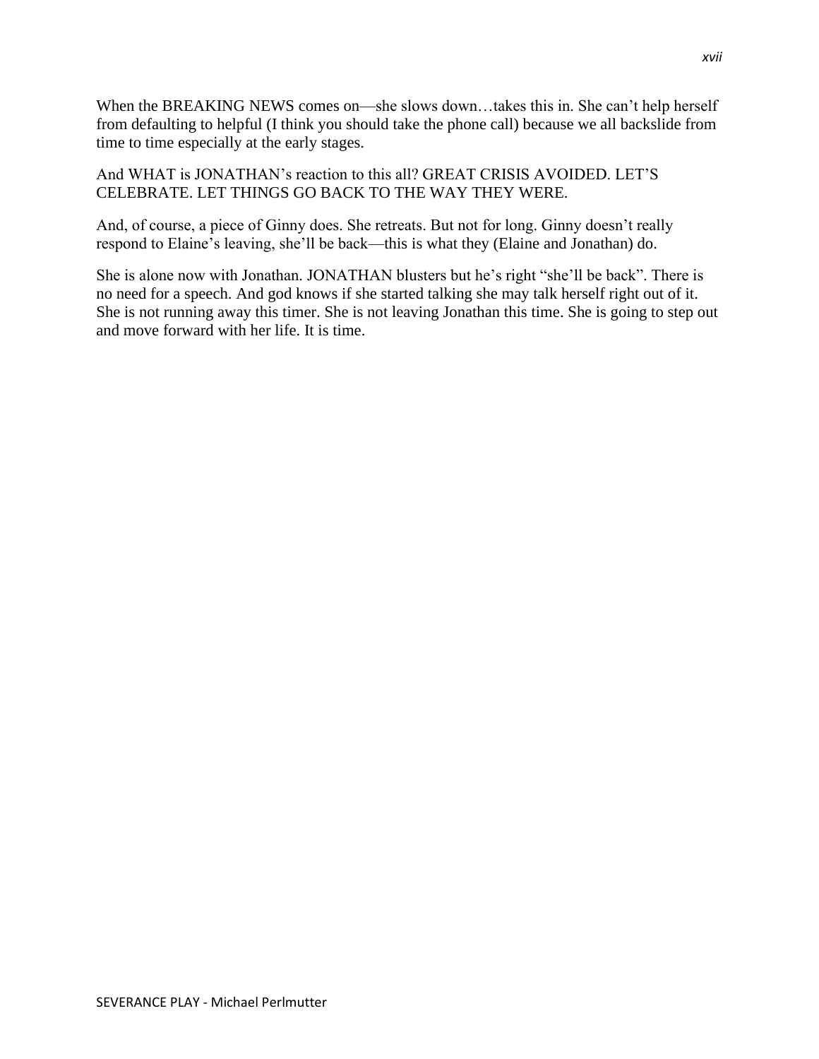When the BREAKING NEWS comes on—she slows down…takes this in. She can't help herself from defaulting to helpful (I think you should take the phone call) because we all backslide from time to time especially at the early stages.

And WHAT is JONATHAN's reaction to this all? GREAT CRISIS AVOIDED. LET'S CELEBRATE. LET THINGS GO BACK TO THE WAY THEY WERE.

And, of course, a piece of Ginny does. She retreats. But not for long. Ginny doesn't really respond to Elaine's leaving, she'll be back—this is what they (Elaine and Jonathan) do.

She is alone now with Jonathan. JONATHAN blusters but he's right "she'll be back". There is no need for a speech. And god knows if she started talking she may talk herself right out of it. She is not running away this timer. She is not leaving Jonathan this time. She is going to step out and move forward with her life. It is time.